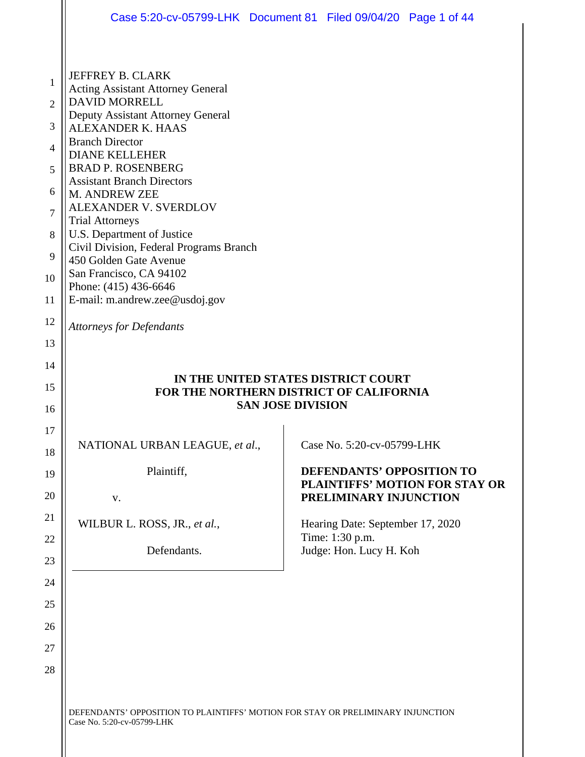JEFFREY B. CLARK
Acting Assistant Attorney General
DAVID MORRELL
Deputy Assistant Attorney General
ALEXANDER K. HAAS
Branch Director
DIANE KELLEHER
BRAD P. ROSENBERG
Assistant Branch Directors
M. ANDREW ZEE
ALEXANDER V. SVERDLOV
Trial Attorneys
U.S. Department of Justice
Civil Division, Federal Programs Branch
450 Golden Gate Avenue
San Francisco, CA 94102
Phone: (415) 436-6646
E-mail: m.andrew.zee@usdoj.gov

*Attorneys for Defendants*

**IN THE UNITED STATES DISTRICT COURT**
**FOR THE NORTHERN DISTRICT OF CALIFORNIA**
**SAN JOSE DIVISION**

NATIONAL URBAN LEAGUE, *et al.*,

Plaintiff,

v.

WILBUR L. ROSS, JR., *et al.*,

Defendants.

Case No. 5:20-cv-05799-LHK

**DEFENDANTS' OPPOSITION TO PLAINTIFFS' MOTION FOR STAY OR PRELIMINARY INJUNCTION**

Hearing Date: September 17, 2020
Time: 1:30 p.m.
Judge: Hon. Lucy H. Koh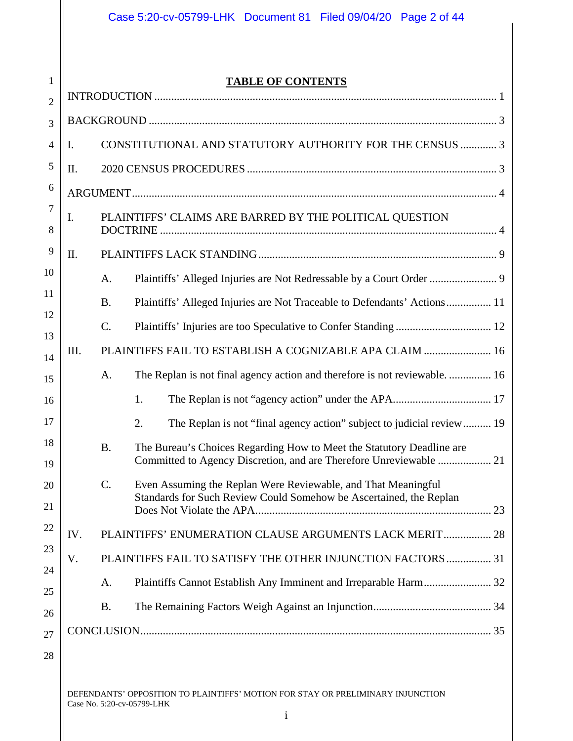# TABLE OF CONTENTS

INTRODUCTION ........................................................................................................................ 1

BACKGROUND ......................................................................................................................... 3

I. CONSTITUTIONAL AND STATUTORY AUTHORITY FOR THE CENSUS ............. 3

II. 2020 CENSUS PROCEDURES ........................................................................................ 3

ARGUMENT ............................................................................................................................... 4

I. PLAINTIFFS' CLAIMS ARE BARRED BY THE POLITICAL QUESTION DOCTRINE ...................................................................................................................... 4

II. PLAINTIFFS LACK STANDING .................................................................................... 9

  A. Plaintiffs' Alleged Injuries are Not Redressable by a Court Order ........................ 9

  B. Plaintiffs' Alleged Injuries are Not Traceable to Defendants' Actions ................ 11

  C. Plaintiffs' Injuries are too Speculative to Confer Standing .................................. 12

III. PLAINTIFFS FAIL TO ESTABLISH A COGNIZABLE APA CLAIM ........................ 16

  A. The Replan is not final agency action and therefore is not reviewable. ............... 16

    1. The Replan is not "agency action" under the APA.................................. 17

    2. The Replan is not "final agency action" subject to judicial review .......... 19

  B. The Bureau's Choices Regarding How to Meet the Statutory Deadline are Committed to Agency Discretion, and are Therefore Unreviewable ................... 21

  C. Even Assuming the Replan Were Reviewable, and That Meaningful Standards for Such Review Could Somehow be Ascertained, the Replan Does Not Violate the APA.................................................................................... 23

IV. PLAINTIFFS' ENUMERATION CLAUSE ARGUMENTS LACK MERIT ................. 28

V. PLAINTIFFS FAIL TO SATISFY THE OTHER INJUNCTION FACTORS ................ 31

  A. Plaintiffs Cannot Establish Any Imminent and Irreparable Harm........................ 32

  B. The Remaining Factors Weigh Against an Injunction.......................................... 34

CONCLUSION............................................................................................................................ 35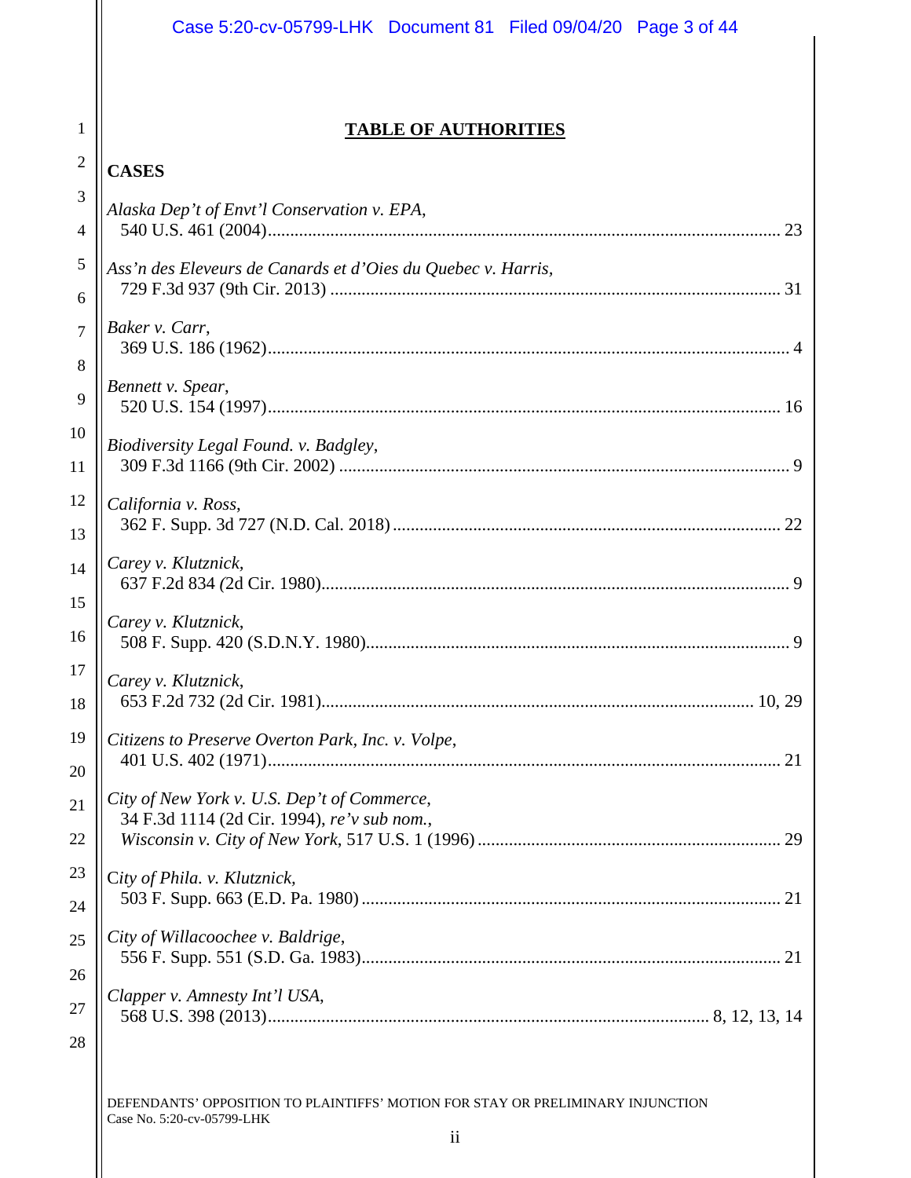## TABLE OF AUTHORITIES

### CASES

*Alaska Dep't of Envt'l Conservation v. EPA*,
540 U.S. 461 (2004)........................................................................................................ 23

*Ass'n des Eleveurs de Canards et d'Oies du Quebec v. Harris*,
729 F.3d 937 (9th Cir. 2013) ........................................................................................... 31

*Baker v. Carr*,
369 U.S. 186 (1962)........................................................................................................... 4

*Bennett v. Spear*,
520 U.S. 154 (1997)........................................................................................................ 16

*Biodiversity Legal Found. v. Badgley*,
309 F.3d 1166 (9th Cir. 2002) ........................................................................................... 9

*California v. Ross*,
362 F. Supp. 3d 727 (N.D. Cal. 2018)............................................................................. 22

*Carey v. Klutznick*,
637 F.2d 834 (2d Cir. 1980)............................................................................................... 9

*Carey v. Klutznick*,
508 F. Supp. 420 (S.D.N.Y. 1980)..................................................................................... 9

*Carey v. Klutznick*,
653 F.2d 732 (2d Cir. 1981)....................................................................................... 10, 29

*Citizens to Preserve Overton Park, Inc. v. Volpe*,
401 U.S. 402 (1971)........................................................................................................ 21

*City of New York v. U.S. Dep't of Commerce*,
34 F.3d 1114 (2d Cir. 1994), *re'v sub nom.*,
*Wisconsin v. City of New York*, 517 U.S. 1 (1996) .......................................................... 29

*City of Phila. v. Klutznick*,
503 F. Supp. 663 (E.D. Pa. 1980) .................................................................................... 21

*City of Willacoochee v. Baldrige*,
556 F. Supp. 551 (S.D. Ga. 1983).................................................................................... 21

*Clapper v. Amnesty Int'l USA*,
568 U.S. 398 (2013)......................................................................................... 8, 12, 13, 14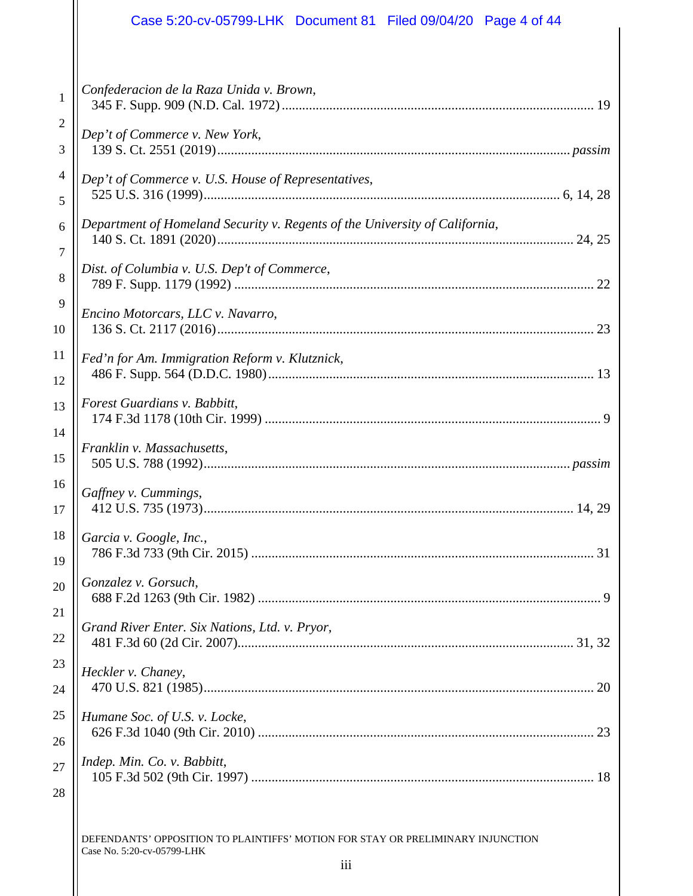*Confederacion de la Raza Unida v. Brown*,
345 F. Supp. 909 (N.D. Cal. 1972) .......... 19

*Dep't of Commerce v. New York*,
139 S. Ct. 2551 (2019) .......... *passim*

*Dep't of Commerce v. U.S. House of Representatives*,
525 U.S. 316 (1999) .......... 6, 14, 28

*Department of Homeland Security v. Regents of the University of California*,
140 S. Ct. 1891 (2020) .......... 24, 25

*Dist. of Columbia v. U.S. Dep't of Commerce*,
789 F. Supp. 1179 (1992) .......... 22

*Encino Motorcars, LLC v. Navarro*,
136 S. Ct. 2117 (2016) .......... 23

*Fed'n for Am. Immigration Reform v. Klutznick*,
486 F. Supp. 564 (D.D.C. 1980) .......... 13

*Forest Guardians v. Babbitt*,
174 F.3d 1178 (10th Cir. 1999) .......... 9

*Franklin v. Massachusetts*,
505 U.S. 788 (1992) .......... *passim*

*Gaffney v. Cummings*,
412 U.S. 735 (1973) .......... 14, 29

*Garcia v. Google, Inc.*,
786 F.3d 733 (9th Cir. 2015) .......... 31

*Gonzalez v. Gorsuch*,
688 F.2d 1263 (9th Cir. 1982) .......... 9

*Grand River Enter. Six Nations, Ltd. v. Pryor*,
481 F.3d 60 (2d Cir. 2007) .......... 31, 32

*Heckler v. Chaney*,
470 U.S. 821 (1985) .......... 20

*Humane Soc. of U.S. v. Locke*,
626 F.3d 1040 (9th Cir. 2010) .......... 23

*Indep. Min. Co. v. Babbitt*,
105 F.3d 502 (9th Cir. 1997) .......... 18

DEFENDANTS' OPPOSITION TO PLAINTIFFS' MOTION FOR STAY OR PRELIMINARY INJUNCTION
Case No. 5:20-cv-05799-LHK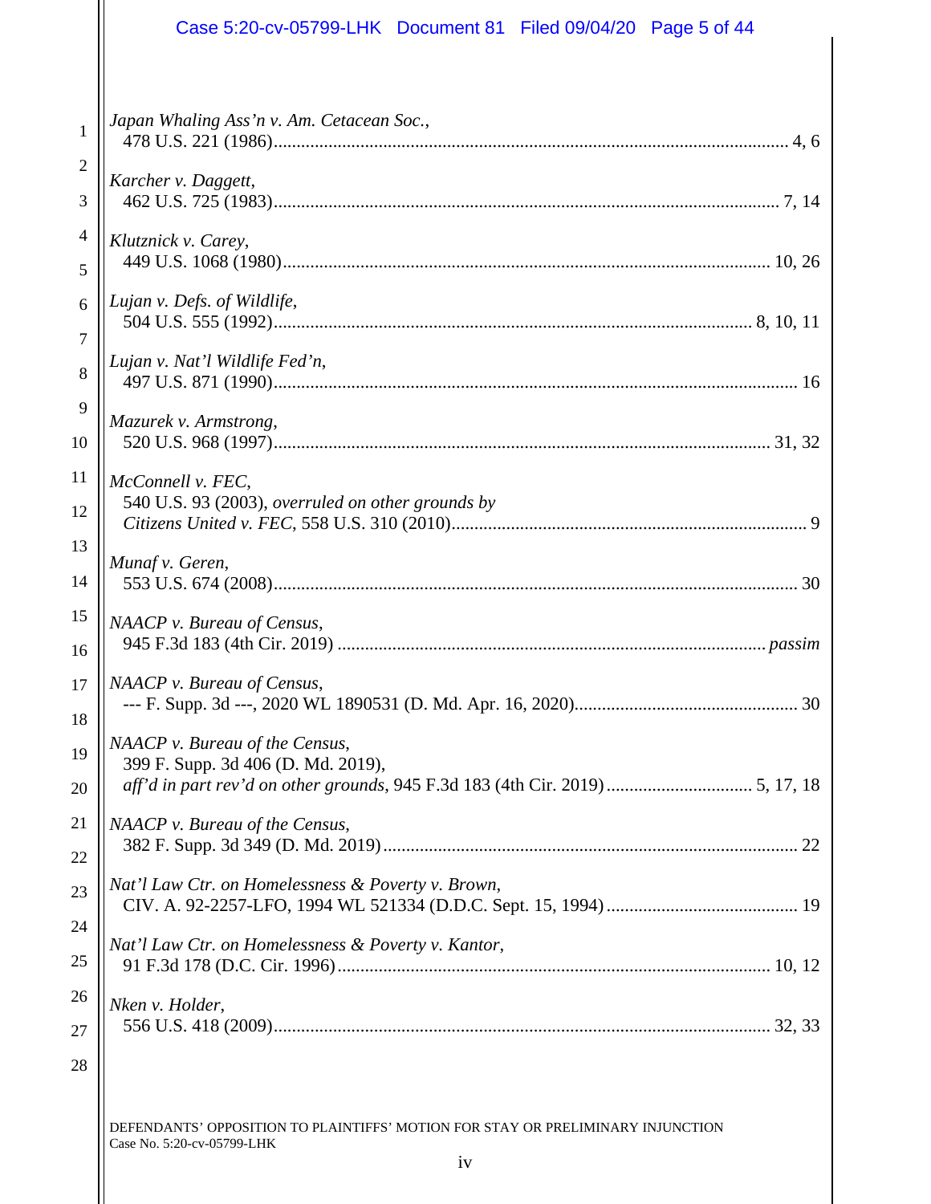*Japan Whaling Ass'n v. Am. Cetacean Soc.*,
478 U.S. 221 (1986)................................................................................................................ 4, 6

*Karcher v. Daggett*,
462 U.S. 725 (1983)................................................................................................................ 7, 14

*Klutznick v. Carey*,
449 U.S. 1068 (1980)............................................................................................................. 10, 26

*Lujan v. Defs. of Wildlife*,
504 U.S. 555 (1992)........................................................................................................ 8, 10, 11

*Lujan v. Nat'l Wildlife Fed'n*,
497 U.S. 871 (1990)..................................................................................................................... 16

*Mazurek v. Armstrong*,
520 U.S. 968 (1997)............................................................................................................. 31, 32

*McConnell v. FEC*,
540 U.S. 93 (2003), *overruled on other grounds by*
*Citizens United v. FEC*, 558 U.S. 310 (2010)................................................................................ 9

*Munaf v. Geren*,
553 U.S. 674 (2008)..................................................................................................................... 30

*NAACP v. Bureau of Census*,
945 F.3d 183 (4th Cir. 2019) ............................................................................................ *passim*

*NAACP v. Bureau of Census*,
--- F. Supp. 3d ---, 2020 WL 1890531 (D. Md. Apr. 16, 2020)................................................. 30

*NAACP v. Bureau of the Census*,
399 F. Supp. 3d 406 (D. Md. 2019),
*aff'd in part rev'd on other grounds*, 945 F.3d 183 (4th Cir. 2019) ................................ 5, 17, 18

*NAACP v. Bureau of the Census*,
382 F. Supp. 3d 349 (D. Md. 2019).......................................................................................... 22

*Nat'l Law Ctr. on Homelessness & Poverty v. Brown*,
CIV. A. 92-2257-LFO, 1994 WL 521334 (D.D.C. Sept. 15, 1994) .......................................... 19

*Nat'l Law Ctr. on Homelessness & Poverty v. Kantor*,
91 F.3d 178 (D.C. Cir. 1996).............................................................................................. 10, 12

*Nken v. Holder*,
556 U.S. 418 (2009)............................................................................................................ 32, 33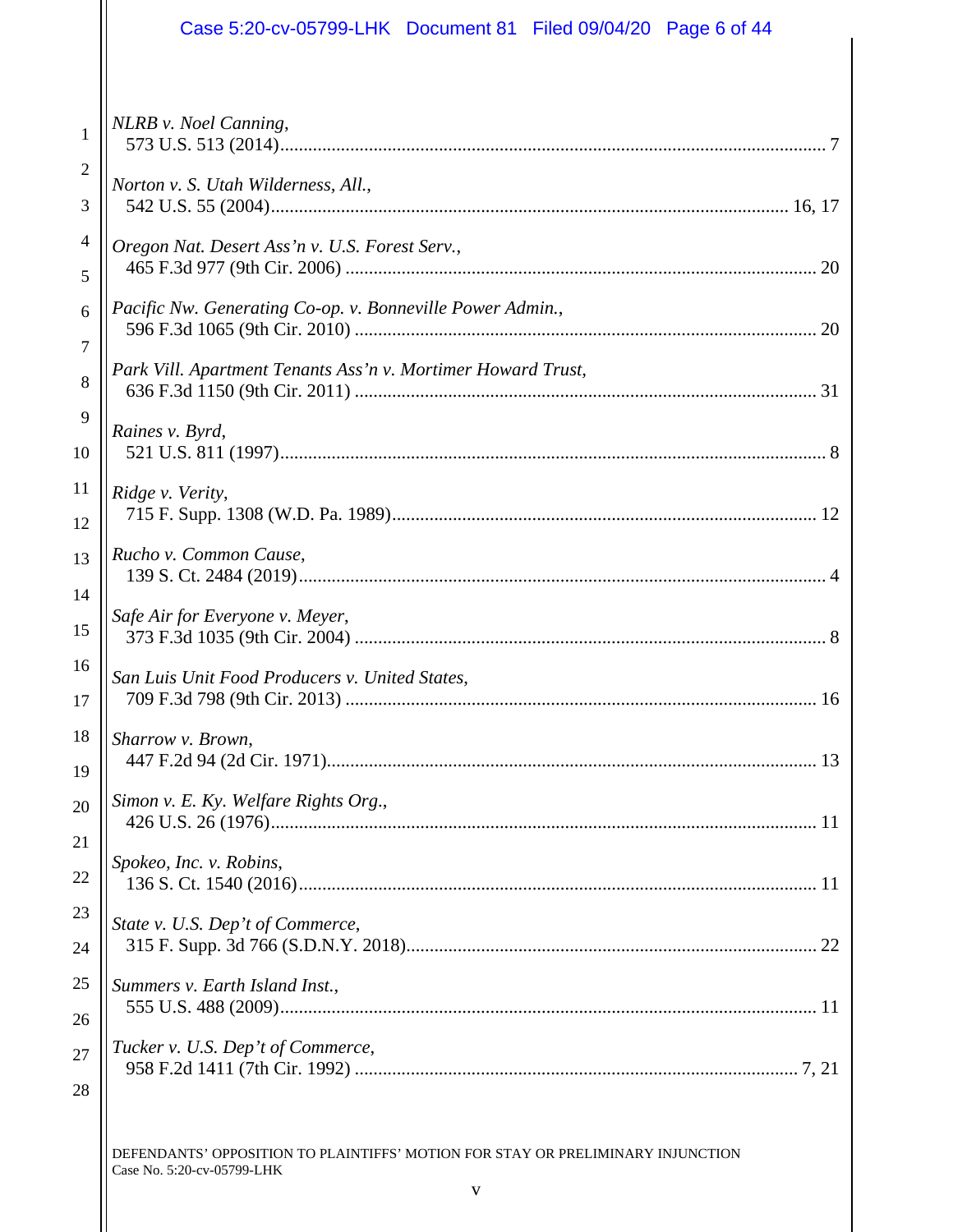*NLRB v. Noel Canning*,
573 U.S. 513 (2014)........................................................................................................ 7

*Norton v. S. Utah Wilderness, All.*,
542 U.S. 55 (2004)................................................................................................... 16, 17

*Oregon Nat. Desert Ass'n v. U.S. Forest Serv.*,
465 F.3d 977 (9th Cir. 2006) ........................................................................................ 20

*Pacific Nw. Generating Co-op. v. Bonneville Power Admin.*,
596 F.3d 1065 (9th Cir. 2010) ...................................................................................... 20

*Park Vill. Apartment Tenants Ass'n v. Mortimer Howard Trust*,
636 F.3d 1150 (9th Cir. 2011) ...................................................................................... 31

*Raines v. Byrd*,
521 U.S. 811 (1997)........................................................................................................ 8

*Ridge v. Verity*,
715 F. Supp. 1308 (W.D. Pa. 1989)............................................................................... 12

*Rucho v. Common Cause*,
139 S. Ct. 2484 (2019)..................................................................................................... 4

*Safe Air for Everyone v. Meyer*,
373 F.3d 1035 (9th Cir. 2004) ........................................................................................ 8

*San Luis Unit Food Producers v. United States*,
709 F.3d 798 (9th Cir. 2013) ........................................................................................ 16

*Sharrow v. Brown*,
447 F.2d 94 (2d Cir. 1971)............................................................................................ 13

*Simon v. E. Ky. Welfare Rights Org.*,
426 U.S. 26 (1976)........................................................................................................ 11

*Spokeo, Inc. v. Robins*,
136 S. Ct. 1540 (2016)................................................................................................... 11

*State v. U.S. Dep't of Commerce*,
315 F. Supp. 3d 766 (S.D.N.Y. 2018)............................................................................ 22

*Summers v. Earth Island Inst.*,
555 U.S. 488 (2009)...................................................................................................... 11

*Tucker v. U.S. Dep't of Commerce*,
958 F.2d 1411 (7th Cir. 1992) .................................................................................. 7, 21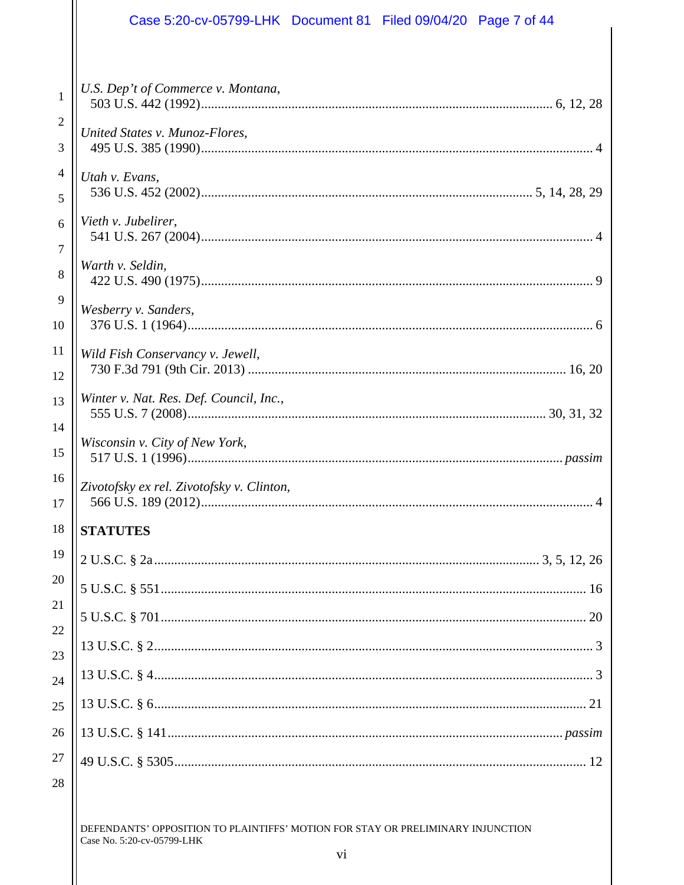*U.S. Dep't of Commerce v. Montana*,
503 U.S. 442 (1992) ........................................................................................................ 6, 12, 28

*United States v. Munoz-Flores*,
495 U.S. 385 (1990) ........................................................................................................ 4

*Utah v. Evans*,
536 U.S. 452 (2002) ........................................................................................................ 5, 14, 28, 29

*Vieth v. Jubelirer*,
541 U.S. 267 (2004) ........................................................................................................ 4

*Warth v. Seldin*,
422 U.S. 490 (1975) ........................................................................................................ 9

*Wesberry v. Sanders*,
376 U.S. 1 (1964) ........................................................................................................ 6

*Wild Fish Conservancy v. Jewell*,
730 F.3d 791 (9th Cir. 2013) ........................................................................................................ 16, 20

*Winter v. Nat. Res. Def. Council, Inc.*,
555 U.S. 7 (2008) ........................................................................................................ 30, 31, 32

*Wisconsin v. City of New York*,
517 U.S. 1 (1996) ........................................................................................................ *passim*

*Zivotofsky ex rel. Zivotofsky v. Clinton*,
566 U.S. 189 (2012) ........................................................................................................ 4

**STATUTES**

2 U.S.C. § 2a ........................................................................................................ 3, 5, 12, 26

5 U.S.C. § 551 ........................................................................................................ 16

5 U.S.C. § 701 ........................................................................................................ 20

13 U.S.C. § 2 ........................................................................................................ 3

13 U.S.C. § 4 ........................................................................................................ 3

13 U.S.C. § 6 ........................................................................................................ 21

13 U.S.C. § 141 ........................................................................................................ *passim*

49 U.S.C. § 5305 ........................................................................................................ 12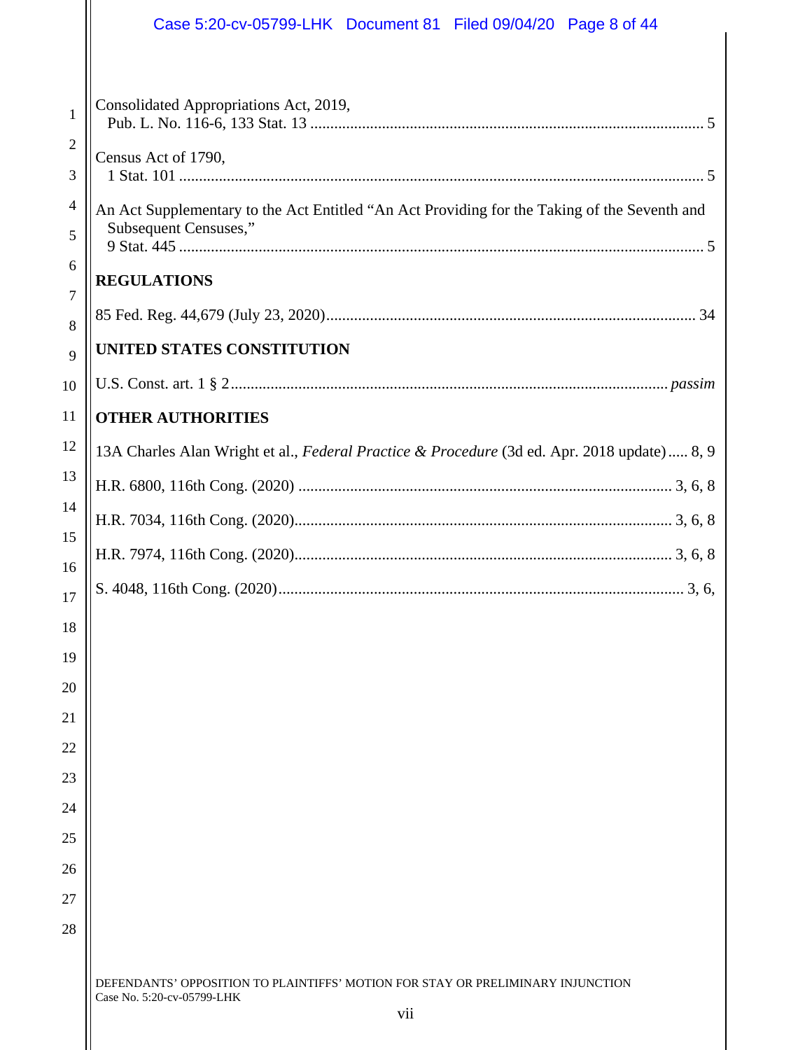Consolidated Appropriations Act, 2019,
Pub. L. No. 116-6, 133 Stat. 13 .................................................................................................... 5

Census Act of 1790,
1 Stat. 101 ...................................................................................................................................... 5

An Act Supplementary to the Act Entitled "An Act Providing for the Taking of the Seventh and Subsequent Censuses,"
9 Stat. 445 ...................................................................................................................................... 5

**REGULATIONS**

85 Fed. Reg. 44,679 (July 23, 2020).............................................................................................. 34

**UNITED STATES CONSTITUTION**

U.S. Const. art. 1 § 2.............................................................................................................. *passim*

**OTHER AUTHORITIES**

13A Charles Alan Wright et al., *Federal Practice & Procedure* (3d ed. Apr. 2018 update)..... 8, 9

H.R. 6800, 116th Cong. (2020) .............................................................................................. 3, 6, 8

H.R. 7034, 116th Cong. (2020)............................................................................................... 3, 6, 8

H.R. 7974, 116th Cong. (2020)............................................................................................... 3, 6, 8

S. 4048, 116th Cong. (2020)...................................................................................................... 3, 6,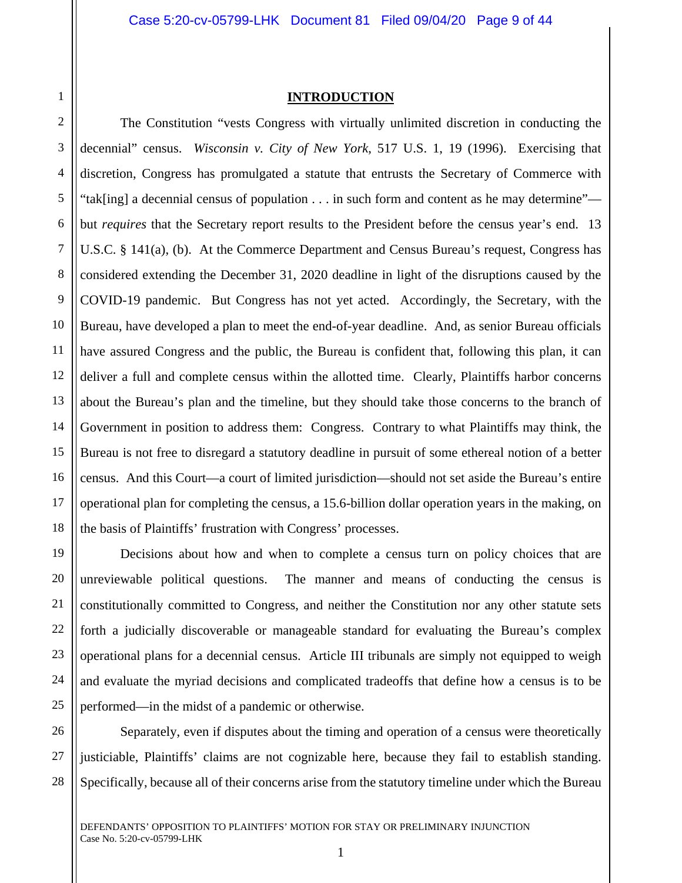# INTRODUCTION

The Constitution "vests Congress with virtually unlimited discretion in conducting the decennial" census. *Wisconsin v. City of New York*, 517 U.S. 1, 19 (1996). Exercising that discretion, Congress has promulgated a statute that entrusts the Secretary of Commerce with "tak[ing] a decennial census of population . . . in such form and content as he may determine"—but *requires* that the Secretary report results to the President before the census year's end. 13 U.S.C. § 141(a), (b). At the Commerce Department and Census Bureau's request, Congress has considered extending the December 31, 2020 deadline in light of the disruptions caused by the COVID-19 pandemic. But Congress has not yet acted. Accordingly, the Secretary, with the Bureau, have developed a plan to meet the end-of-year deadline. And, as senior Bureau officials have assured Congress and the public, the Bureau is confident that, following this plan, it can deliver a full and complete census within the allotted time. Clearly, Plaintiffs harbor concerns about the Bureau's plan and the timeline, but they should take those concerns to the branch of Government in position to address them: Congress. Contrary to what Plaintiffs may think, the Bureau is not free to disregard a statutory deadline in pursuit of some ethereal notion of a better census. And this Court—a court of limited jurisdiction—should not set aside the Bureau's entire operational plan for completing the census, a 15.6-billion dollar operation years in the making, on the basis of Plaintiffs' frustration with Congress' processes.

Decisions about how and when to complete a census turn on policy choices that are unreviewable political questions. The manner and means of conducting the census is constitutionally committed to Congress, and neither the Constitution nor any other statute sets forth a judicially discoverable or manageable standard for evaluating the Bureau's complex operational plans for a decennial census. Article III tribunals are simply not equipped to weigh and evaluate the myriad decisions and complicated tradeoffs that define how a census is to be performed—in the midst of a pandemic or otherwise.

Separately, even if disputes about the timing and operation of a census were theoretically justiciable, Plaintiffs' claims are not cognizable here, because they fail to establish standing. Specifically, because all of their concerns arise from the statutory timeline under which the Bureau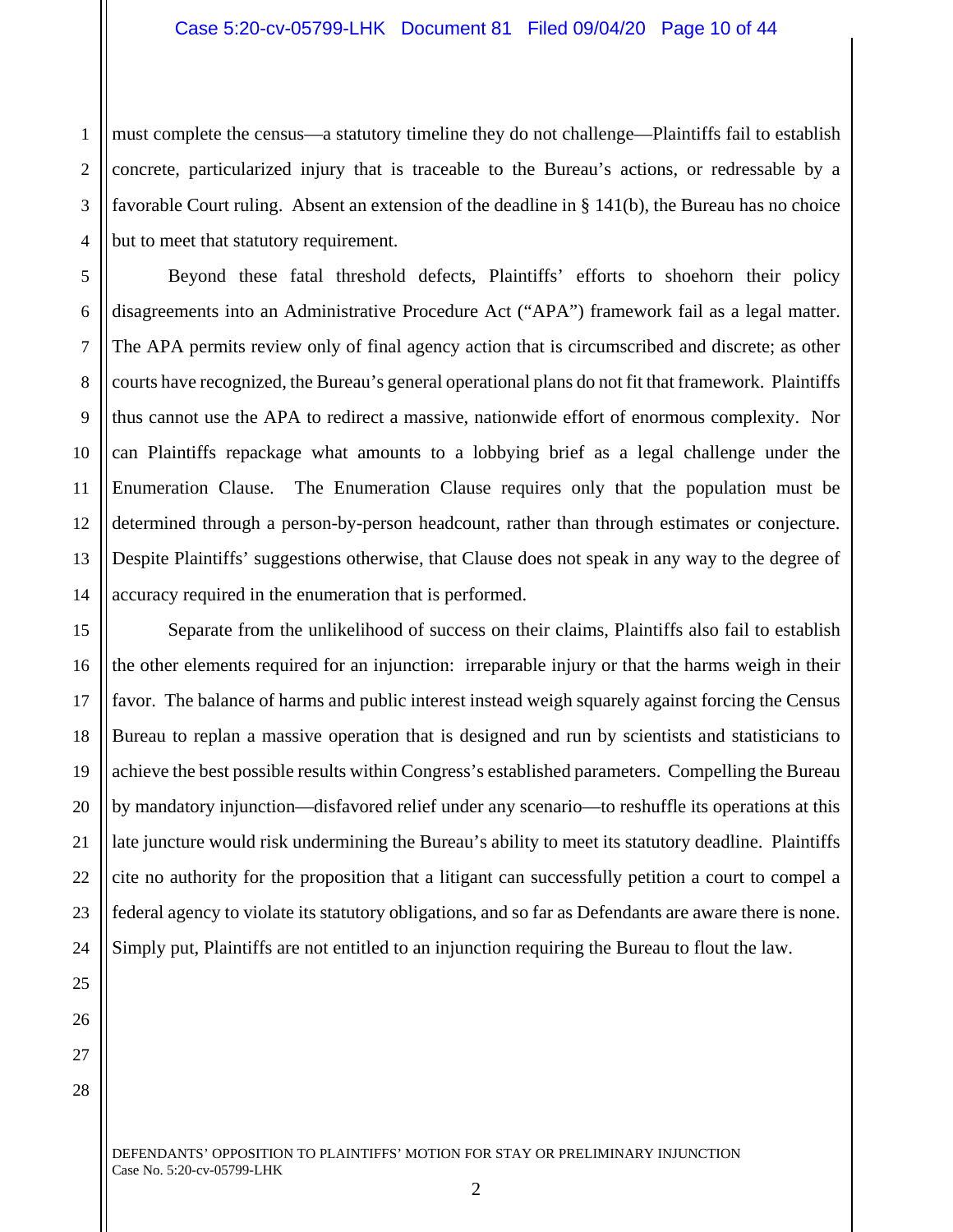must complete the census—a statutory timeline they do not challenge—Plaintiffs fail to establish concrete, particularized injury that is traceable to the Bureau's actions, or redressable by a favorable Court ruling. Absent an extension of the deadline in § 141(b), the Bureau has no choice but to meet that statutory requirement.

Beyond these fatal threshold defects, Plaintiffs' efforts to shoehorn their policy disagreements into an Administrative Procedure Act ("APA") framework fail as a legal matter. The APA permits review only of final agency action that is circumscribed and discrete; as other courts have recognized, the Bureau's general operational plans do not fit that framework. Plaintiffs thus cannot use the APA to redirect a massive, nationwide effort of enormous complexity. Nor can Plaintiffs repackage what amounts to a lobbying brief as a legal challenge under the Enumeration Clause. The Enumeration Clause requires only that the population must be determined through a person-by-person headcount, rather than through estimates or conjecture. Despite Plaintiffs' suggestions otherwise, that Clause does not speak in any way to the degree of accuracy required in the enumeration that is performed.

Separate from the unlikelihood of success on their claims, Plaintiffs also fail to establish the other elements required for an injunction: irreparable injury or that the harms weigh in their favor. The balance of harms and public interest instead weigh squarely against forcing the Census Bureau to replan a massive operation that is designed and run by scientists and statisticians to achieve the best possible results within Congress's established parameters. Compelling the Bureau by mandatory injunction—disfavored relief under any scenario—to reshuffle its operations at this late juncture would risk undermining the Bureau's ability to meet its statutory deadline. Plaintiffs cite no authority for the proposition that a litigant can successfully petition a court to compel a federal agency to violate its statutory obligations, and so far as Defendants are aware there is none. Simply put, Plaintiffs are not entitled to an injunction requiring the Bureau to flout the law.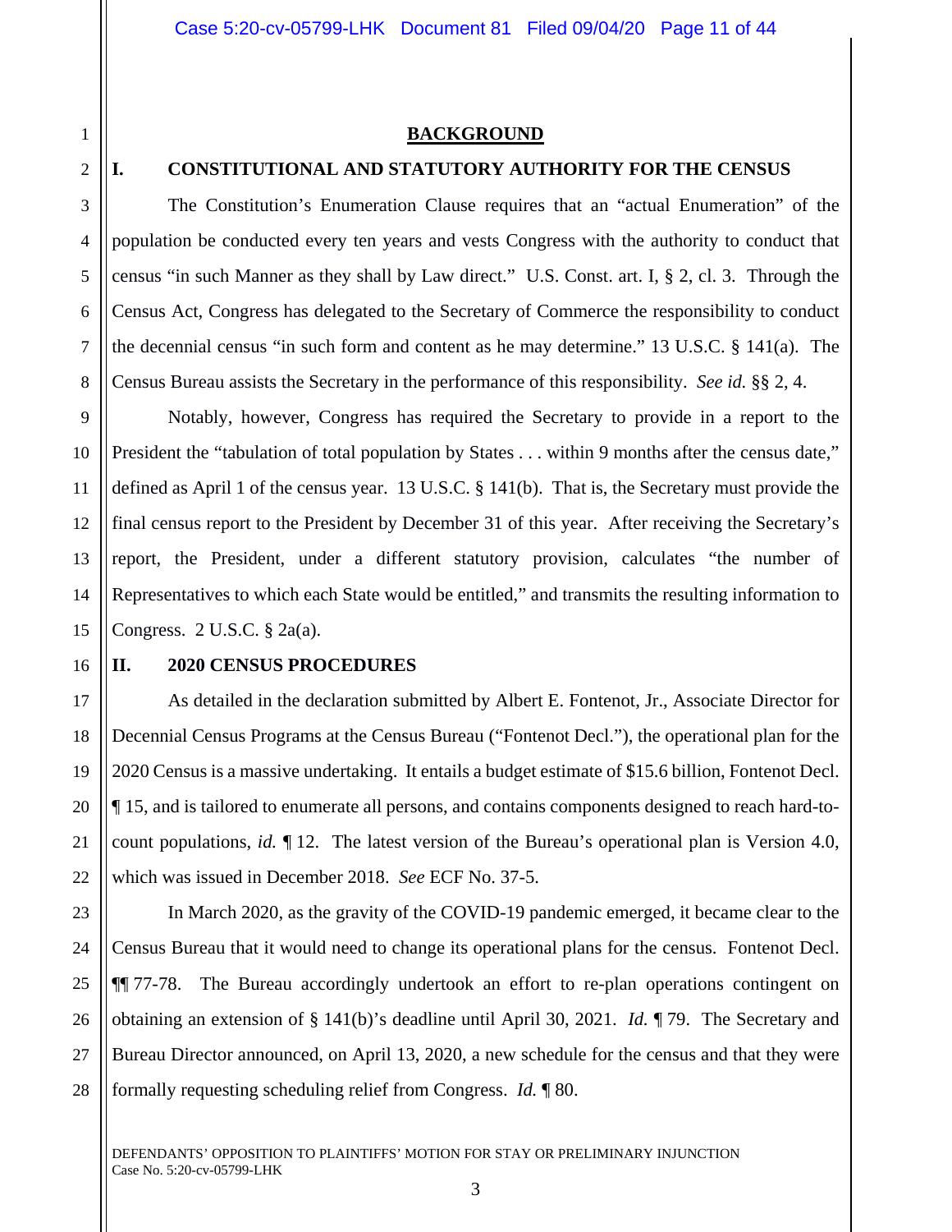# BACKGROUND

## I. CONSTITUTIONAL AND STATUTORY AUTHORITY FOR THE CENSUS

The Constitution's Enumeration Clause requires that an "actual Enumeration" of the population be conducted every ten years and vests Congress with the authority to conduct that census "in such Manner as they shall by Law direct." U.S. Const. art. I, § 2, cl. 3. Through the Census Act, Congress has delegated to the Secretary of Commerce the responsibility to conduct the decennial census "in such form and content as he may determine." 13 U.S.C. § 141(a). The Census Bureau assists the Secretary in the performance of this responsibility. *See id.* §§ 2, 4.

Notably, however, Congress has required the Secretary to provide in a report to the President the "tabulation of total population by States . . . within 9 months after the census date," defined as April 1 of the census year. 13 U.S.C. § 141(b). That is, the Secretary must provide the final census report to the President by December 31 of this year. After receiving the Secretary's report, the President, under a different statutory provision, calculates "the number of Representatives to which each State would be entitled," and transmits the resulting information to Congress. 2 U.S.C. § 2a(a).

## II. 2020 CENSUS PROCEDURES

As detailed in the declaration submitted by Albert E. Fontenot, Jr., Associate Director for Decennial Census Programs at the Census Bureau ("Fontenot Decl."), the operational plan for the 2020 Census is a massive undertaking. It entails a budget estimate of $15.6 billion, Fontenot Decl. ¶ 15, and is tailored to enumerate all persons, and contains components designed to reach hard-to-count populations, *id.* ¶ 12. The latest version of the Bureau's operational plan is Version 4.0, which was issued in December 2018. *See* ECF No. 37-5.

In March 2020, as the gravity of the COVID-19 pandemic emerged, it became clear to the Census Bureau that it would need to change its operational plans for the census. Fontenot Decl. ¶¶ 77-78. The Bureau accordingly undertook an effort to re-plan operations contingent on obtaining an extension of § 141(b)'s deadline until April 30, 2021. *Id.* ¶ 79. The Secretary and Bureau Director announced, on April 13, 2020, a new schedule for the census and that they were formally requesting scheduling relief from Congress. *Id.* ¶ 80.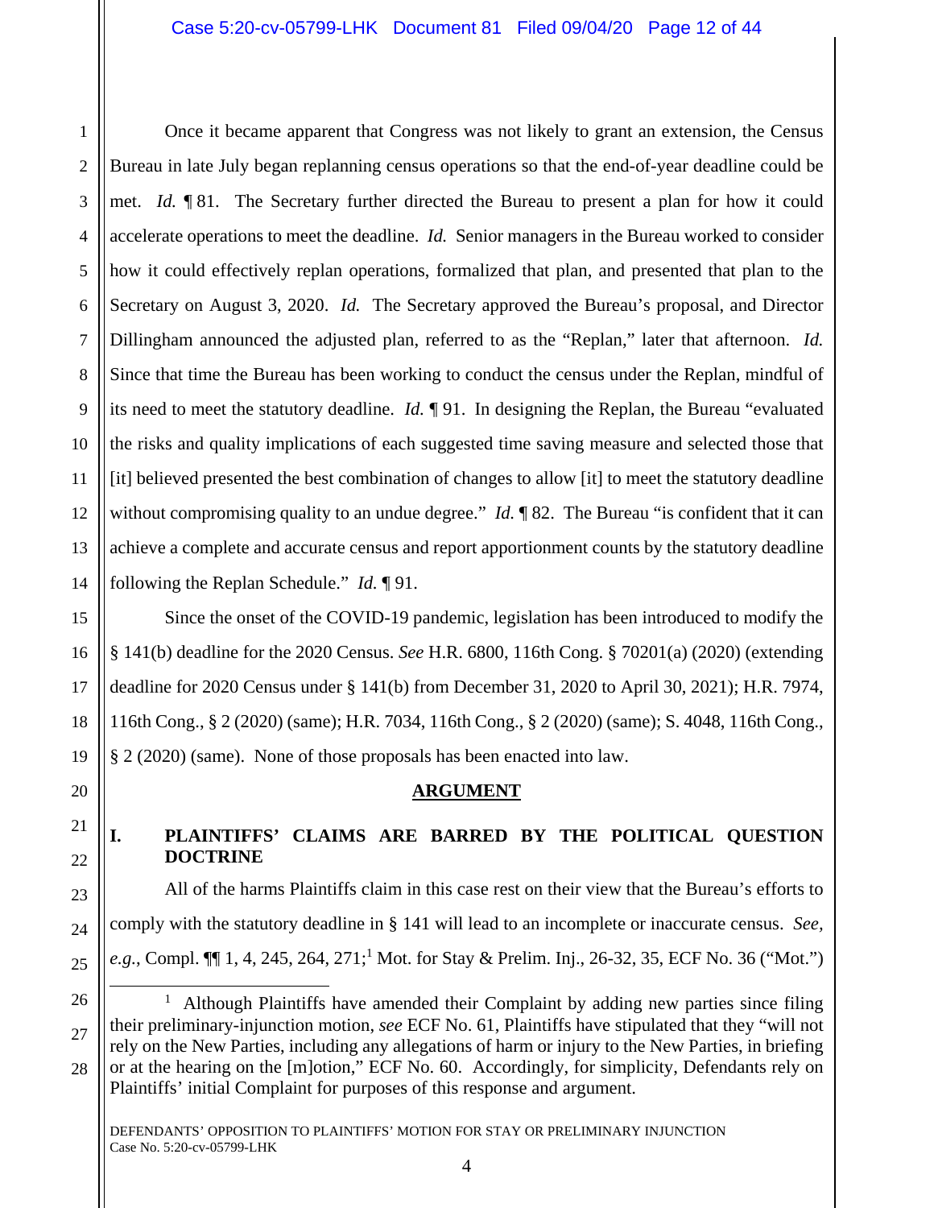Once it became apparent that Congress was not likely to grant an extension, the Census Bureau in late July began replanning census operations so that the end-of-year deadline could be met. *Id.* ¶ 81. The Secretary further directed the Bureau to present a plan for how it could accelerate operations to meet the deadline. *Id.* Senior managers in the Bureau worked to consider how it could effectively replan operations, formalized that plan, and presented that plan to the Secretary on August 3, 2020. *Id.* The Secretary approved the Bureau's proposal, and Director Dillingham announced the adjusted plan, referred to as the "Replan," later that afternoon. *Id.* Since that time the Bureau has been working to conduct the census under the Replan, mindful of its need to meet the statutory deadline. *Id.* ¶ 91. In designing the Replan, the Bureau "evaluated the risks and quality implications of each suggested time saving measure and selected those that [it] believed presented the best combination of changes to allow [it] to meet the statutory deadline without compromising quality to an undue degree." *Id.* ¶ 82. The Bureau "is confident that it can achieve a complete and accurate census and report apportionment counts by the statutory deadline following the Replan Schedule." *Id.* ¶ 91.

Since the onset of the COVID-19 pandemic, legislation has been introduced to modify the § 141(b) deadline for the 2020 Census. *See* H.R. 6800, 116th Cong. § 70201(a) (2020) (extending deadline for 2020 Census under § 141(b) from December 31, 2020 to April 30, 2021); H.R. 7974, 116th Cong., § 2 (2020) (same); H.R. 7034, 116th Cong., § 2 (2020) (same); S. 4048, 116th Cong., § 2 (2020) (same). None of those proposals has been enacted into law.

## ARGUMENT

### I. PLAINTIFFS' CLAIMS ARE BARRED BY THE POLITICAL QUESTION DOCTRINE

All of the harms Plaintiffs claim in this case rest on their view that the Bureau's efforts to comply with the statutory deadline in § 141 will lead to an incomplete or inaccurate census. *See, e.g.*, Compl. ¶¶ 1, 4, 245, 264, 271;[1] Mot. for Stay & Prelim. Inj., 26-32, 35, ECF No. 36 ("Mot.")

[1] Although Plaintiffs have amended their Complaint by adding new parties since filing their preliminary-injunction motion, *see* ECF No. 61, Plaintiffs have stipulated that they "will not rely on the New Parties, including any allegations of harm or injury to the New Parties, in briefing or at the hearing on the [m]otion," ECF No. 60. Accordingly, for simplicity, Defendants rely on Plaintiffs' initial Complaint for purposes of this response and argument.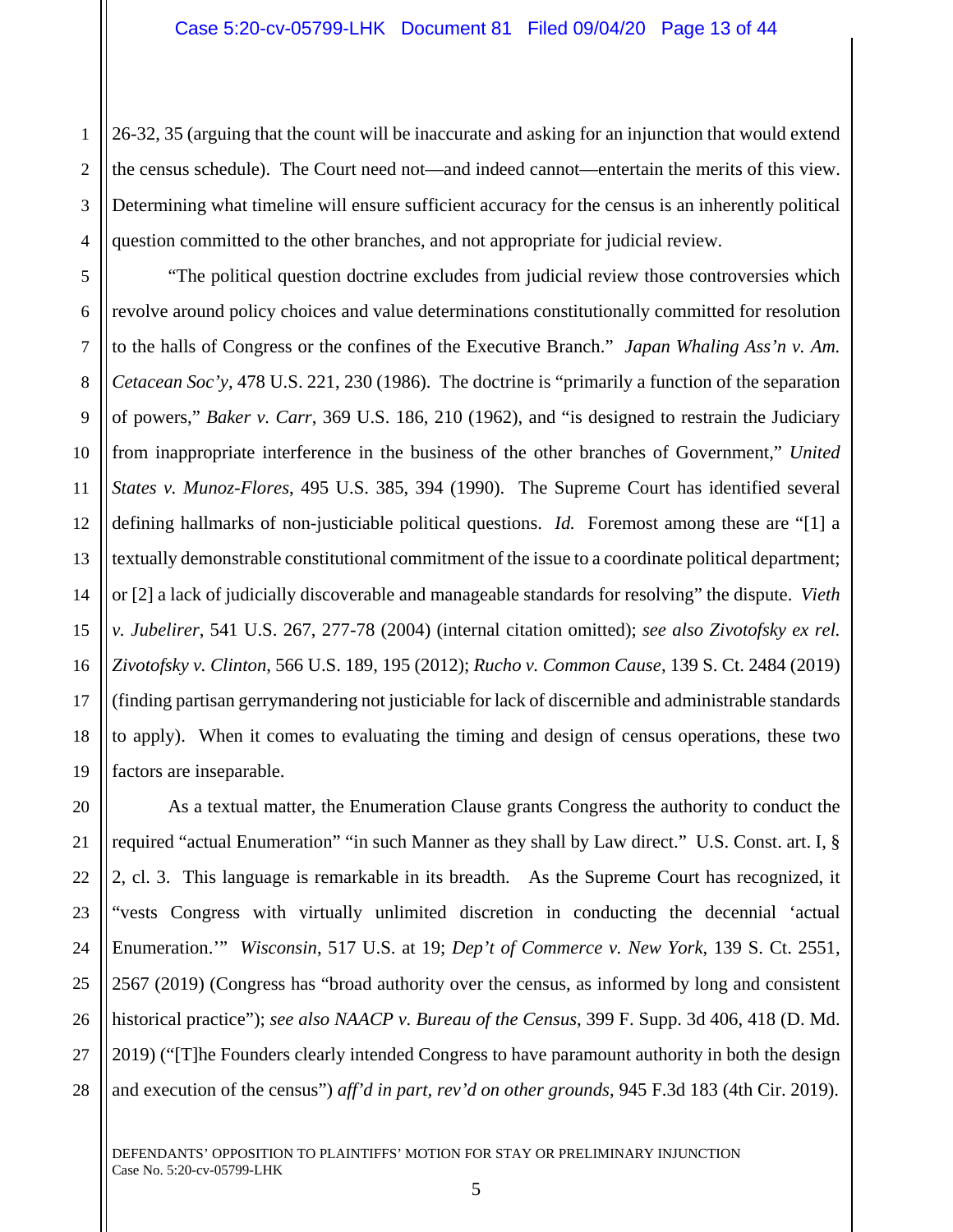26-32, 35 (arguing that the count will be inaccurate and asking for an injunction that would extend the census schedule). The Court need not—and indeed cannot—entertain the merits of this view. Determining what timeline will ensure sufficient accuracy for the census is an inherently political question committed to the other branches, and not appropriate for judicial review.

"The political question doctrine excludes from judicial review those controversies which revolve around policy choices and value determinations constitutionally committed for resolution to the halls of Congress or the confines of the Executive Branch." *Japan Whaling Ass'n v. Am. Cetacean Soc'y*, 478 U.S. 221, 230 (1986). The doctrine is "primarily a function of the separation of powers," *Baker v. Carr*, 369 U.S. 186, 210 (1962), and "is designed to restrain the Judiciary from inappropriate interference in the business of the other branches of Government," *United States v. Munoz-Flores*, 495 U.S. 385, 394 (1990). The Supreme Court has identified several defining hallmarks of non-justiciable political questions. *Id.* Foremost among these are "[1] a textually demonstrable constitutional commitment of the issue to a coordinate political department; or [2] a lack of judicially discoverable and manageable standards for resolving" the dispute. *Vieth v. Jubelirer*, 541 U.S. 267, 277-78 (2004) (internal citation omitted); *see also Zivotofsky ex rel. Zivotofsky v. Clinton*, 566 U.S. 189, 195 (2012); *Rucho v. Common Cause*, 139 S. Ct. 2484 (2019) (finding partisan gerrymandering not justiciable for lack of discernible and administrable standards to apply). When it comes to evaluating the timing and design of census operations, these two factors are inseparable.

As a textual matter, the Enumeration Clause grants Congress the authority to conduct the required "actual Enumeration" "in such Manner as they shall by Law direct." U.S. Const. art. I, § 2, cl. 3. This language is remarkable in its breadth. As the Supreme Court has recognized, it "vests Congress with virtually unlimited discretion in conducting the decennial 'actual Enumeration.'" *Wisconsin*, 517 U.S. at 19; *Dep't of Commerce v. New York*, 139 S. Ct. 2551, 2567 (2019) (Congress has "broad authority over the census, as informed by long and consistent historical practice"); *see also NAACP v. Bureau of the Census*, 399 F. Supp. 3d 406, 418 (D. Md. 2019) ("[T]he Founders clearly intended Congress to have paramount authority in both the design and execution of the census") *aff'd in part, rev'd on other grounds*, 945 F.3d 183 (4th Cir. 2019).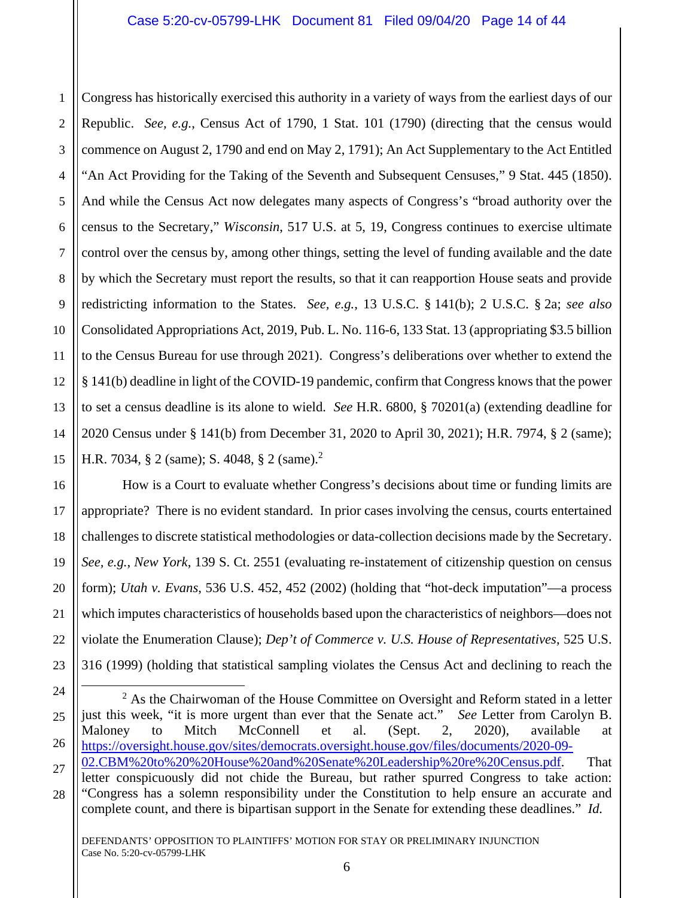Congress has historically exercised this authority in a variety of ways from the earliest days of our Republic. *See, e.g.*, Census Act of 1790, 1 Stat. 101 (1790) (directing that the census would commence on August 2, 1790 and end on May 2, 1791); An Act Supplementary to the Act Entitled "An Act Providing for the Taking of the Seventh and Subsequent Censuses," 9 Stat. 445 (1850). And while the Census Act now delegates many aspects of Congress's "broad authority over the census to the Secretary," *Wisconsin*, 517 U.S. at 5, 19, Congress continues to exercise ultimate control over the census by, among other things, setting the level of funding available and the date by which the Secretary must report the results, so that it can reapportion House seats and provide redistricting information to the States. *See, e.g.*, 13 U.S.C. § 141(b); 2 U.S.C. § 2a; *see also* Consolidated Appropriations Act, 2019, Pub. L. No. 116-6, 133 Stat. 13 (appropriating $3.5 billion to the Census Bureau for use through 2021). Congress's deliberations over whether to extend the § 141(b) deadline in light of the COVID-19 pandemic, confirm that Congress knows that the power to set a census deadline is its alone to wield. *See* H.R. 6800, § 70201(a) (extending deadline for 2020 Census under § 141(b) from December 31, 2020 to April 30, 2021); H.R. 7974, § 2 (same); H.R. 7034, § 2 (same); S. 4048, § 2 (same).[2]

How is a Court to evaluate whether Congress's decisions about time or funding limits are appropriate? There is no evident standard. In prior cases involving the census, courts entertained challenges to discrete statistical methodologies or data-collection decisions made by the Secretary. *See, e.g.*, *New York*, 139 S. Ct. 2551 (evaluating re-instatement of citizenship question on census form); *Utah v. Evans*, 536 U.S. 452, 452 (2002) (holding that "hot-deck imputation"—a process which imputes characteristics of households based upon the characteristics of neighbors—does not violate the Enumeration Clause); *Dep't of Commerce v. U.S. House of Representatives*, 525 U.S. 316 (1999) (holding that statistical sampling violates the Census Act and declining to reach the

---

[2] As the Chairwoman of the House Committee on Oversight and Reform stated in a letter just this week, "it is more urgent than ever that the Senate act." *See* Letter from Carolyn B. Maloney to Mitch McConnell et al. (Sept. 2, 2020), available at https://oversight.house.gov/sites/democrats.oversight.house.gov/files/documents/2020-09-02.CBM%20to%20%20House%20and%20Senate%20Leadership%20re%20Census.pdf. That letter conspicuously did not chide the Bureau, but rather spurred Congress to take action: "Congress has a solemn responsibility under the Constitution to help ensure an accurate and complete count, and there is bipartisan support in the Senate for extending these deadlines." *Id.*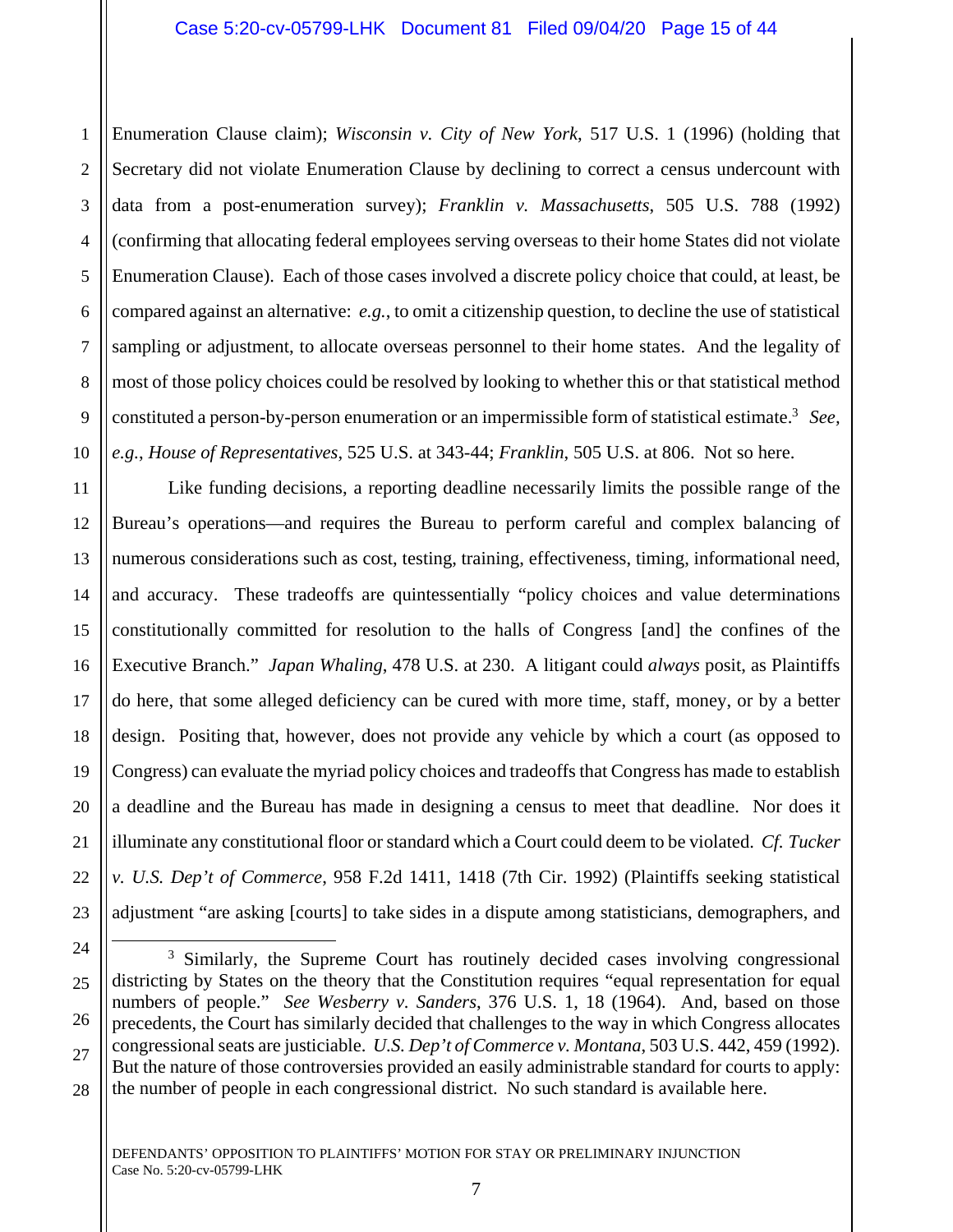Enumeration Clause claim); *Wisconsin v. City of New York*, 517 U.S. 1 (1996) (holding that Secretary did not violate Enumeration Clause by declining to correct a census undercount with data from a post-enumeration survey); *Franklin v. Massachusetts*, 505 U.S. 788 (1992) (confirming that allocating federal employees serving overseas to their home States did not violate Enumeration Clause). Each of those cases involved a discrete policy choice that could, at least, be compared against an alternative: *e.g.*, to omit a citizenship question, to decline the use of statistical sampling or adjustment, to allocate overseas personnel to their home states. And the legality of most of those policy choices could be resolved by looking to whether this or that statistical method constituted a person-by-person enumeration or an impermissible form of statistical estimate.[3] *See, e.g.*, *House of Representatives*, 525 U.S. at 343-44; *Franklin*, 505 U.S. at 806. Not so here.

Like funding decisions, a reporting deadline necessarily limits the possible range of the Bureau's operations—and requires the Bureau to perform careful and complex balancing of numerous considerations such as cost, testing, training, effectiveness, timing, informational need, and accuracy. These tradeoffs are quintessentially "policy choices and value determinations constitutionally committed for resolution to the halls of Congress [and] the confines of the Executive Branch." *Japan Whaling*, 478 U.S. at 230. A litigant could *always* posit, as Plaintiffs do here, that some alleged deficiency can be cured with more time, staff, money, or by a better design. Positing that, however, does not provide any vehicle by which a court (as opposed to Congress) can evaluate the myriad policy choices and tradeoffs that Congress has made to establish a deadline and the Bureau has made in designing a census to meet that deadline. Nor does it illuminate any constitutional floor or standard which a Court could deem to be violated. *Cf. Tucker v. U.S. Dep't of Commerce*, 958 F.2d 1411, 1418 (7th Cir. 1992) (Plaintiffs seeking statistical adjustment "are asking [courts] to take sides in a dispute among statisticians, demographers, and

---

[3] Similarly, the Supreme Court has routinely decided cases involving congressional districting by States on the theory that the Constitution requires "equal representation for equal numbers of people." *See Wesberry v. Sanders*, 376 U.S. 1, 18 (1964). And, based on those precedents, the Court has similarly decided that challenges to the way in which Congress allocates congressional seats are justiciable. *U.S. Dep't of Commerce v. Montana*, 503 U.S. 442, 459 (1992). But the nature of those controversies provided an easily administrable standard for courts to apply: the number of people in each congressional district. No such standard is available here.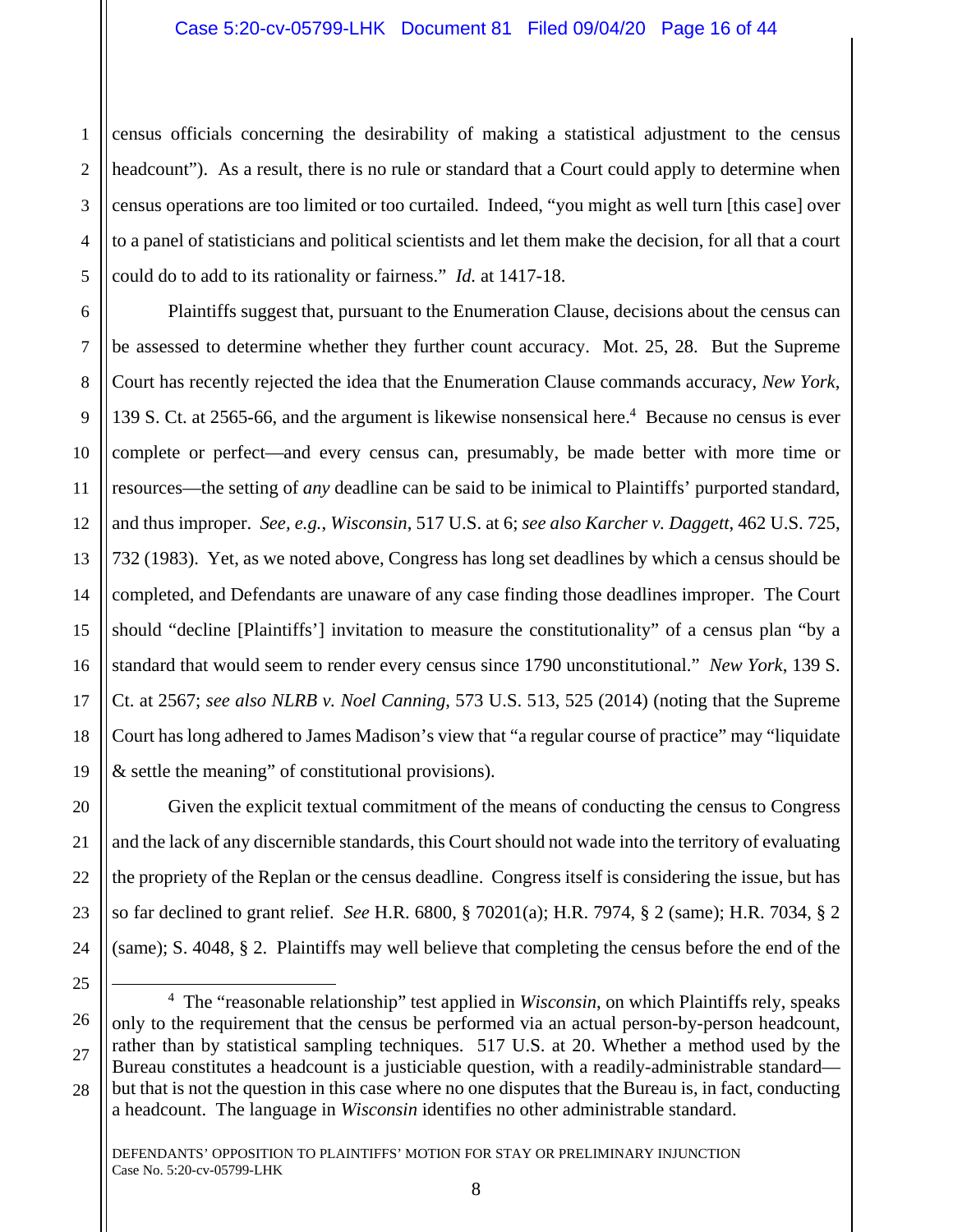census officials concerning the desirability of making a statistical adjustment to the census headcount"). As a result, there is no rule or standard that a Court could apply to determine when census operations are too limited or too curtailed. Indeed, "you might as well turn [this case] over to a panel of statisticians and political scientists and let them make the decision, for all that a court could do to add to its rationality or fairness." *Id.* at 1417-18.

Plaintiffs suggest that, pursuant to the Enumeration Clause, decisions about the census can be assessed to determine whether they further count accuracy. Mot. 25, 28. But the Supreme Court has recently rejected the idea that the Enumeration Clause commands accuracy, *New York*, 139 S. Ct. at 2565-66, and the argument is likewise nonsensical here.[4] Because no census is ever complete or perfect—and every census can, presumably, be made better with more time or resources—the setting of *any* deadline can be said to be inimical to Plaintiffs' purported standard, and thus improper. *See, e.g.*, *Wisconsin*, 517 U.S. at 6; *see also Karcher v. Daggett*, 462 U.S. 725, 732 (1983). Yet, as we noted above, Congress has long set deadlines by which a census should be completed, and Defendants are unaware of any case finding those deadlines improper. The Court should "decline [Plaintiffs'] invitation to measure the constitutionality" of a census plan "by a standard that would seem to render every census since 1790 unconstitutional." *New York*, 139 S. Ct. at 2567; *see also NLRB v. Noel Canning*, 573 U.S. 513, 525 (2014) (noting that the Supreme Court has long adhered to James Madison's view that "a regular course of practice" may "liquidate & settle the meaning" of constitutional provisions).

Given the explicit textual commitment of the means of conducting the census to Congress and the lack of any discernible standards, this Court should not wade into the territory of evaluating the propriety of the Replan or the census deadline. Congress itself is considering the issue, but has so far declined to grant relief. *See* H.R. 6800, § 70201(a); H.R. 7974, § 2 (same); H.R. 7034, § 2 (same); S. 4048, § 2. Plaintiffs may well believe that completing the census before the end of the

---

[4] The "reasonable relationship" test applied in *Wisconsin*, on which Plaintiffs rely, speaks only to the requirement that the census be performed via an actual person-by-person headcount, rather than by statistical sampling techniques. 517 U.S. at 20. Whether a method used by the Bureau constitutes a headcount is a justiciable question, with a readily-administrable standard—but that is not the question in this case where no one disputes that the Bureau is, in fact, conducting a headcount. The language in *Wisconsin* identifies no other administrable standard.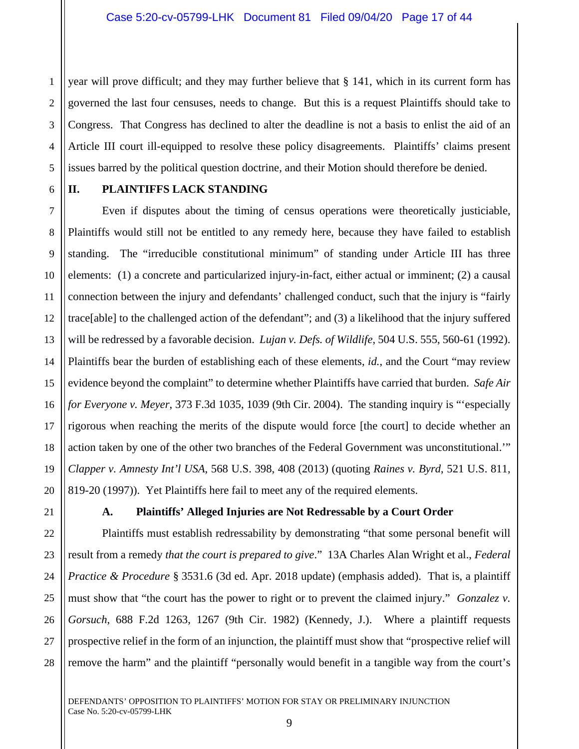year will prove difficult; and they may further believe that § 141, which in its current form has governed the last four censuses, needs to change. But this is a request Plaintiffs should take to Congress. That Congress has declined to alter the deadline is not a basis to enlist the aid of an Article III court ill-equipped to resolve these policy disagreements. Plaintiffs' claims present issues barred by the political question doctrine, and their Motion should therefore be denied.

## II. PLAINTIFFS LACK STANDING

Even if disputes about the timing of census operations were theoretically justiciable, Plaintiffs would still not be entitled to any remedy here, because they have failed to establish standing. The "irreducible constitutional minimum" of standing under Article III has three elements: (1) a concrete and particularized injury-in-fact, either actual or imminent; (2) a causal connection between the injury and defendants' challenged conduct, such that the injury is "fairly trace[able] to the challenged action of the defendant"; and (3) a likelihood that the injury suffered will be redressed by a favorable decision. *Lujan v. Defs. of Wildlife*, 504 U.S. 555, 560-61 (1992). Plaintiffs bear the burden of establishing each of these elements, *id.*, and the Court "may review evidence beyond the complaint" to determine whether Plaintiffs have carried that burden. *Safe Air for Everyone v. Meyer*, 373 F.3d 1035, 1039 (9th Cir. 2004). The standing inquiry is "'especially rigorous when reaching the merits of the dispute would force [the court] to decide whether an action taken by one of the other two branches of the Federal Government was unconstitutional.'" *Clapper v. Amnesty Int'l USA*, 568 U.S. 398, 408 (2013) (quoting *Raines v. Byrd*, 521 U.S. 811, 819-20 (1997)). Yet Plaintiffs here fail to meet any of the required elements.

### A. Plaintiffs' Alleged Injuries are Not Redressable by a Court Order

Plaintiffs must establish redressability by demonstrating "that some personal benefit will result from a remedy *that the court is prepared to give*." 13A Charles Alan Wright et al., *Federal Practice & Procedure* § 3531.6 (3d ed. Apr. 2018 update) (emphasis added). That is, a plaintiff must show that "the court has the power to right or to prevent the claimed injury." *Gonzalez v. Gorsuch*, 688 F.2d 1263, 1267 (9th Cir. 1982) (Kennedy, J.). Where a plaintiff requests prospective relief in the form of an injunction, the plaintiff must show that "prospective relief will remove the harm" and the plaintiff "personally would benefit in a tangible way from the court's

DEFENDANTS' OPPOSITION TO PLAINTIFFS' MOTION FOR STAY OR PRELIMINARY INJUNCTION
Case No. 5:20-cv-05799-LHK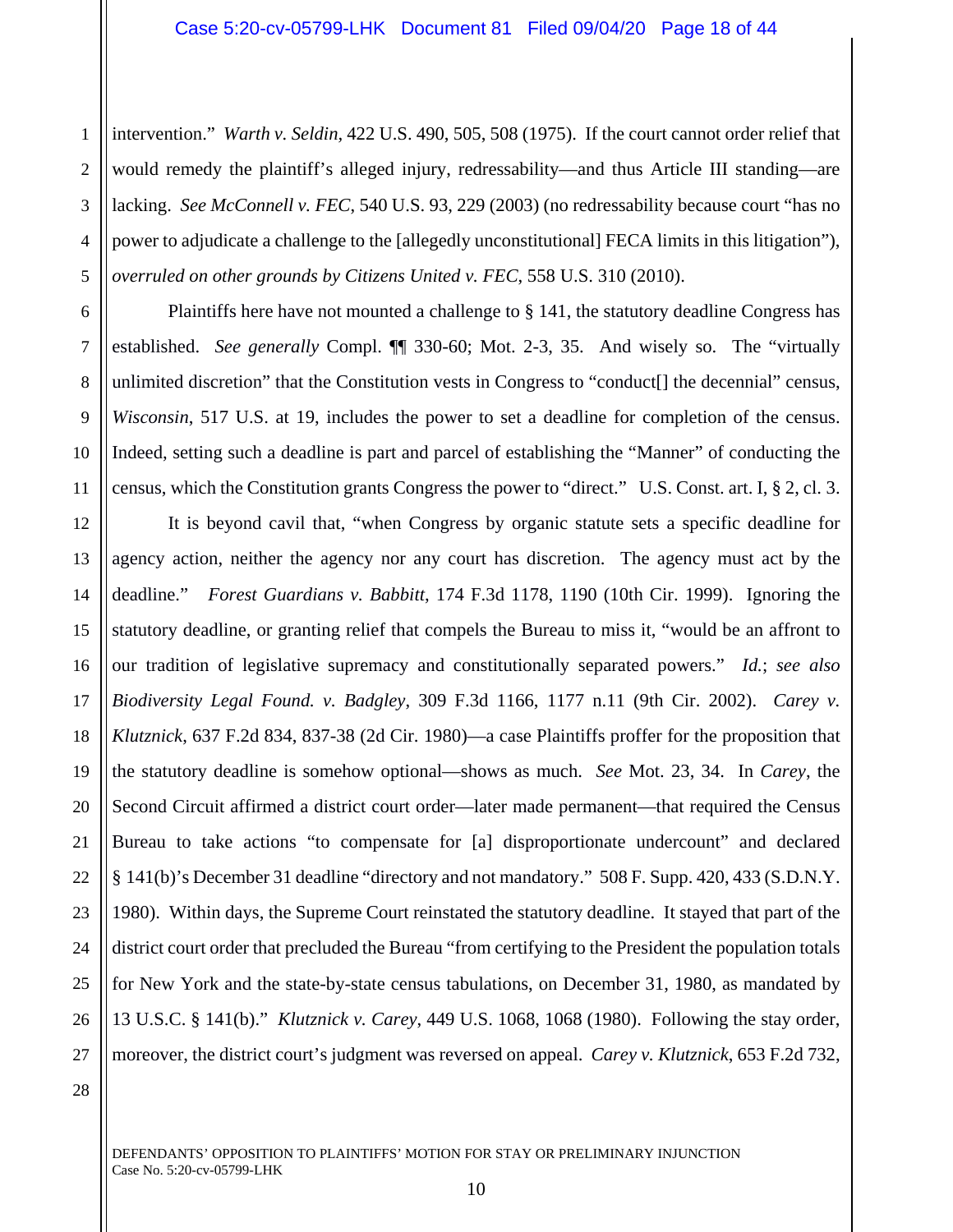intervention." *Warth v. Seldin*, 422 U.S. 490, 505, 508 (1975). If the court cannot order relief that would remedy the plaintiff's alleged injury, redressability—and thus Article III standing—are lacking. *See McConnell v. FEC*, 540 U.S. 93, 229 (2003) (no redressability because court "has no power to adjudicate a challenge to the [allegedly unconstitutional] FECA limits in this litigation"), *overruled on other grounds by Citizens United v. FEC*, 558 U.S. 310 (2010).

Plaintiffs here have not mounted a challenge to § 141, the statutory deadline Congress has established. *See generally* Compl. ¶¶ 330-60; Mot. 2-3, 35. And wisely so. The "virtually unlimited discretion" that the Constitution vests in Congress to "conduct[] the decennial" census, *Wisconsin*, 517 U.S. at 19, includes the power to set a deadline for completion of the census. Indeed, setting such a deadline is part and parcel of establishing the "Manner" of conducting the census, which the Constitution grants Congress the power to "direct." U.S. Const. art. I, § 2, cl. 3.

It is beyond cavil that, "when Congress by organic statute sets a specific deadline for agency action, neither the agency nor any court has discretion. The agency must act by the deadline." *Forest Guardians v. Babbitt*, 174 F.3d 1178, 1190 (10th Cir. 1999). Ignoring the statutory deadline, or granting relief that compels the Bureau to miss it, "would be an affront to our tradition of legislative supremacy and constitutionally separated powers." *Id.*; *see also Biodiversity Legal Found. v. Badgley*, 309 F.3d 1166, 1177 n.11 (9th Cir. 2002). *Carey v. Klutznick*, 637 F.2d 834, 837-38 (2d Cir. 1980)—a case Plaintiffs proffer for the proposition that the statutory deadline is somehow optional—shows as much. *See* Mot. 23, 34. In *Carey*, the Second Circuit affirmed a district court order—later made permanent—that required the Census Bureau to take actions "to compensate for [a] disproportionate undercount" and declared § 141(b)'s December 31 deadline "directory and not mandatory." 508 F. Supp. 420, 433 (S.D.N.Y. 1980). Within days, the Supreme Court reinstated the statutory deadline. It stayed that part of the district court order that precluded the Bureau "from certifying to the President the population totals for New York and the state-by-state census tabulations, on December 31, 1980, as mandated by 13 U.S.C. § 141(b)." *Klutznick v. Carey*, 449 U.S. 1068, 1068 (1980). Following the stay order, moreover, the district court's judgment was reversed on appeal. *Carey v. Klutznick*, 653 F.2d 732,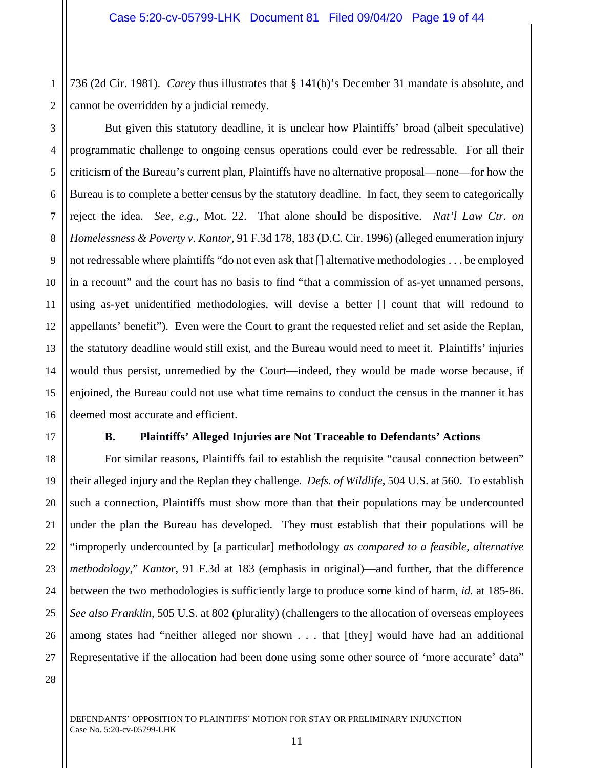736 (2d Cir. 1981). *Carey* thus illustrates that § 141(b)'s December 31 mandate is absolute, and cannot be overridden by a judicial remedy.

But given this statutory deadline, it is unclear how Plaintiffs' broad (albeit speculative) programmatic challenge to ongoing census operations could ever be redressable. For all their criticism of the Bureau's current plan, Plaintiffs have no alternative proposal—none—for how the Bureau is to complete a better census by the statutory deadline. In fact, they seem to categorically reject the idea. *See, e.g.*, Mot. 22. That alone should be dispositive. *Nat'l Law Ctr. on Homelessness & Poverty v. Kantor*, 91 F.3d 178, 183 (D.C. Cir. 1996) (alleged enumeration injury not redressable where plaintiffs "do not even ask that [] alternative methodologies . . . be employed in a recount" and the court has no basis to find "that a commission of as-yet unnamed persons, using as-yet unidentified methodologies, will devise a better [] count that will redound to appellants' benefit"). Even were the Court to grant the requested relief and set aside the Replan, the statutory deadline would still exist, and the Bureau would need to meet it. Plaintiffs' injuries would thus persist, unremedied by the Court—indeed, they would be made worse because, if enjoined, the Bureau could not use what time remains to conduct the census in the manner it has deemed most accurate and efficient.

### B. Plaintiffs' Alleged Injuries are Not Traceable to Defendants' Actions

For similar reasons, Plaintiffs fail to establish the requisite "causal connection between" their alleged injury and the Replan they challenge. *Defs. of Wildlife*, 504 U.S. at 560. To establish such a connection, Plaintiffs must show more than that their populations may be undercounted under the plan the Bureau has developed. They must establish that their populations will be "improperly undercounted by [a particular] methodology *as compared to a feasible, alternative methodology*," *Kantor*, 91 F.3d at 183 (emphasis in original)—and further, that the difference between the two methodologies is sufficiently large to produce some kind of harm, *id.* at 185-86. *See also Franklin*, 505 U.S. at 802 (plurality) (challengers to the allocation of overseas employees among states had "neither alleged nor shown . . . that [they] would have had an additional Representative if the allocation had been done using some other source of 'more accurate' data"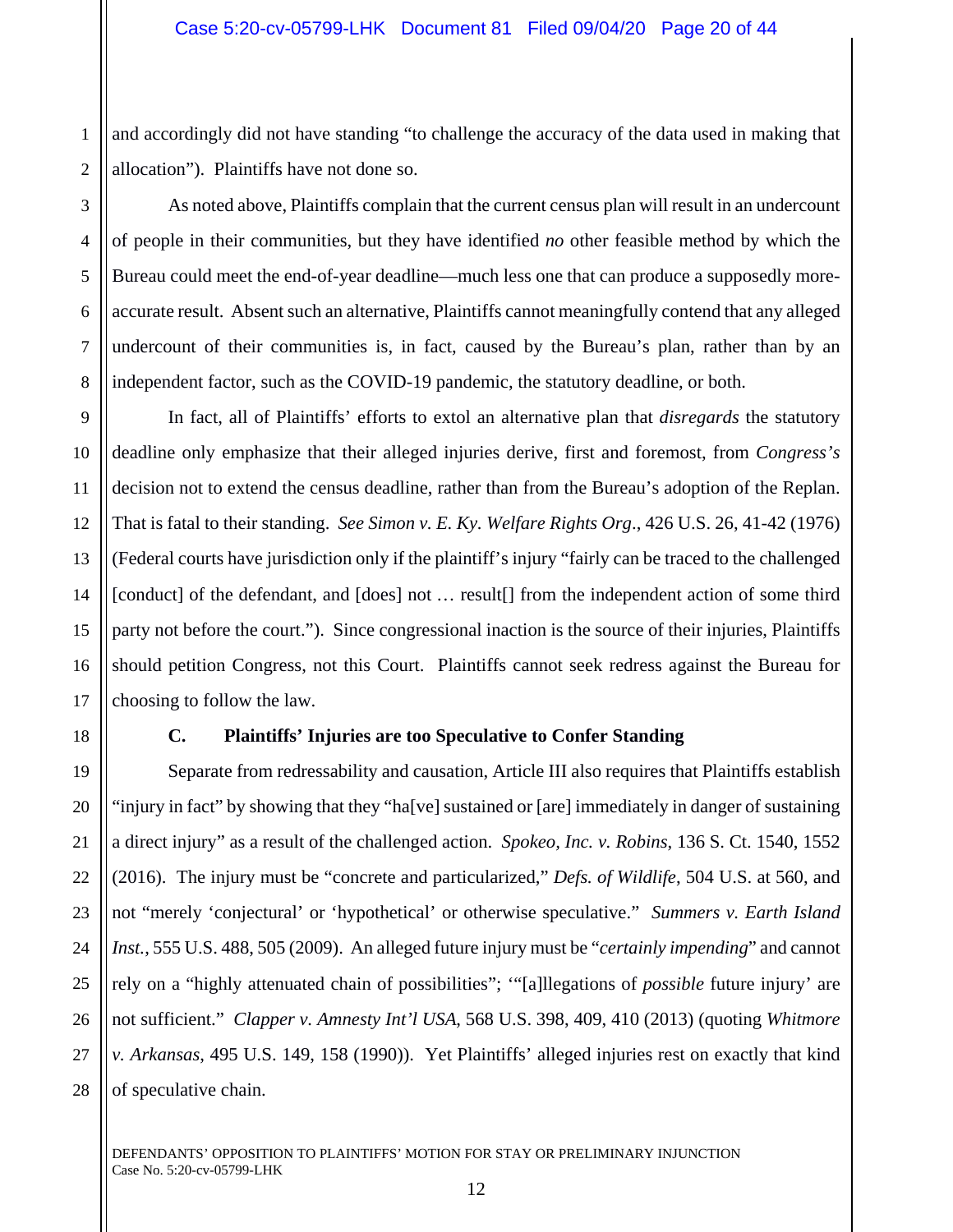and accordingly did not have standing "to challenge the accuracy of the data used in making that allocation"). Plaintiffs have not done so.

As noted above, Plaintiffs complain that the current census plan will result in an undercount of people in their communities, but they have identified *no* other feasible method by which the Bureau could meet the end-of-year deadline—much less one that can produce a supposedly more-accurate result. Absent such an alternative, Plaintiffs cannot meaningfully contend that any alleged undercount of their communities is, in fact, caused by the Bureau's plan, rather than by an independent factor, such as the COVID-19 pandemic, the statutory deadline, or both.

In fact, all of Plaintiffs' efforts to extol an alternative plan that *disregards* the statutory deadline only emphasize that their alleged injuries derive, first and foremost, from *Congress's* decision not to extend the census deadline, rather than from the Bureau's adoption of the Replan. That is fatal to their standing. *See Simon v. E. Ky. Welfare Rights Org*., 426 U.S. 26, 41-42 (1976) (Federal courts have jurisdiction only if the plaintiff's injury "fairly can be traced to the challenged [conduct] of the defendant, and [does] not … result[] from the independent action of some third party not before the court."). Since congressional inaction is the source of their injuries, Plaintiffs should petition Congress, not this Court. Plaintiffs cannot seek redress against the Bureau for choosing to follow the law.

### C. Plaintiffs' Injuries are too Speculative to Confer Standing

Separate from redressability and causation, Article III also requires that Plaintiffs establish "injury in fact" by showing that they "ha[ve] sustained or [are] immediately in danger of sustaining a direct injury" as a result of the challenged action. *Spokeo, Inc. v. Robins*, 136 S. Ct. 1540, 1552 (2016). The injury must be "concrete and particularized," *Defs. of Wildlife*, 504 U.S. at 560, and not "merely 'conjectural' or 'hypothetical' or otherwise speculative." *Summers v. Earth Island Inst.*, 555 U.S. 488, 505 (2009). An alleged future injury must be "*certainly impending*" and cannot rely on a "highly attenuated chain of possibilities"; '"[a]llegations of *possible* future injury' are not sufficient." *Clapper v. Amnesty Int'l USA*, 568 U.S. 398, 409, 410 (2013) (quoting *Whitmore v. Arkansas*, 495 U.S. 149, 158 (1990)). Yet Plaintiffs' alleged injuries rest on exactly that kind of speculative chain.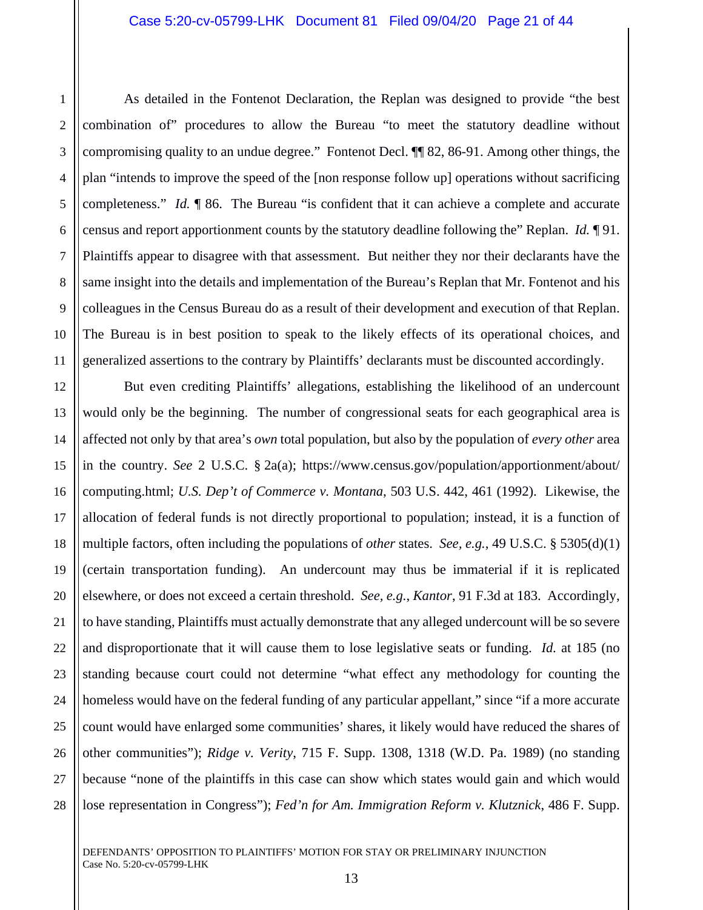As detailed in the Fontenot Declaration, the Replan was designed to provide "the best combination of" procedures to allow the Bureau "to meet the statutory deadline without compromising quality to an undue degree." Fontenot Decl. ¶¶ 82, 86-91. Among other things, the plan "intends to improve the speed of the [non response follow up] operations without sacrificing completeness." *Id.* ¶ 86. The Bureau "is confident that it can achieve a complete and accurate census and report apportionment counts by the statutory deadline following the" Replan. *Id.* ¶ 91. Plaintiffs appear to disagree with that assessment. But neither they nor their declarants have the same insight into the details and implementation of the Bureau's Replan that Mr. Fontenot and his colleagues in the Census Bureau do as a result of their development and execution of that Replan. The Bureau is in best position to speak to the likely effects of its operational choices, and generalized assertions to the contrary by Plaintiffs' declarants must be discounted accordingly.

But even crediting Plaintiffs' allegations, establishing the likelihood of an undercount would only be the beginning. The number of congressional seats for each geographical area is affected not only by that area's *own* total population, but also by the population of *every other* area in the country. *See* 2 U.S.C. § 2a(a); https://www.census.gov/population/apportionment/about/computing.html; *U.S. Dep't of Commerce v. Montana*, 503 U.S. 442, 461 (1992). Likewise, the allocation of federal funds is not directly proportional to population; instead, it is a function of multiple factors, often including the populations of *other* states. *See, e.g.*, 49 U.S.C. § 5305(d)(1) (certain transportation funding). An undercount may thus be immaterial if it is replicated elsewhere, or does not exceed a certain threshold. *See, e.g.*, *Kantor*, 91 F.3d at 183. Accordingly, to have standing, Plaintiffs must actually demonstrate that any alleged undercount will be so severe and disproportionate that it will cause them to lose legislative seats or funding. *Id.* at 185 (no standing because court could not determine "what effect any methodology for counting the homeless would have on the federal funding of any particular appellant," since "if a more accurate count would have enlarged some communities' shares, it likely would have reduced the shares of other communities"); *Ridge v. Verity*, 715 F. Supp. 1308, 1318 (W.D. Pa. 1989) (no standing because "none of the plaintiffs in this case can show which states would gain and which would lose representation in Congress"); *Fed'n for Am. Immigration Reform v. Klutznick*, 486 F. Supp.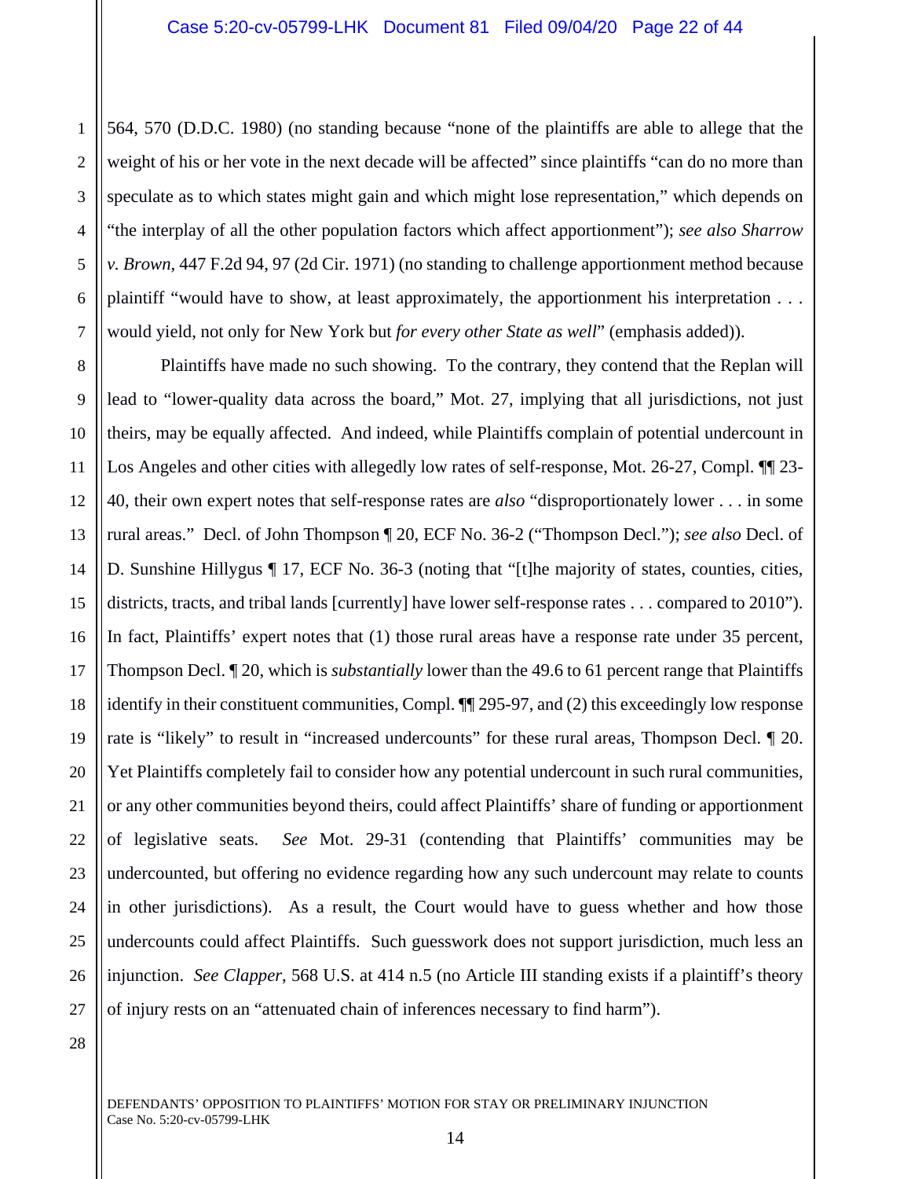564, 570 (D.D.C. 1980) (no standing because "none of the plaintiffs are able to allege that the weight of his or her vote in the next decade will be affected" since plaintiffs "can do no more than speculate as to which states might gain and which might lose representation," which depends on "the interplay of all the other population factors which affect apportionment"); *see also Sharrow v. Brown*, 447 F.2d 94, 97 (2d Cir. 1971) (no standing to challenge apportionment method because plaintiff "would have to show, at least approximately, the apportionment his interpretation . . . would yield, not only for New York but *for every other State as well*" (emphasis added)).

Plaintiffs have made no such showing. To the contrary, they contend that the Replan will lead to "lower-quality data across the board," Mot. 27, implying that all jurisdictions, not just theirs, may be equally affected. And indeed, while Plaintiffs complain of potential undercount in Los Angeles and other cities with allegedly low rates of self-response, Mot. 26-27, Compl. ¶¶ 23-40, their own expert notes that self-response rates are *also* "disproportionately lower . . . in some rural areas." Decl. of John Thompson ¶ 20, ECF No. 36-2 ("Thompson Decl."); *see also* Decl. of D. Sunshine Hillygus ¶ 17, ECF No. 36-3 (noting that "[t]he majority of states, counties, cities, districts, tracts, and tribal lands [currently] have lower self-response rates . . . compared to 2010"). In fact, Plaintiffs' expert notes that (1) those rural areas have a response rate under 35 percent, Thompson Decl. ¶ 20, which is *substantially* lower than the 49.6 to 61 percent range that Plaintiffs identify in their constituent communities, Compl. ¶¶ 295-97, and (2) this exceedingly low response rate is "likely" to result in "increased undercounts" for these rural areas, Thompson Decl. ¶ 20. Yet Plaintiffs completely fail to consider how any potential undercount in such rural communities, or any other communities beyond theirs, could affect Plaintiffs' share of funding or apportionment of legislative seats. *See* Mot. 29-31 (contending that Plaintiffs' communities may be undercounted, but offering no evidence regarding how any such undercount may relate to counts in other jurisdictions). As a result, the Court would have to guess whether and how those undercounts could affect Plaintiffs. Such guesswork does not support jurisdiction, much less an injunction. *See Clapper*, 568 U.S. at 414 n.5 (no Article III standing exists if a plaintiff's theory of injury rests on an "attenuated chain of inferences necessary to find harm").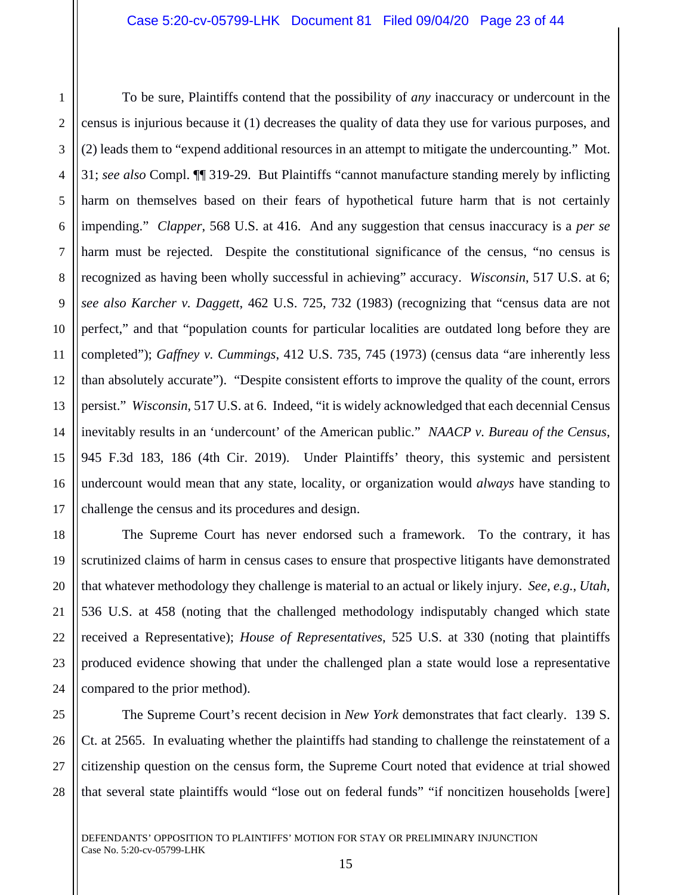To be sure, Plaintiffs contend that the possibility of *any* inaccuracy or undercount in the census is injurious because it (1) decreases the quality of data they use for various purposes, and (2) leads them to "expend additional resources in an attempt to mitigate the undercounting." Mot. 31; *see also* Compl. ¶¶ 319-29. But Plaintiffs "cannot manufacture standing merely by inflicting harm on themselves based on their fears of hypothetical future harm that is not certainly impending." *Clapper*, 568 U.S. at 416. And any suggestion that census inaccuracy is a *per se* harm must be rejected. Despite the constitutional significance of the census, "no census is recognized as having been wholly successful in achieving" accuracy. *Wisconsin*, 517 U.S. at 6; *see also Karcher v. Daggett*, 462 U.S. 725, 732 (1983) (recognizing that "census data are not perfect," and that "population counts for particular localities are outdated long before they are completed"); *Gaffney v. Cummings*, 412 U.S. 735, 745 (1973) (census data "are inherently less than absolutely accurate"). "Despite consistent efforts to improve the quality of the count, errors persist." *Wisconsin*, 517 U.S. at 6. Indeed, "it is widely acknowledged that each decennial Census inevitably results in an 'undercount' of the American public." *NAACP v. Bureau of the Census*, 945 F.3d 183, 186 (4th Cir. 2019). Under Plaintiffs' theory, this systemic and persistent undercount would mean that any state, locality, or organization would *always* have standing to challenge the census and its procedures and design.

The Supreme Court has never endorsed such a framework. To the contrary, it has scrutinized claims of harm in census cases to ensure that prospective litigants have demonstrated that whatever methodology they challenge is material to an actual or likely injury. *See, e.g.*, *Utah*, 536 U.S. at 458 (noting that the challenged methodology indisputably changed which state received a Representative); *House of Representatives*, 525 U.S. at 330 (noting that plaintiffs produced evidence showing that under the challenged plan a state would lose a representative compared to the prior method).

The Supreme Court's recent decision in *New York* demonstrates that fact clearly. 139 S. Ct. at 2565. In evaluating whether the plaintiffs had standing to challenge the reinstatement of a citizenship question on the census form, the Supreme Court noted that evidence at trial showed that several state plaintiffs would "lose out on federal funds" "if noncitizen households [were]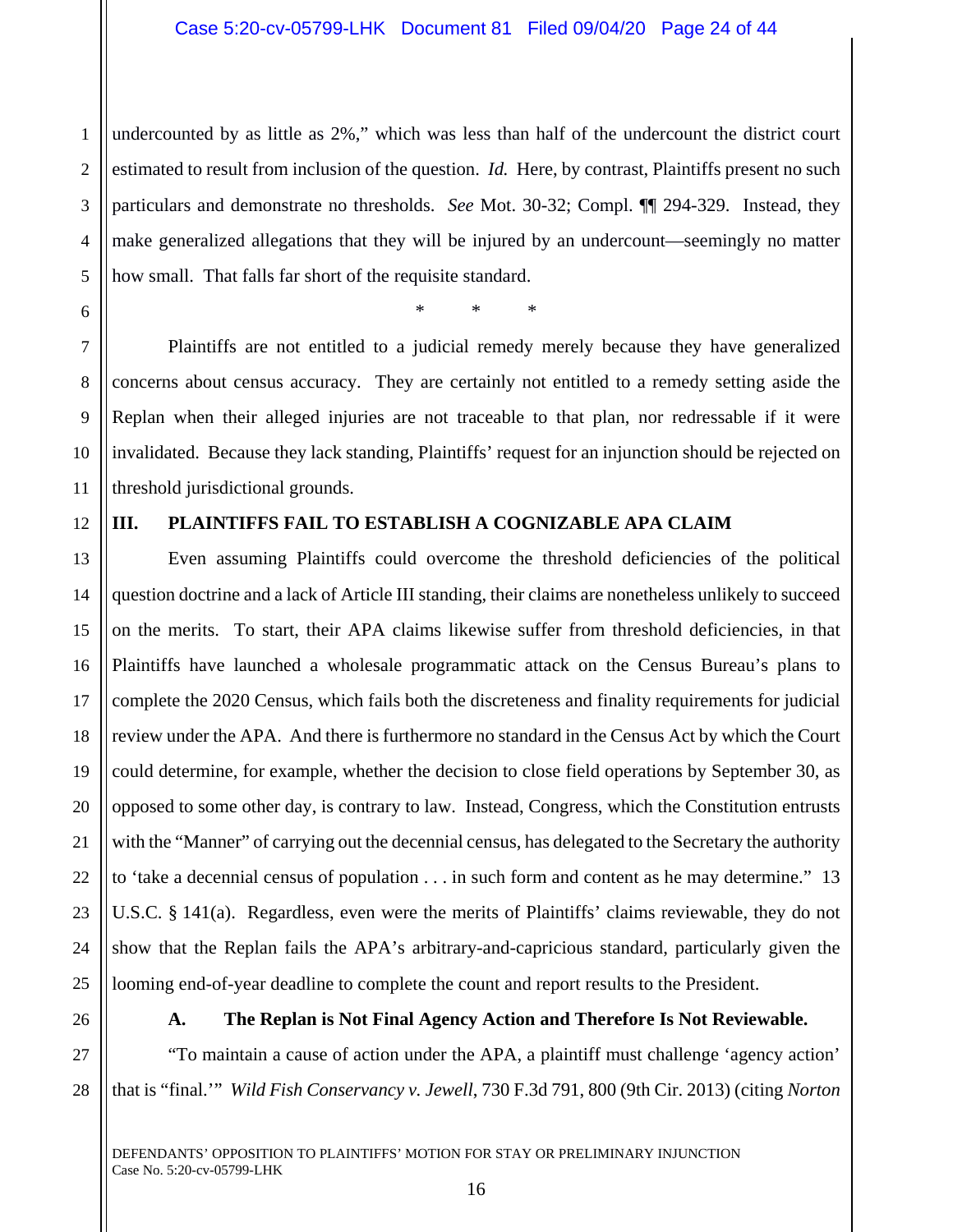undercounted by as little as 2%," which was less than half of the undercount the district court estimated to result from inclusion of the question. *Id.* Here, by contrast, Plaintiffs present no such particulars and demonstrate no thresholds. *See* Mot. 30-32; Compl. ¶¶ 294-329. Instead, they make generalized allegations that they will be injured by an undercount—seemingly no matter how small. That falls far short of the requisite standard.

\* \* \*

Plaintiffs are not entitled to a judicial remedy merely because they have generalized concerns about census accuracy. They are certainly not entitled to a remedy setting aside the Replan when their alleged injuries are not traceable to that plan, nor redressable if it were invalidated. Because they lack standing, Plaintiffs' request for an injunction should be rejected on threshold jurisdictional grounds.

## III. PLAINTIFFS FAIL TO ESTABLISH A COGNIZABLE APA CLAIM

Even assuming Plaintiffs could overcome the threshold deficiencies of the political question doctrine and a lack of Article III standing, their claims are nonetheless unlikely to succeed on the merits. To start, their APA claims likewise suffer from threshold deficiencies, in that Plaintiffs have launched a wholesale programmatic attack on the Census Bureau's plans to complete the 2020 Census, which fails both the discreteness and finality requirements for judicial review under the APA. And there is furthermore no standard in the Census Act by which the Court could determine, for example, whether the decision to close field operations by September 30, as opposed to some other day, is contrary to law. Instead, Congress, which the Constitution entrusts with the "Manner" of carrying out the decennial census, has delegated to the Secretary the authority to 'take a decennial census of population . . . in such form and content as he may determine." 13 U.S.C. § 141(a). Regardless, even were the merits of Plaintiffs' claims reviewable, they do not show that the Replan fails the APA's arbitrary-and-capricious standard, particularly given the looming end-of-year deadline to complete the count and report results to the President.

### A. The Replan is Not Final Agency Action and Therefore Is Not Reviewable.

"To maintain a cause of action under the APA, a plaintiff must challenge 'agency action' that is "final.'" *Wild Fish Conservancy v. Jewell*, 730 F.3d 791, 800 (9th Cir. 2013) (citing *Norton*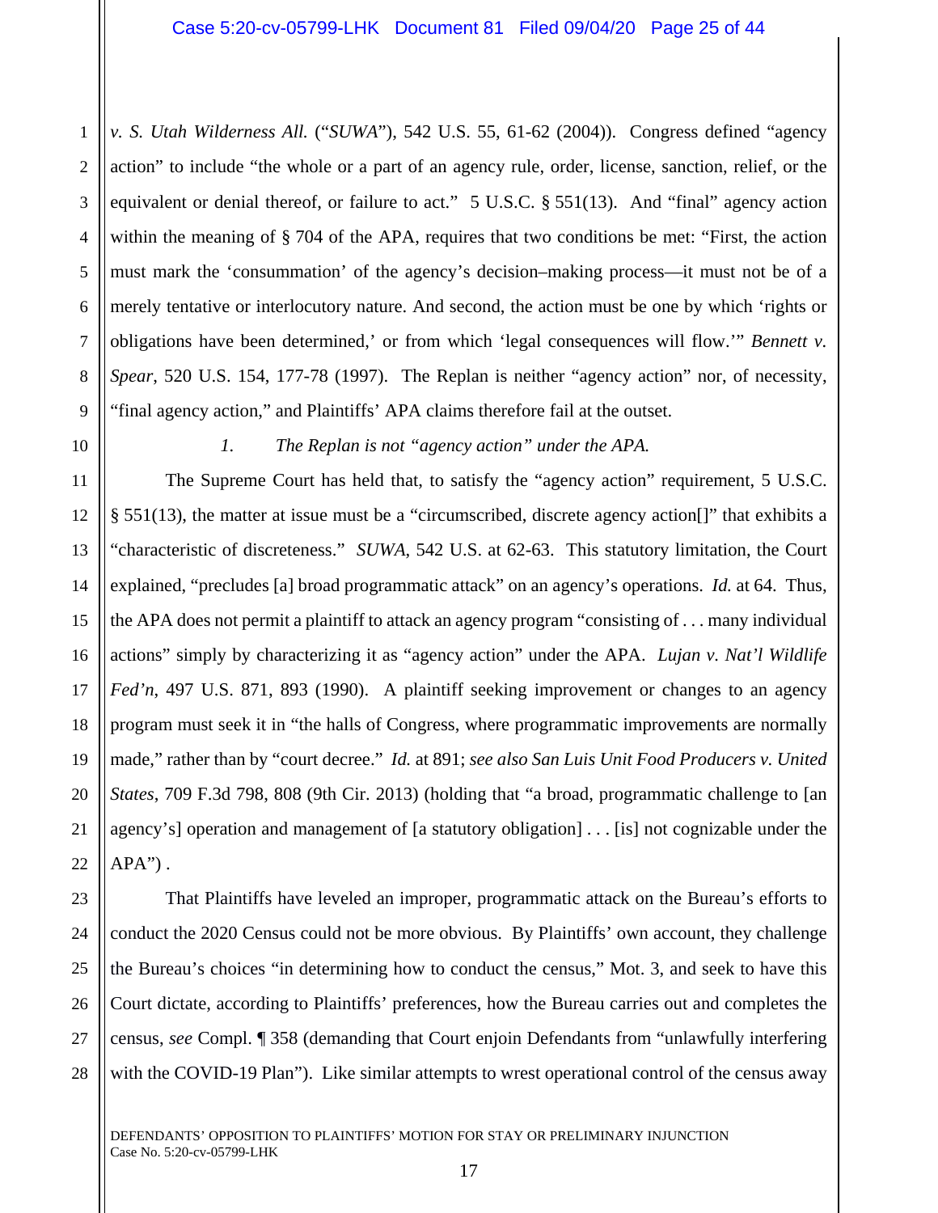*v. S. Utah Wilderness All.* ("*SUWA*"), 542 U.S. 55, 61-62 (2004)). Congress defined "agency action" to include "the whole or a part of an agency rule, order, license, sanction, relief, or the equivalent or denial thereof, or failure to act." 5 U.S.C. § 551(13). And "final" agency action within the meaning of § 704 of the APA, requires that two conditions be met: "First, the action must mark the 'consummation' of the agency's decision–making process—it must not be of a merely tentative or interlocutory nature. And second, the action must be one by which 'rights or obligations have been determined,' or from which 'legal consequences will flow.'" *Bennett v. Spear*, 520 U.S. 154, 177-78 (1997). The Replan is neither "agency action" nor, of necessity, "final agency action," and Plaintiffs' APA claims therefore fail at the outset.

### *1. The Replan is not "agency action" under the APA.*

The Supreme Court has held that, to satisfy the "agency action" requirement, 5 U.S.C. § 551(13), the matter at issue must be a "circumscribed, discrete agency action[]" that exhibits a "characteristic of discreteness." *SUWA*, 542 U.S. at 62-63. This statutory limitation, the Court explained, "precludes [a] broad programmatic attack" on an agency's operations. *Id.* at 64. Thus, the APA does not permit a plaintiff to attack an agency program "consisting of . . . many individual actions" simply by characterizing it as "agency action" under the APA. *Lujan v. Nat'l Wildlife Fed'n*, 497 U.S. 871, 893 (1990). A plaintiff seeking improvement or changes to an agency program must seek it in "the halls of Congress, where programmatic improvements are normally made," rather than by "court decree." *Id.* at 891; *see also San Luis Unit Food Producers v. United States*, 709 F.3d 798, 808 (9th Cir. 2013) (holding that "a broad, programmatic challenge to [an agency's] operation and management of [a statutory obligation] . . . [is] not cognizable under the APA") .

That Plaintiffs have leveled an improper, programmatic attack on the Bureau's efforts to conduct the 2020 Census could not be more obvious. By Plaintiffs' own account, they challenge the Bureau's choices "in determining how to conduct the census," Mot. 3, and seek to have this Court dictate, according to Plaintiffs' preferences, how the Bureau carries out and completes the census, *see* Compl. ¶ 358 (demanding that Court enjoin Defendants from "unlawfully interfering with the COVID-19 Plan"). Like similar attempts to wrest operational control of the census away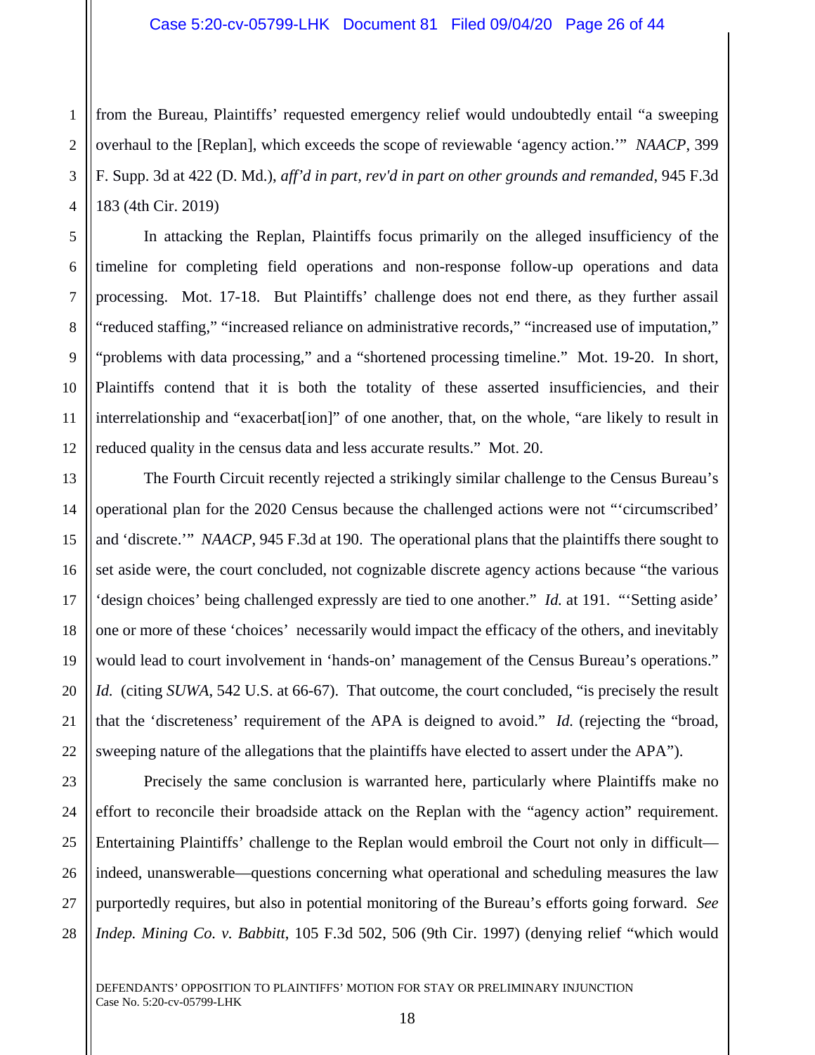from the Bureau, Plaintiffs' requested emergency relief would undoubtedly entail "a sweeping overhaul to the [Replan], which exceeds the scope of reviewable 'agency action.'" *NAACP*, 399 F. Supp. 3d at 422 (D. Md.), *aff'd in part, rev'd in part on other grounds and remanded*, 945 F.3d 183 (4th Cir. 2019)

In attacking the Replan, Plaintiffs focus primarily on the alleged insufficiency of the timeline for completing field operations and non-response follow-up operations and data processing. Mot. 17-18. But Plaintiffs' challenge does not end there, as they further assail "reduced staffing," "increased reliance on administrative records," "increased use of imputation," "problems with data processing," and a "shortened processing timeline." Mot. 19-20. In short, Plaintiffs contend that it is both the totality of these asserted insufficiencies, and their interrelationship and "exacerbat[ion]" of one another, that, on the whole, "are likely to result in reduced quality in the census data and less accurate results." Mot. 20.

The Fourth Circuit recently rejected a strikingly similar challenge to the Census Bureau's operational plan for the 2020 Census because the challenged actions were not "'circumscribed' and 'discrete.'" *NAACP*, 945 F.3d at 190. The operational plans that the plaintiffs there sought to set aside were, the court concluded, not cognizable discrete agency actions because "the various 'design choices' being challenged expressly are tied to one another." *Id.* at 191. "'Setting aside' one or more of these 'choices' necessarily would impact the efficacy of the others, and inevitably would lead to court involvement in 'hands-on' management of the Census Bureau's operations." *Id.* (citing *SUWA*, 542 U.S. at 66-67). That outcome, the court concluded, "is precisely the result that the 'discreteness' requirement of the APA is deigned to avoid." *Id.* (rejecting the "broad, sweeping nature of the allegations that the plaintiffs have elected to assert under the APA").

Precisely the same conclusion is warranted here, particularly where Plaintiffs make no effort to reconcile their broadside attack on the Replan with the "agency action" requirement. Entertaining Plaintiffs' challenge to the Replan would embroil the Court not only in difficult—indeed, unanswerable—questions concerning what operational and scheduling measures the law purportedly requires, but also in potential monitoring of the Bureau's efforts going forward. *See Indep. Mining Co. v. Babbitt*, 105 F.3d 502, 506 (9th Cir. 1997) (denying relief "which would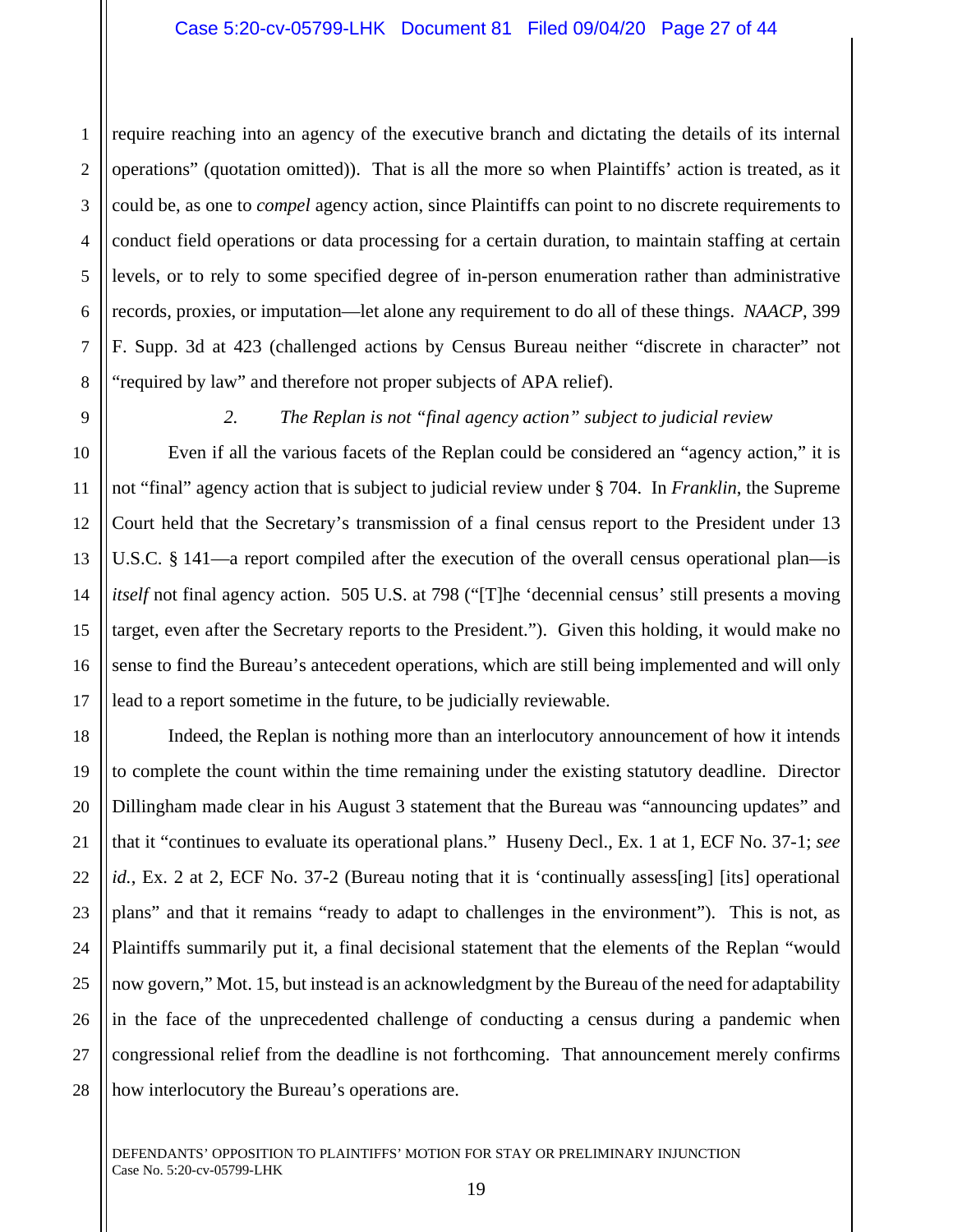require reaching into an agency of the executive branch and dictating the details of its internal operations" (quotation omitted)). That is all the more so when Plaintiffs' action is treated, as it could be, as one to *compel* agency action, since Plaintiffs can point to no discrete requirements to conduct field operations or data processing for a certain duration, to maintain staffing at certain levels, or to rely to some specified degree of in-person enumeration rather than administrative records, proxies, or imputation—let alone any requirement to do all of these things. *NAACP*, 399 F. Supp. 3d at 423 (challenged actions by Census Bureau neither "discrete in character" not "required by law" and therefore not proper subjects of APA relief).

### 2. *The Replan is not "final agency action" subject to judicial review*

Even if all the various facets of the Replan could be considered an "agency action," it is not "final" agency action that is subject to judicial review under § 704. In *Franklin*, the Supreme Court held that the Secretary's transmission of a final census report to the President under 13 U.S.C. § 141—a report compiled after the execution of the overall census operational plan—is *itself* not final agency action. 505 U.S. at 798 ("[T]he 'decennial census' still presents a moving target, even after the Secretary reports to the President."). Given this holding, it would make no sense to find the Bureau's antecedent operations, which are still being implemented and will only lead to a report sometime in the future, to be judicially reviewable.

Indeed, the Replan is nothing more than an interlocutory announcement of how it intends to complete the count within the time remaining under the existing statutory deadline. Director Dillingham made clear in his August 3 statement that the Bureau was "announcing updates" and that it "continues to evaluate its operational plans." Huseny Decl., Ex. 1 at 1, ECF No. 37-1; *see id.*, Ex. 2 at 2, ECF No. 37-2 (Bureau noting that it is 'continually assess[ing] [its] operational plans" and that it remains "ready to adapt to challenges in the environment"). This is not, as Plaintiffs summarily put it, a final decisional statement that the elements of the Replan "would now govern," Mot. 15, but instead is an acknowledgment by the Bureau of the need for adaptability in the face of the unprecedented challenge of conducting a census during a pandemic when congressional relief from the deadline is not forthcoming. That announcement merely confirms how interlocutory the Bureau's operations are.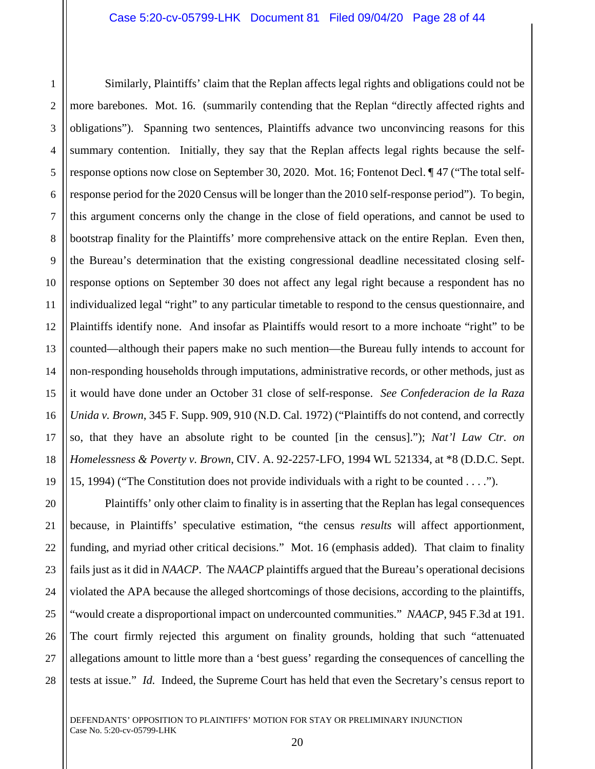Similarly, Plaintiffs' claim that the Replan affects legal rights and obligations could not be more barebones. Mot. 16. (summarily contending that the Replan "directly affected rights and obligations"). Spanning two sentences, Plaintiffs advance two unconvincing reasons for this summary contention. Initially, they say that the Replan affects legal rights because the self-response options now close on September 30, 2020. Mot. 16; Fontenot Decl. ¶ 47 ("The total self-response period for the 2020 Census will be longer than the 2010 self-response period"). To begin, this argument concerns only the change in the close of field operations, and cannot be used to bootstrap finality for the Plaintiffs' more comprehensive attack on the entire Replan. Even then, the Bureau's determination that the existing congressional deadline necessitated closing self-response options on September 30 does not affect any legal right because a respondent has no individualized legal "right" to any particular timetable to respond to the census questionnaire, and Plaintiffs identify none. And insofar as Plaintiffs would resort to a more inchoate "right" to be counted—although their papers make no such mention—the Bureau fully intends to account for non-responding households through imputations, administrative records, or other methods, just as it would have done under an October 31 close of self-response. *See Confederacion de la Raza Unida v. Brown*, 345 F. Supp. 909, 910 (N.D. Cal. 1972) ("Plaintiffs do not contend, and correctly so, that they have an absolute right to be counted [in the census]."); *Nat'l Law Ctr. on Homelessness & Poverty v. Brown*, CIV. A. 92-2257-LFO, 1994 WL 521334, at *8 (D.D.C. Sept. 15, 1994) ("The Constitution does not provide individuals with a right to be counted . . . .").

Plaintiffs' only other claim to finality is in asserting that the Replan has legal consequences because, in Plaintiffs' speculative estimation, "the census *results* will affect apportionment, funding, and myriad other critical decisions." Mot. 16 (emphasis added). That claim to finality fails just as it did in *NAACP*. The *NAACP* plaintiffs argued that the Bureau's operational decisions violated the APA because the alleged shortcomings of those decisions, according to the plaintiffs, "would create a disproportional impact on undercounted communities." *NAACP*, 945 F.3d at 191. The court firmly rejected this argument on finality grounds, holding that such "attenuated allegations amount to little more than a 'best guess' regarding the consequences of cancelling the tests at issue." *Id.* Indeed, the Supreme Court has held that even the Secretary's census report to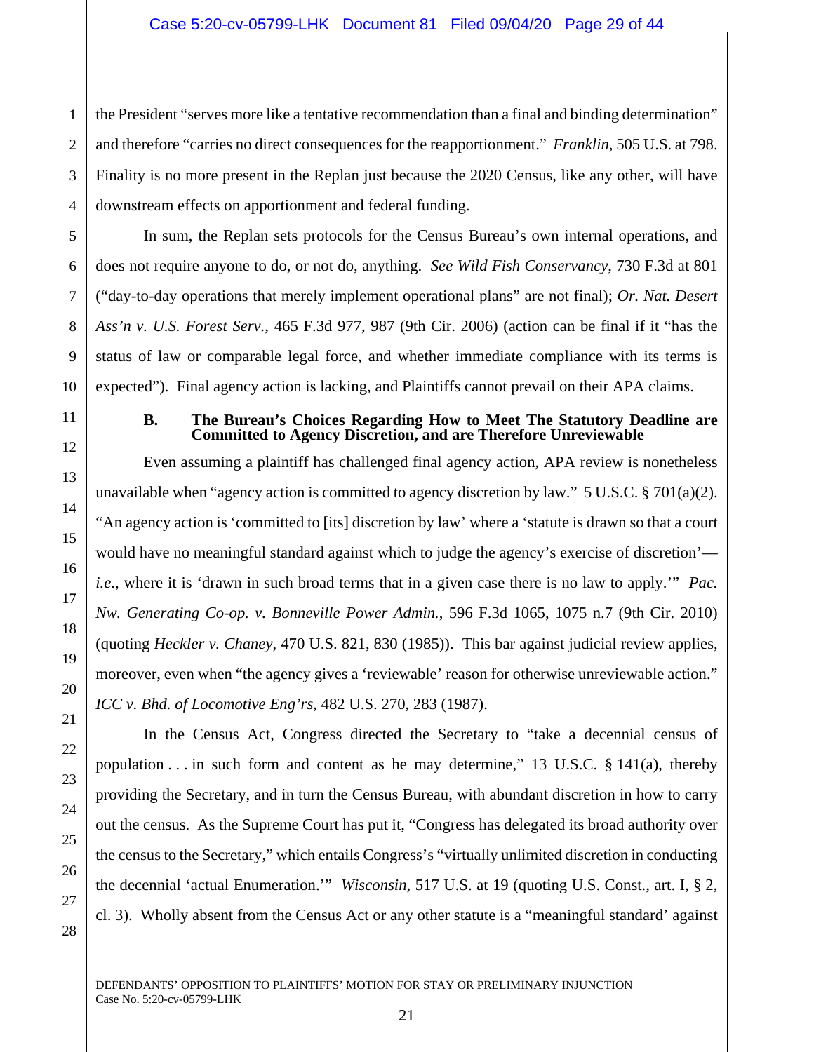the President "serves more like a tentative recommendation than a final and binding determination" and therefore "carries no direct consequences for the reapportionment." *Franklin*, 505 U.S. at 798. Finality is no more present in the Replan just because the 2020 Census, like any other, will have downstream effects on apportionment and federal funding.

In sum, the Replan sets protocols for the Census Bureau's own internal operations, and does not require anyone to do, or not do, anything. *See Wild Fish Conservancy*, 730 F.3d at 801 ("day-to-day operations that merely implement operational plans" are not final); *Or. Nat. Desert Ass'n v. U.S. Forest Serv.*, 465 F.3d 977, 987 (9th Cir. 2006) (action can be final if it "has the status of law or comparable legal force, and whether immediate compliance with its terms is expected"). Final agency action is lacking, and Plaintiffs cannot prevail on their APA claims.

### B. The Bureau's Choices Regarding How to Meet The Statutory Deadline are Committed to Agency Discretion, and are Therefore Unreviewable

Even assuming a plaintiff has challenged final agency action, APA review is nonetheless unavailable when "agency action is committed to agency discretion by law." 5 U.S.C. § 701(a)(2). "An agency action is 'committed to [its] discretion by law' where a 'statute is drawn so that a court would have no meaningful standard against which to judge the agency's exercise of discretion'—*i.e.*, where it is 'drawn in such broad terms that in a given case there is no law to apply.'" *Pac. Nw. Generating Co-op. v. Bonneville Power Admin.*, 596 F.3d 1065, 1075 n.7 (9th Cir. 2010) (quoting *Heckler v. Chaney*, 470 U.S. 821, 830 (1985)). This bar against judicial review applies, moreover, even when "the agency gives a 'reviewable' reason for otherwise unreviewable action." *ICC v. Bhd. of Locomotive Eng'rs*, 482 U.S. 270, 283 (1987).

In the Census Act, Congress directed the Secretary to "take a decennial census of population . . . in such form and content as he may determine," 13 U.S.C. § 141(a), thereby providing the Secretary, and in turn the Census Bureau, with abundant discretion in how to carry out the census. As the Supreme Court has put it, "Congress has delegated its broad authority over the census to the Secretary," which entails Congress's "virtually unlimited discretion in conducting the decennial 'actual Enumeration.'" *Wisconsin*, 517 U.S. at 19 (quoting U.S. Const., art. I, § 2, cl. 3). Wholly absent from the Census Act or any other statute is a "meaningful standard' against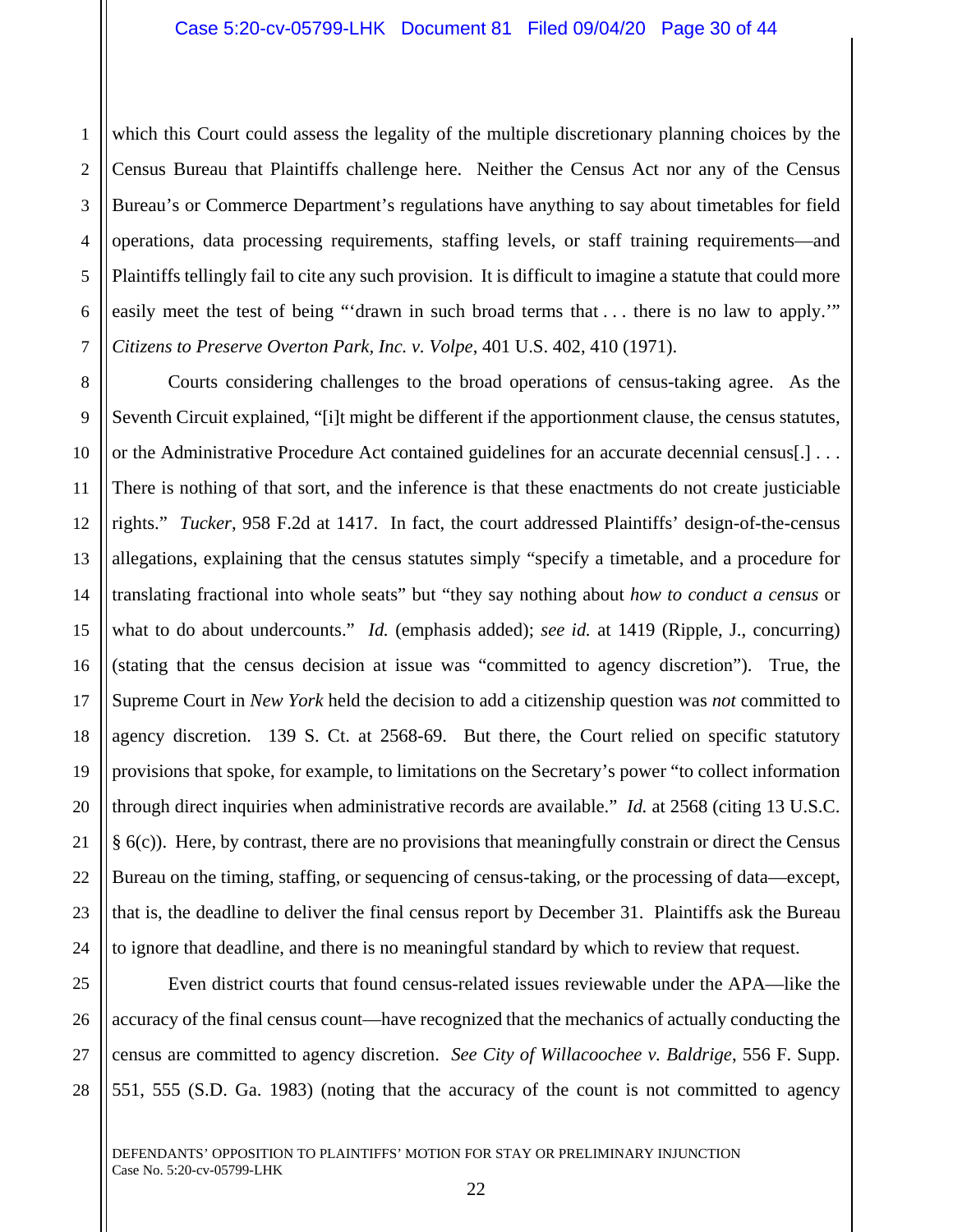which this Court could assess the legality of the multiple discretionary planning choices by the Census Bureau that Plaintiffs challenge here. Neither the Census Act nor any of the Census Bureau's or Commerce Department's regulations have anything to say about timetables for field operations, data processing requirements, staffing levels, or staff training requirements—and Plaintiffs tellingly fail to cite any such provision. It is difficult to imagine a statute that could more easily meet the test of being "'drawn in such broad terms that . . . there is no law to apply.'" *Citizens to Preserve Overton Park, Inc. v. Volpe*, 401 U.S. 402, 410 (1971).

Courts considering challenges to the broad operations of census-taking agree. As the Seventh Circuit explained, "[i]t might be different if the apportionment clause, the census statutes, or the Administrative Procedure Act contained guidelines for an accurate decennial census[.] . . . There is nothing of that sort, and the inference is that these enactments do not create justiciable rights." *Tucker*, 958 F.2d at 1417. In fact, the court addressed Plaintiffs' design-of-the-census allegations, explaining that the census statutes simply "specify a timetable, and a procedure for translating fractional into whole seats" but "they say nothing about *how to conduct a census* or what to do about undercounts." *Id.* (emphasis added); *see id.* at 1419 (Ripple, J., concurring) (stating that the census decision at issue was "committed to agency discretion"). True, the Supreme Court in *New York* held the decision to add a citizenship question was *not* committed to agency discretion. 139 S. Ct. at 2568-69. But there, the Court relied on specific statutory provisions that spoke, for example, to limitations on the Secretary's power "to collect information through direct inquiries when administrative records are available." *Id.* at 2568 (citing 13 U.S.C. § 6(c)). Here, by contrast, there are no provisions that meaningfully constrain or direct the Census Bureau on the timing, staffing, or sequencing of census-taking, or the processing of data—except, that is, the deadline to deliver the final census report by December 31. Plaintiffs ask the Bureau to ignore that deadline, and there is no meaningful standard by which to review that request.

Even district courts that found census-related issues reviewable under the APA—like the accuracy of the final census count—have recognized that the mechanics of actually conducting the census are committed to agency discretion. *See City of Willacoochee v. Baldrige*, 556 F. Supp. 551, 555 (S.D. Ga. 1983) (noting that the accuracy of the count is not committed to agency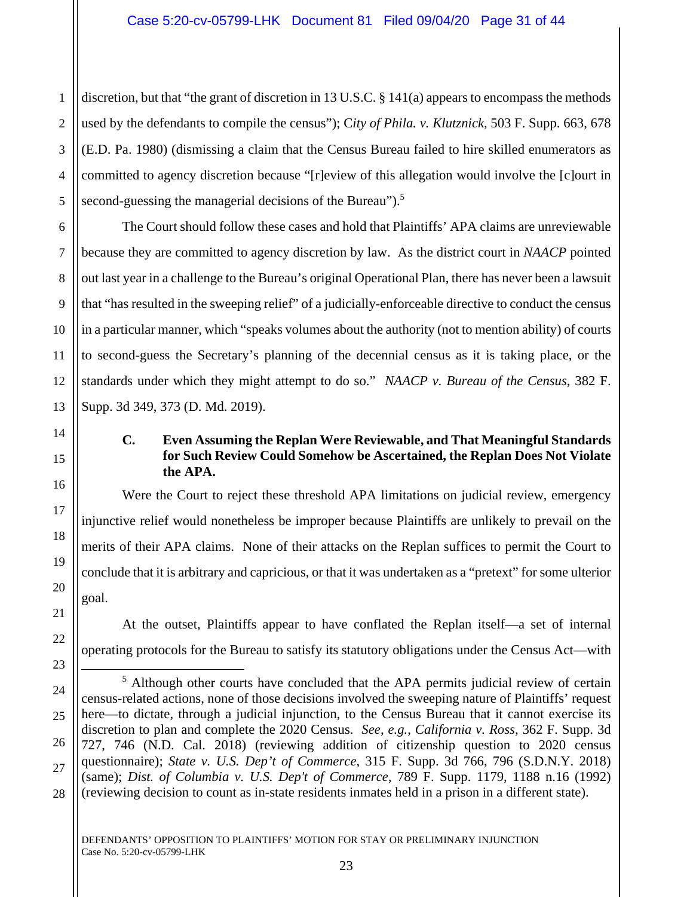discretion, but that "the grant of discretion in 13 U.S.C. § 141(a) appears to encompass the methods used by the defendants to compile the census"); C*ity of Phila. v. Klutznick*, 503 F. Supp. 663, 678 (E.D. Pa. 1980) (dismissing a claim that the Census Bureau failed to hire skilled enumerators as committed to agency discretion because "[r]eview of this allegation would involve the [c]ourt in second-guessing the managerial decisions of the Bureau").[5]

The Court should follow these cases and hold that Plaintiffs' APA claims are unreviewable because they are committed to agency discretion by law. As the district court in *NAACP* pointed out last year in a challenge to the Bureau's original Operational Plan, there has never been a lawsuit that "has resulted in the sweeping relief" of a judicially-enforceable directive to conduct the census in a particular manner, which "speaks volumes about the authority (not to mention ability) of courts to second-guess the Secretary's planning of the decennial census as it is taking place, or the standards under which they might attempt to do so." *NAACP v. Bureau of the Census*, 382 F. Supp. 3d 349, 373 (D. Md. 2019).

### C. Even Assuming the Replan Were Reviewable, and That Meaningful Standards for Such Review Could Somehow be Ascertained, the Replan Does Not Violate the APA.

Were the Court to reject these threshold APA limitations on judicial review, emergency injunctive relief would nonetheless be improper because Plaintiffs are unlikely to prevail on the merits of their APA claims. None of their attacks on the Replan suffices to permit the Court to conclude that it is arbitrary and capricious, or that it was undertaken as a "pretext" for some ulterior goal.

At the outset, Plaintiffs appear to have conflated the Replan itself—a set of internal operating protocols for the Bureau to satisfy its statutory obligations under the Census Act—with

---

[5] Although other courts have concluded that the APA permits judicial review of certain census-related actions, none of those decisions involved the sweeping nature of Plaintiffs' request here—to dictate, through a judicial injunction, to the Census Bureau that it cannot exercise its discretion to plan and complete the 2020 Census. *See, e.g.*, *California v. Ross*, 362 F. Supp. 3d 727, 746 (N.D. Cal. 2018) (reviewing addition of citizenship question to 2020 census questionnaire); *State v. U.S. Dep't of Commerce*, 315 F. Supp. 3d 766, 796 (S.D.N.Y. 2018) (same); *Dist. of Columbia v. U.S. Dep't of Commerce*, 789 F. Supp. 1179, 1188 n.16 (1992) (reviewing decision to count as in-state residents inmates held in a prison in a different state).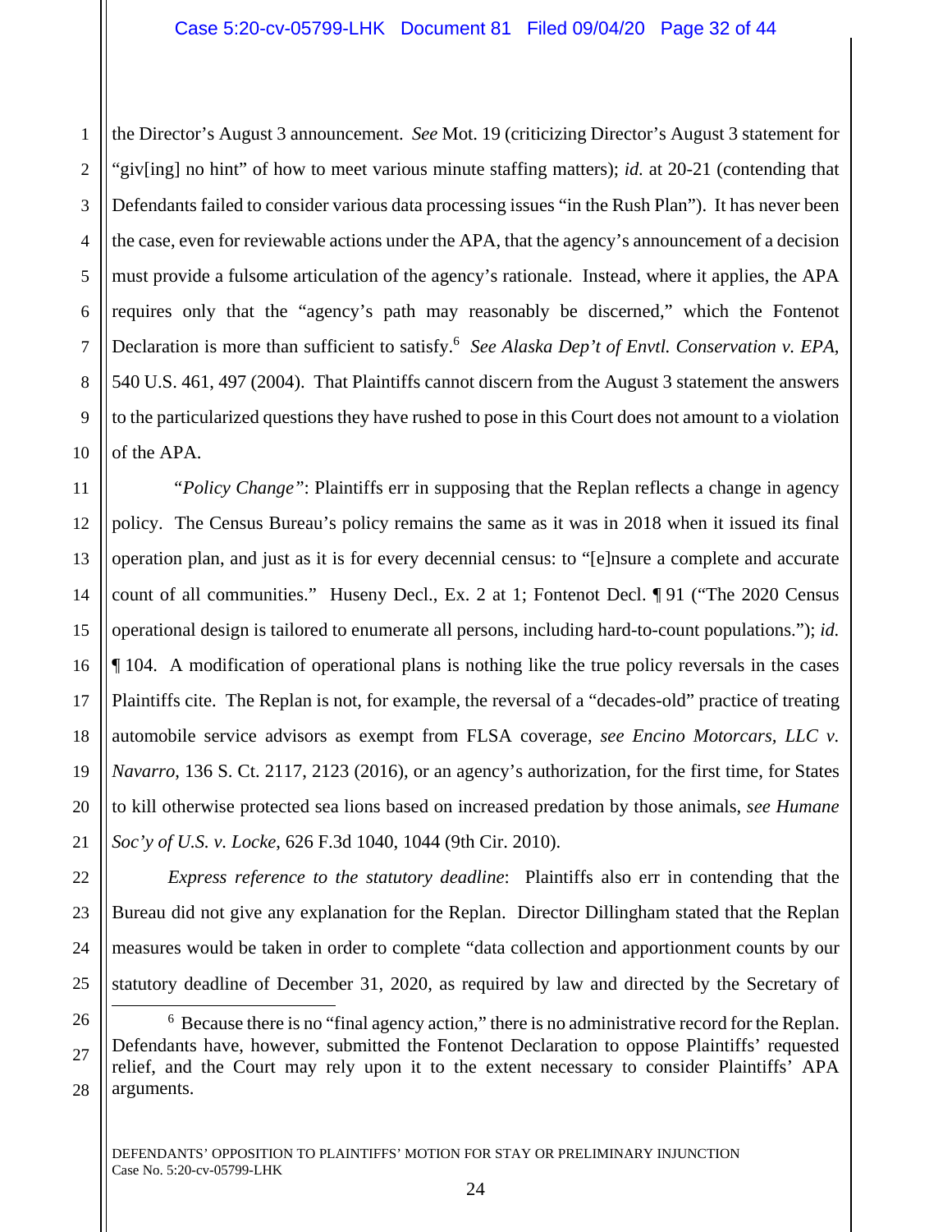the Director's August 3 announcement. *See* Mot. 19 (criticizing Director's August 3 statement for "giv[ing] no hint" of how to meet various minute staffing matters); *id.* at 20-21 (contending that Defendants failed to consider various data processing issues "in the Rush Plan"). It has never been the case, even for reviewable actions under the APA, that the agency's announcement of a decision must provide a fulsome articulation of the agency's rationale. Instead, where it applies, the APA requires only that the "agency's path may reasonably be discerned," which the Fontenot Declaration is more than sufficient to satisfy.[6] *See Alaska Dep't of Envtl. Conservation v. EPA*, 540 U.S. 461, 497 (2004). That Plaintiffs cannot discern from the August 3 statement the answers to the particularized questions they have rushed to pose in this Court does not amount to a violation of the APA.

*"Policy Change"*: Plaintiffs err in supposing that the Replan reflects a change in agency policy. The Census Bureau's policy remains the same as it was in 2018 when it issued its final operation plan, and just as it is for every decennial census: to "[e]nsure a complete and accurate count of all communities." Huseny Decl., Ex. 2 at 1; Fontenot Decl. ¶ 91 ("The 2020 Census operational design is tailored to enumerate all persons, including hard-to-count populations."); *id.* ¶ 104. A modification of operational plans is nothing like the true policy reversals in the cases Plaintiffs cite. The Replan is not, for example, the reversal of a "decades-old" practice of treating automobile service advisors as exempt from FLSA coverage, *see Encino Motorcars, LLC v. Navarro*, 136 S. Ct. 2117, 2123 (2016), or an agency's authorization, for the first time, for States to kill otherwise protected sea lions based on increased predation by those animals, *see Humane Soc'y of U.S. v. Locke*, 626 F.3d 1040, 1044 (9th Cir. 2010).

*Express reference to the statutory deadline*: Plaintiffs also err in contending that the Bureau did not give any explanation for the Replan. Director Dillingham stated that the Replan measures would be taken in order to complete "data collection and apportionment counts by our statutory deadline of December 31, 2020, as required by law and directed by the Secretary of

---

[6] Because there is no "final agency action," there is no administrative record for the Replan. Defendants have, however, submitted the Fontenot Declaration to oppose Plaintiffs' requested relief, and the Court may rely upon it to the extent necessary to consider Plaintiffs' APA arguments.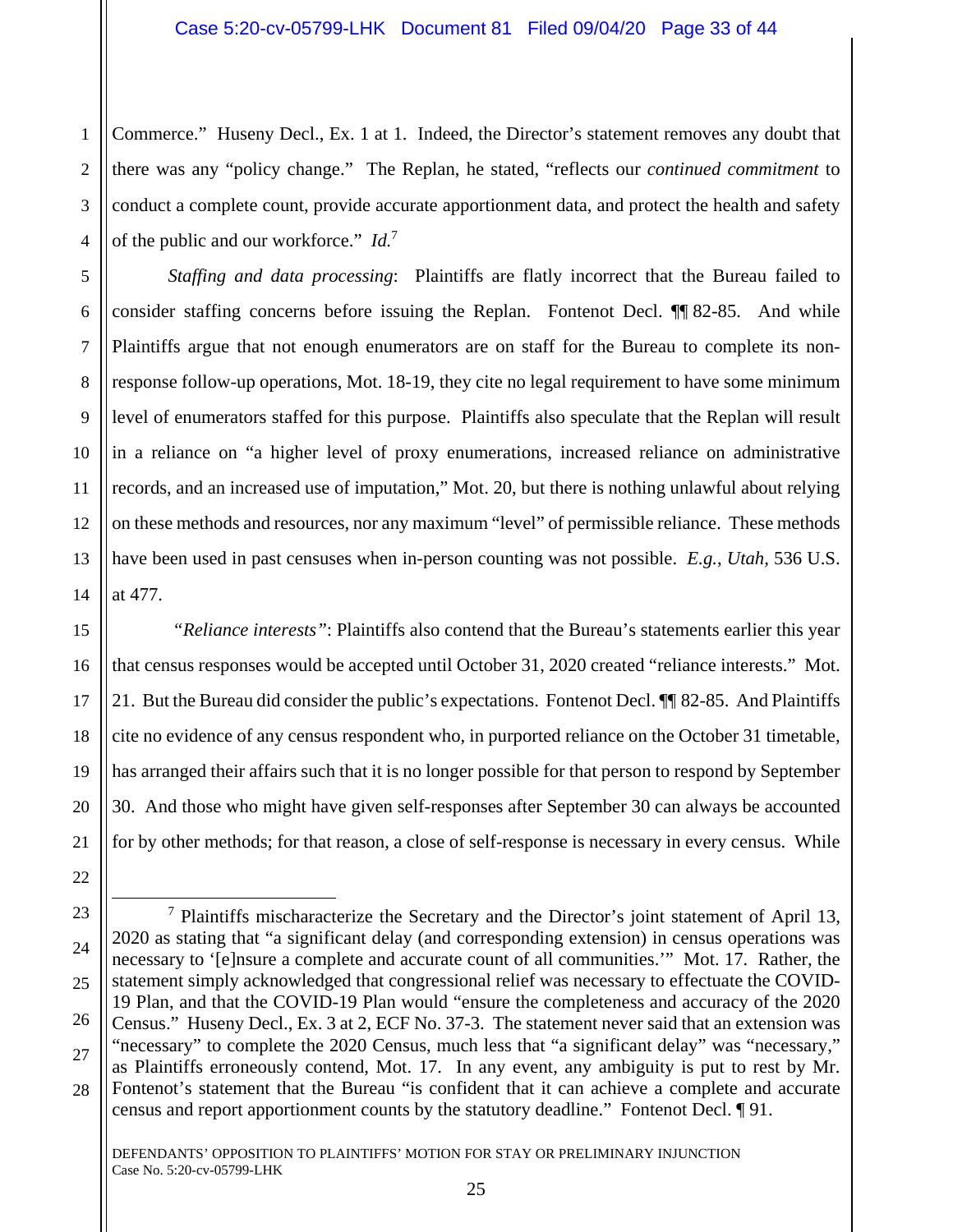Commerce." Huseny Decl., Ex. 1 at 1. Indeed, the Director's statement removes any doubt that there was any "policy change." The Replan, he stated, "reflects our *continued commitment* to conduct a complete count, provide accurate apportionment data, and protect the health and safety of the public and our workforce." *Id.*[7]

*Staffing and data processing*: Plaintiffs are flatly incorrect that the Bureau failed to consider staffing concerns before issuing the Replan. Fontenot Decl. ¶¶ 82-85. And while Plaintiffs argue that not enough enumerators are on staff for the Bureau to complete its non-response follow-up operations, Mot. 18-19, they cite no legal requirement to have some minimum level of enumerators staffed for this purpose. Plaintiffs also speculate that the Replan will result in a reliance on "a higher level of proxy enumerations, increased reliance on administrative records, and an increased use of imputation," Mot. 20, but there is nothing unlawful about relying on these methods and resources, nor any maximum "level" of permissible reliance. These methods have been used in past censuses when in-person counting was not possible. *E.g.*, *Utah*, 536 U.S. at 477.

*"Reliance interests"*: Plaintiffs also contend that the Bureau's statements earlier this year that census responses would be accepted until October 31, 2020 created "reliance interests." Mot. 21. But the Bureau did consider the public's expectations. Fontenot Decl. ¶¶ 82-85. And Plaintiffs cite no evidence of any census respondent who, in purported reliance on the October 31 timetable, has arranged their affairs such that it is no longer possible for that person to respond by September 30. And those who might have given self-responses after September 30 can always be accounted for by other methods; for that reason, a close of self-response is necessary in every census. While

---

[7] Plaintiffs mischaracterize the Secretary and the Director's joint statement of April 13, 2020 as stating that "a significant delay (and corresponding extension) in census operations was necessary to '[e]nsure a complete and accurate count of all communities.'" Mot. 17. Rather, the statement simply acknowledged that congressional relief was necessary to effectuate the COVID-19 Plan, and that the COVID-19 Plan would "ensure the completeness and accuracy of the 2020 Census." Huseny Decl., Ex. 3 at 2, ECF No. 37-3. The statement never said that an extension was "necessary" to complete the 2020 Census, much less that "a significant delay" was "necessary," as Plaintiffs erroneously contend, Mot. 17. In any event, any ambiguity is put to rest by Mr. Fontenot's statement that the Bureau "is confident that it can achieve a complete and accurate census and report apportionment counts by the statutory deadline." Fontenot Decl. ¶ 91.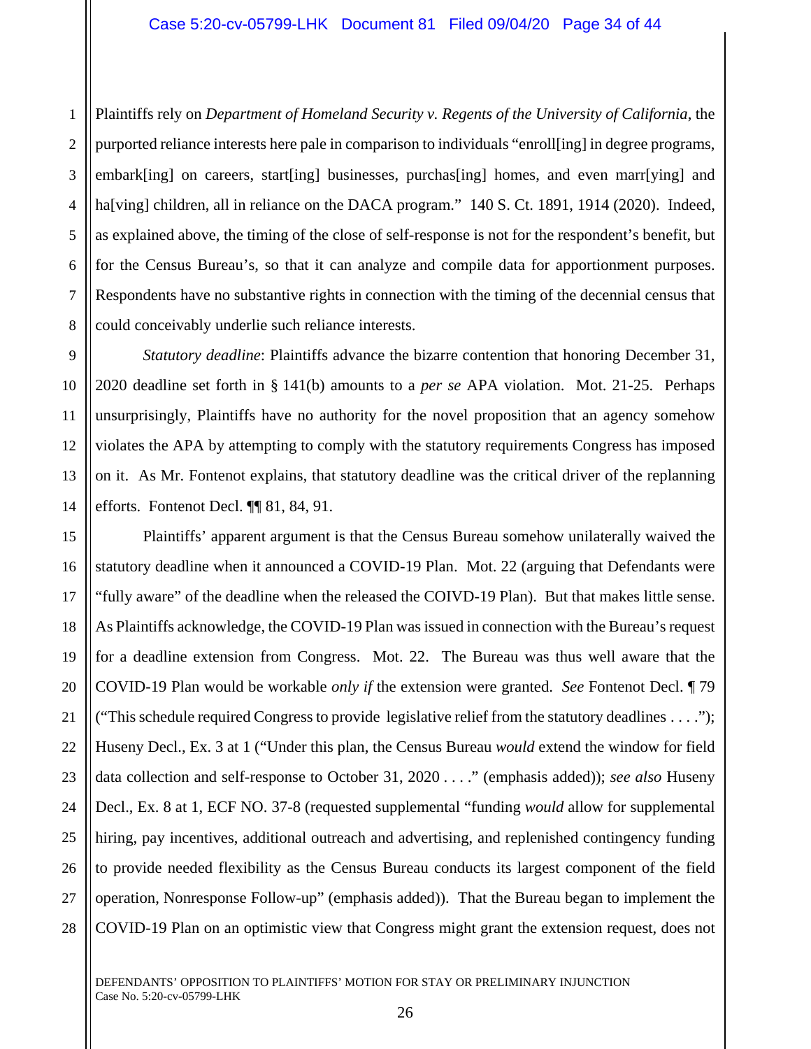Plaintiffs rely on *Department of Homeland Security v. Regents of the University of California*, the purported reliance interests here pale in comparison to individuals "enroll[ing] in degree programs, embark[ing] on careers, start[ing] businesses, purchas[ing] homes, and even marr[ying] and ha[ving] children, all in reliance on the DACA program." 140 S. Ct. 1891, 1914 (2020). Indeed, as explained above, the timing of the close of self-response is not for the respondent's benefit, but for the Census Bureau's, so that it can analyze and compile data for apportionment purposes. Respondents have no substantive rights in connection with the timing of the decennial census that could conceivably underlie such reliance interests.

*Statutory deadline*: Plaintiffs advance the bizarre contention that honoring December 31, 2020 deadline set forth in § 141(b) amounts to a *per se* APA violation. Mot. 21-25. Perhaps unsurprisingly, Plaintiffs have no authority for the novel proposition that an agency somehow violates the APA by attempting to comply with the statutory requirements Congress has imposed on it. As Mr. Fontenot explains, that statutory deadline was the critical driver of the replanning efforts. Fontenot Decl. ¶¶ 81, 84, 91.

Plaintiffs' apparent argument is that the Census Bureau somehow unilaterally waived the statutory deadline when it announced a COVID-19 Plan. Mot. 22 (arguing that Defendants were "fully aware" of the deadline when the released the COIVD-19 Plan). But that makes little sense. As Plaintiffs acknowledge, the COVID-19 Plan was issued in connection with the Bureau's request for a deadline extension from Congress. Mot. 22. The Bureau was thus well aware that the COVID-19 Plan would be workable *only if* the extension were granted. *See* Fontenot Decl. ¶ 79 ("This schedule required Congress to provide legislative relief from the statutory deadlines . . . ."); Huseny Decl., Ex. 3 at 1 ("Under this plan, the Census Bureau *would* extend the window for field data collection and self-response to October 31, 2020 . . . ." (emphasis added)); *see also* Huseny Decl., Ex. 8 at 1, ECF NO. 37-8 (requested supplemental "funding *would* allow for supplemental hiring, pay incentives, additional outreach and advertising, and replenished contingency funding to provide needed flexibility as the Census Bureau conducts its largest component of the field operation, Nonresponse Follow-up" (emphasis added)). That the Bureau began to implement the COVID-19 Plan on an optimistic view that Congress might grant the extension request, does not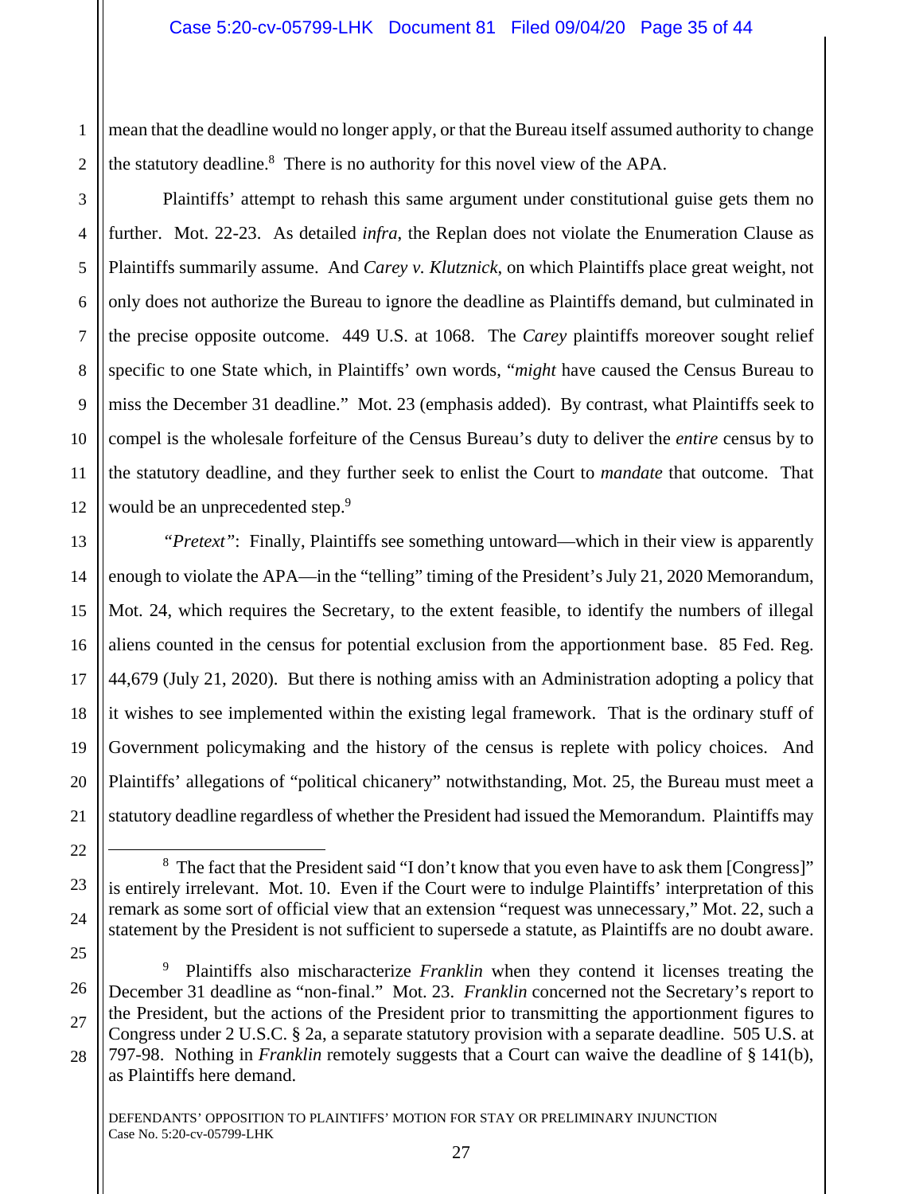mean that the deadline would no longer apply, or that the Bureau itself assumed authority to change the statutory deadline.[8] There is no authority for this novel view of the APA.

Plaintiffs' attempt to rehash this same argument under constitutional guise gets them no further. Mot. 22-23. As detailed *infra*, the Replan does not violate the Enumeration Clause as Plaintiffs summarily assume. And *Carey v. Klutznick*, on which Plaintiffs place great weight, not only does not authorize the Bureau to ignore the deadline as Plaintiffs demand, but culminated in the precise opposite outcome. 449 U.S. at 1068. The *Carey* plaintiffs moreover sought relief specific to one State which, in Plaintiffs' own words, "*might* have caused the Census Bureau to miss the December 31 deadline." Mot. 23 (emphasis added). By contrast, what Plaintiffs seek to compel is the wholesale forfeiture of the Census Bureau's duty to deliver the *entire* census by to the statutory deadline, and they further seek to enlist the Court to *mandate* that outcome. That would be an unprecedented step.[9]

*"Pretext"*: Finally, Plaintiffs see something untoward—which in their view is apparently enough to violate the APA—in the "telling" timing of the President's July 21, 2020 Memorandum, Mot. 24, which requires the Secretary, to the extent feasible, to identify the numbers of illegal aliens counted in the census for potential exclusion from the apportionment base. 85 Fed. Reg. 44,679 (July 21, 2020). But there is nothing amiss with an Administration adopting a policy that it wishes to see implemented within the existing legal framework. That is the ordinary stuff of Government policymaking and the history of the census is replete with policy choices. And Plaintiffs' allegations of "political chicanery" notwithstanding, Mot. 25, the Bureau must meet a statutory deadline regardless of whether the President had issued the Memorandum. Plaintiffs may

---

[8] The fact that the President said "I don't know that you even have to ask them [Congress]" is entirely irrelevant. Mot. 10. Even if the Court were to indulge Plaintiffs' interpretation of this remark as some sort of official view that an extension "request was unnecessary," Mot. 22, such a statement by the President is not sufficient to supersede a statute, as Plaintiffs are no doubt aware.

[9] Plaintiffs also mischaracterize *Franklin* when they contend it licenses treating the December 31 deadline as "non-final." Mot. 23. *Franklin* concerned not the Secretary's report to the President, but the actions of the President prior to transmitting the apportionment figures to Congress under 2 U.S.C. § 2a, a separate statutory provision with a separate deadline. 505 U.S. at 797-98. Nothing in *Franklin* remotely suggests that a Court can waive the deadline of § 141(b), as Plaintiffs here demand.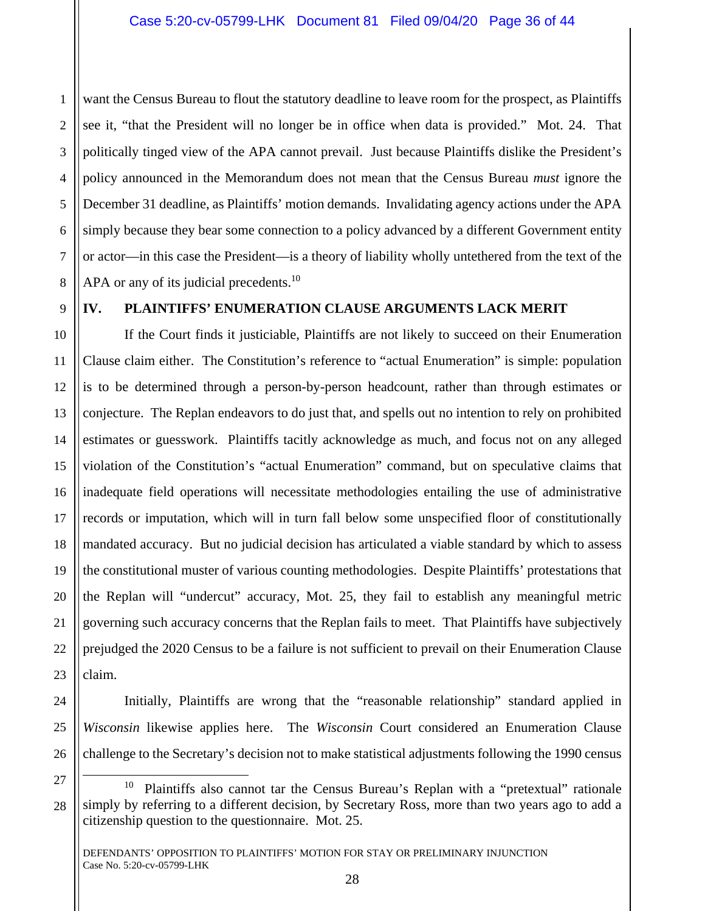want the Census Bureau to flout the statutory deadline to leave room for the prospect, as Plaintiffs see it, "that the President will no longer be in office when data is provided." Mot. 24. That politically tinged view of the APA cannot prevail. Just because Plaintiffs dislike the President's policy announced in the Memorandum does not mean that the Census Bureau *must* ignore the December 31 deadline, as Plaintiffs' motion demands. Invalidating agency actions under the APA simply because they bear some connection to a policy advanced by a different Government entity or actor—in this case the President—is a theory of liability wholly untethered from the text of the APA or any of its judicial precedents.[10]

## IV. PLAINTIFFS' ENUMERATION CLAUSE ARGUMENTS LACK MERIT

If the Court finds it justiciable, Plaintiffs are not likely to succeed on their Enumeration Clause claim either. The Constitution's reference to "actual Enumeration" is simple: population is to be determined through a person-by-person headcount, rather than through estimates or conjecture. The Replan endeavors to do just that, and spells out no intention to rely on prohibited estimates or guesswork. Plaintiffs tacitly acknowledge as much, and focus not on any alleged violation of the Constitution's "actual Enumeration" command, but on speculative claims that inadequate field operations will necessitate methodologies entailing the use of administrative records or imputation, which will in turn fall below some unspecified floor of constitutionally mandated accuracy. But no judicial decision has articulated a viable standard by which to assess the constitutional muster of various counting methodologies. Despite Plaintiffs' protestations that the Replan will "undercut" accuracy, Mot. 25, they fail to establish any meaningful metric governing such accuracy concerns that the Replan fails to meet. That Plaintiffs have subjectively prejudged the 2020 Census to be a failure is not sufficient to prevail on their Enumeration Clause claim.

Initially, Plaintiffs are wrong that the "reasonable relationship" standard applied in *Wisconsin* likewise applies here. The *Wisconsin* Court considered an Enumeration Clause challenge to the Secretary's decision not to make statistical adjustments following the 1990 census

---

[10] Plaintiffs also cannot tar the Census Bureau's Replan with a "pretextual" rationale simply by referring to a different decision, by Secretary Ross, more than two years ago to add a citizenship question to the questionnaire. Mot. 25.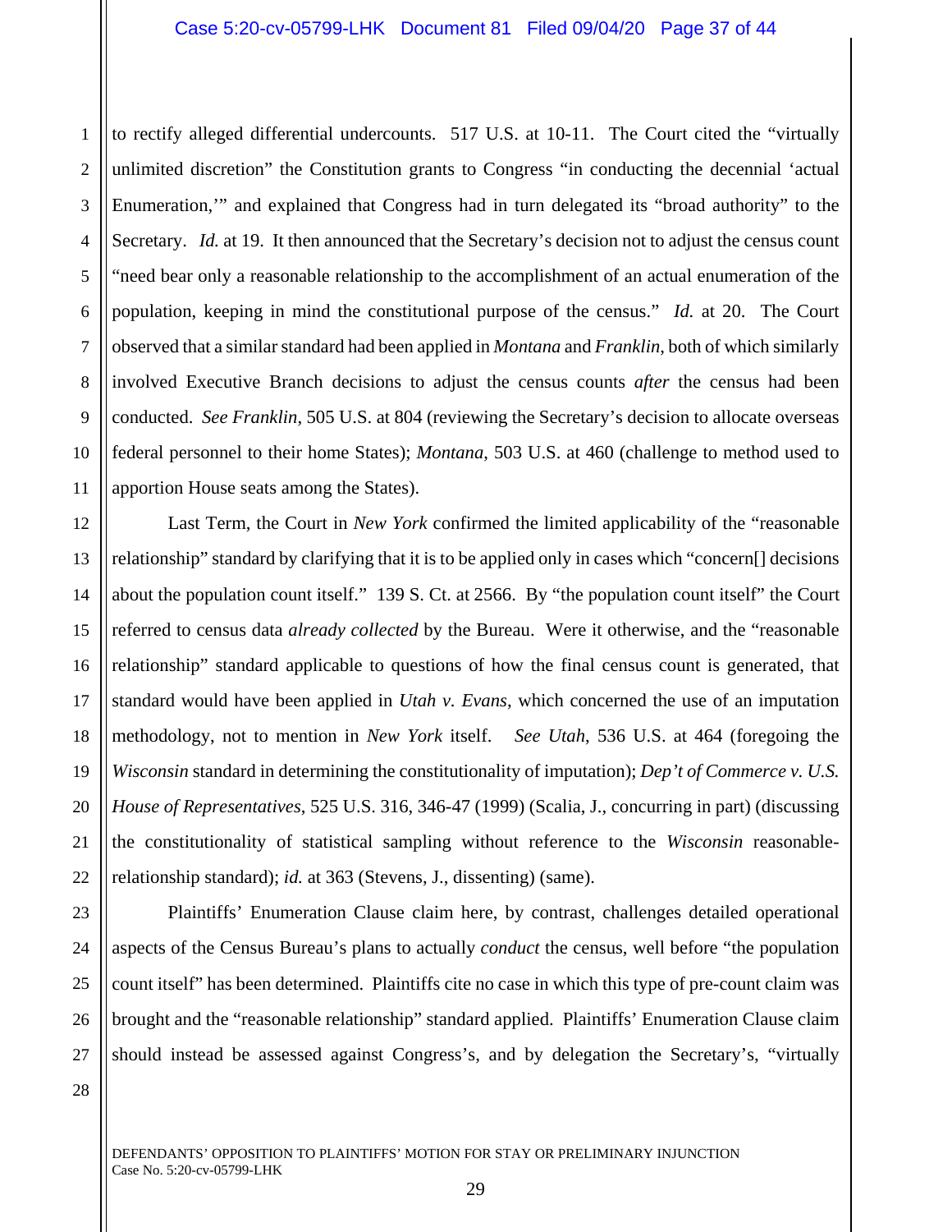to rectify alleged differential undercounts. 517 U.S. at 10-11. The Court cited the "virtually unlimited discretion" the Constitution grants to Congress "in conducting the decennial 'actual Enumeration,'" and explained that Congress had in turn delegated its "broad authority" to the Secretary. *Id.* at 19. It then announced that the Secretary's decision not to adjust the census count "need bear only a reasonable relationship to the accomplishment of an actual enumeration of the population, keeping in mind the constitutional purpose of the census." *Id.* at 20. The Court observed that a similar standard had been applied in *Montana* and *Franklin*, both of which similarly involved Executive Branch decisions to adjust the census counts *after* the census had been conducted. *See Franklin*, 505 U.S. at 804 (reviewing the Secretary's decision to allocate overseas federal personnel to their home States); *Montana*, 503 U.S. at 460 (challenge to method used to apportion House seats among the States).

Last Term, the Court in *New York* confirmed the limited applicability of the "reasonable relationship" standard by clarifying that it is to be applied only in cases which "concern[] decisions about the population count itself." 139 S. Ct. at 2566. By "the population count itself" the Court referred to census data *already collected* by the Bureau. Were it otherwise, and the "reasonable relationship" standard applicable to questions of how the final census count is generated, that standard would have been applied in *Utah v. Evans*, which concerned the use of an imputation methodology, not to mention in *New York* itself. *See Utah*, 536 U.S. at 464 (foregoing the *Wisconsin* standard in determining the constitutionality of imputation); *Dep't of Commerce v. U.S. House of Representatives*, 525 U.S. 316, 346-47 (1999) (Scalia, J., concurring in part) (discussing the constitutionality of statistical sampling without reference to the *Wisconsin* reasonable-relationship standard); *id.* at 363 (Stevens, J., dissenting) (same).

Plaintiffs' Enumeration Clause claim here, by contrast, challenges detailed operational aspects of the Census Bureau's plans to actually *conduct* the census, well before "the population count itself" has been determined. Plaintiffs cite no case in which this type of pre-count claim was brought and the "reasonable relationship" standard applied. Plaintiffs' Enumeration Clause claim should instead be assessed against Congress's, and by delegation the Secretary's, "virtually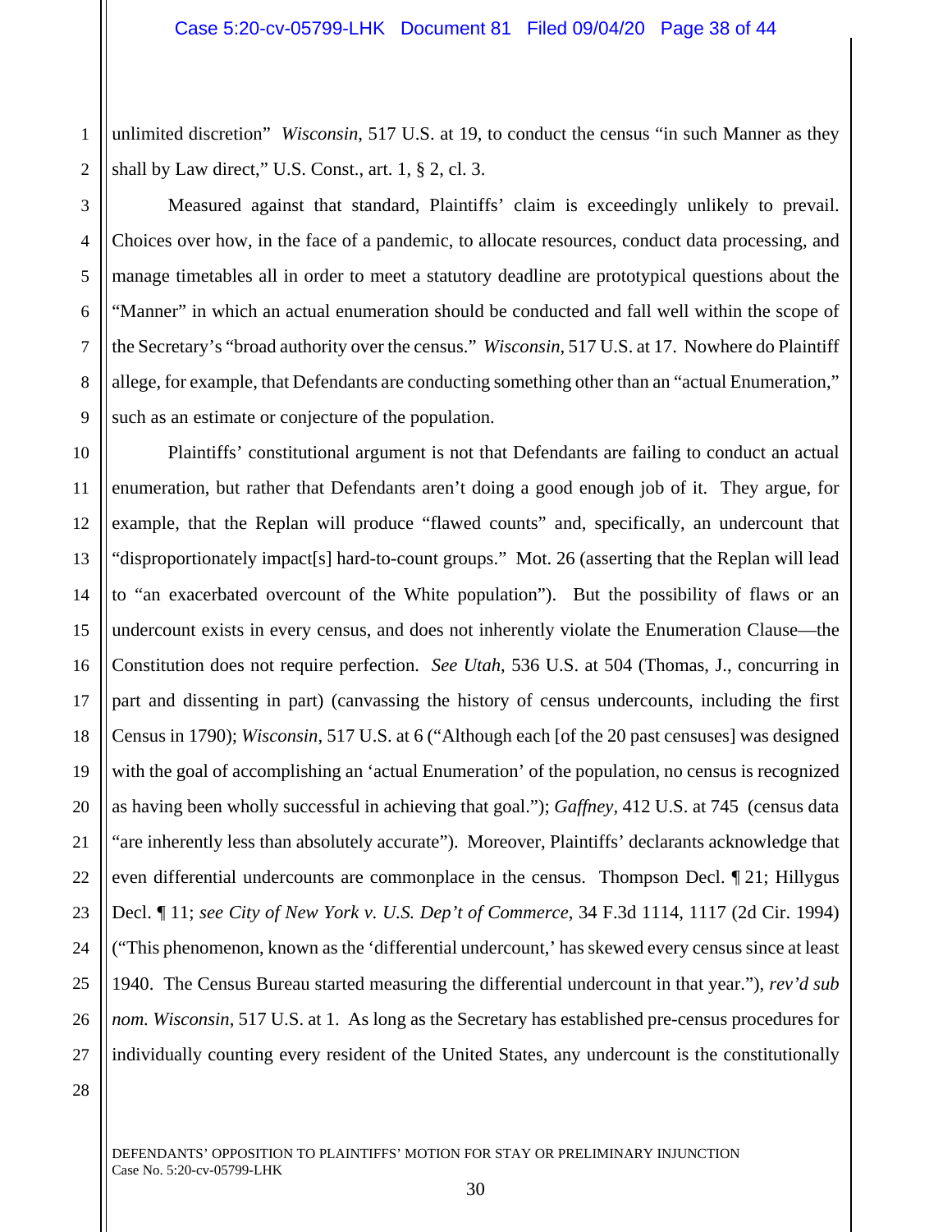unlimited discretion" *Wisconsin*, 517 U.S. at 19, to conduct the census "in such Manner as they shall by Law direct," U.S. Const., art. 1, § 2, cl. 3.

Measured against that standard, Plaintiffs' claim is exceedingly unlikely to prevail. Choices over how, in the face of a pandemic, to allocate resources, conduct data processing, and manage timetables all in order to meet a statutory deadline are prototypical questions about the "Manner" in which an actual enumeration should be conducted and fall well within the scope of the Secretary's "broad authority over the census." *Wisconsin*, 517 U.S. at 17. Nowhere do Plaintiff allege, for example, that Defendants are conducting something other than an "actual Enumeration," such as an estimate or conjecture of the population.

Plaintiffs' constitutional argument is not that Defendants are failing to conduct an actual enumeration, but rather that Defendants aren't doing a good enough job of it. They argue, for example, that the Replan will produce "flawed counts" and, specifically, an undercount that "disproportionately impact[s] hard-to-count groups." Mot. 26 (asserting that the Replan will lead to "an exacerbated overcount of the White population"). But the possibility of flaws or an undercount exists in every census, and does not inherently violate the Enumeration Clause—the Constitution does not require perfection. *See Utah*, 536 U.S. at 504 (Thomas, J., concurring in part and dissenting in part) (canvassing the history of census undercounts, including the first Census in 1790); *Wisconsin*, 517 U.S. at 6 ("Although each [of the 20 past censuses] was designed with the goal of accomplishing an 'actual Enumeration' of the population, no census is recognized as having been wholly successful in achieving that goal."); *Gaffney*, 412 U.S. at 745 (census data "are inherently less than absolutely accurate"). Moreover, Plaintiffs' declarants acknowledge that even differential undercounts are commonplace in the census. Thompson Decl. ¶ 21; Hillygus Decl. ¶ 11; *see City of New York v. U.S. Dep't of Commerce*, 34 F.3d 1114, 1117 (2d Cir. 1994) ("This phenomenon, known as the 'differential undercount,' has skewed every census since at least 1940. The Census Bureau started measuring the differential undercount in that year."), *rev'd sub nom. Wisconsin*, 517 U.S. at 1. As long as the Secretary has established pre-census procedures for individually counting every resident of the United States, any undercount is the constitutionally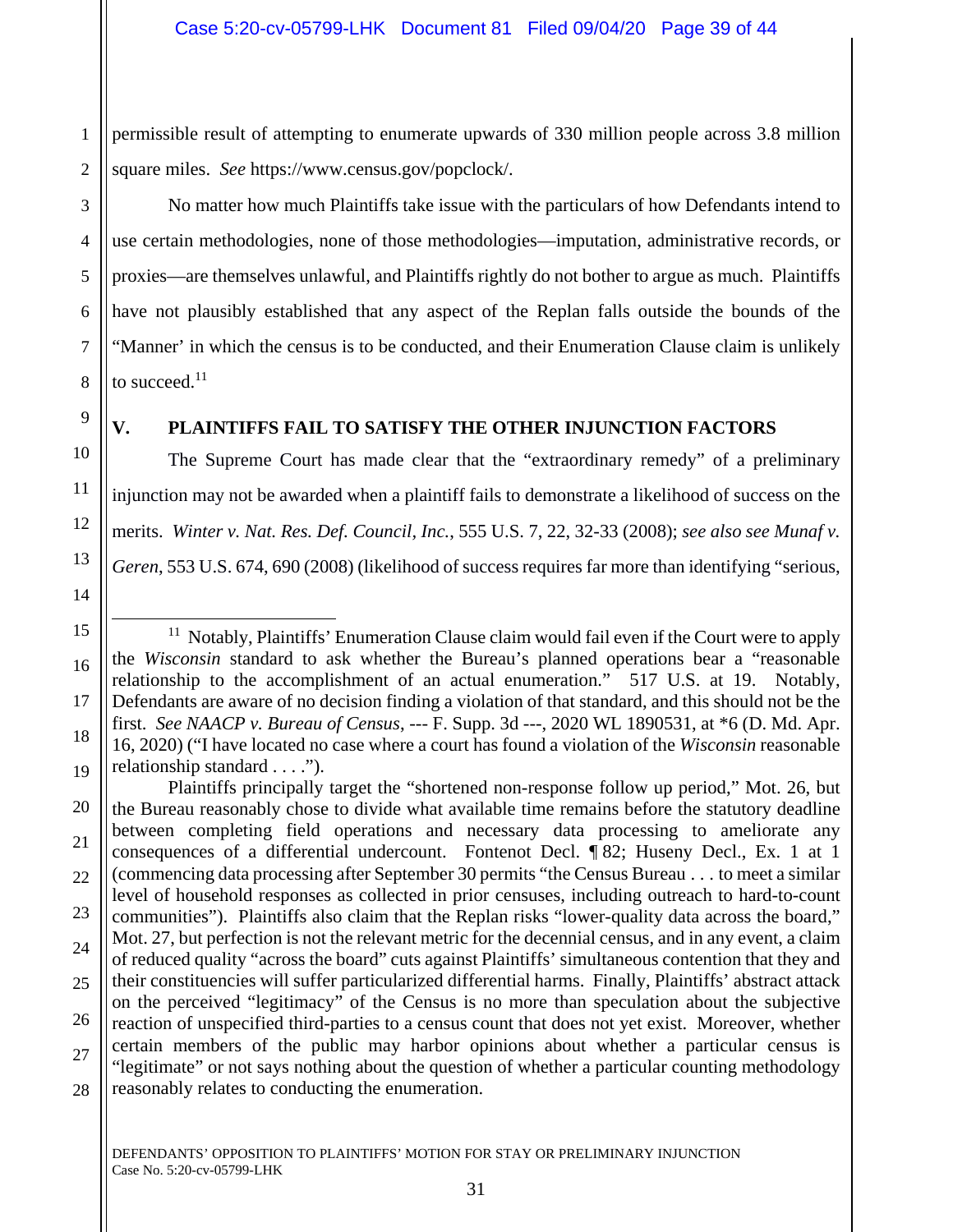permissible result of attempting to enumerate upwards of 330 million people across 3.8 million square miles. *See* https://www.census.gov/popclock/.

No matter how much Plaintiffs take issue with the particulars of how Defendants intend to use certain methodologies, none of those methodologies—imputation, administrative records, or proxies—are themselves unlawful, and Plaintiffs rightly do not bother to argue as much. Plaintiffs have not plausibly established that any aspect of the Replan falls outside the bounds of the "Manner' in which the census is to be conducted, and their Enumeration Clause claim is unlikely to succeed.[11]

## V. PLAINTIFFS FAIL TO SATISFY THE OTHER INJUNCTION FACTORS

The Supreme Court has made clear that the "extraordinary remedy" of a preliminary injunction may not be awarded when a plaintiff fails to demonstrate a likelihood of success on the merits. *Winter v. Nat. Res. Def. Council, Inc.*, 555 U.S. 7, 22, 32-33 (2008); *see also see Munaf v. Geren*, 553 U.S. 674, 690 (2008) (likelihood of success requires far more than identifying "serious,

---

[11] Notably, Plaintiffs' Enumeration Clause claim would fail even if the Court were to apply the *Wisconsin* standard to ask whether the Bureau's planned operations bear a "reasonable relationship to the accomplishment of an actual enumeration." 517 U.S. at 19. Notably, Defendants are aware of no decision finding a violation of that standard, and this should not be the first. *See NAACP v. Bureau of Census*, --- F. Supp. 3d ---, 2020 WL 1890531, at *6 (D. Md. Apr. 16, 2020) ("I have located no case where a court has found a violation of the *Wisconsin* reasonable relationship standard . . . .").

Plaintiffs principally target the "shortened non-response follow up period," Mot. 26, but the Bureau reasonably chose to divide what available time remains before the statutory deadline between completing field operations and necessary data processing to ameliorate any consequences of a differential undercount. Fontenot Decl. ¶ 82; Huseny Decl., Ex. 1 at 1 (commencing data processing after September 30 permits "the Census Bureau . . . to meet a similar level of household responses as collected in prior censuses, including outreach to hard-to-count communities"). Plaintiffs also claim that the Replan risks "lower-quality data across the board," Mot. 27, but perfection is not the relevant metric for the decennial census, and in any event, a claim of reduced quality "across the board" cuts against Plaintiffs' simultaneous contention that they and their constituencies will suffer particularized differential harms. Finally, Plaintiffs' abstract attack on the perceived "legitimacy" of the Census is no more than speculation about the subjective reaction of unspecified third-parties to a census count that does not yet exist. Moreover, whether certain members of the public may harbor opinions about whether a particular census is "legitimate" or not says nothing about the question of whether a particular counting methodology reasonably relates to conducting the enumeration.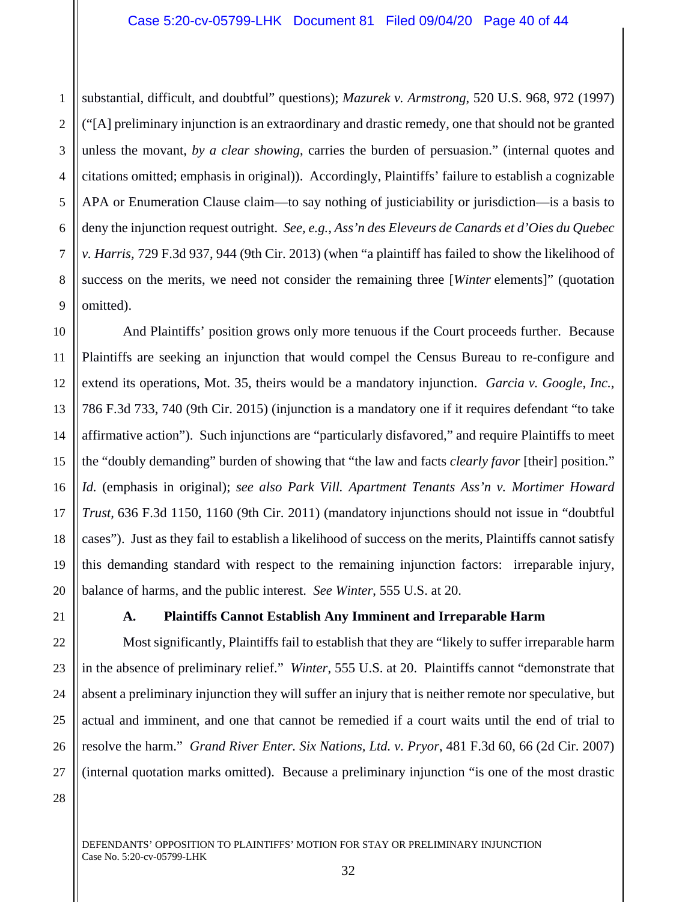substantial, difficult, and doubtful" questions); *Mazurek v. Armstrong*, 520 U.S. 968, 972 (1997) ("[A] preliminary injunction is an extraordinary and drastic remedy, one that should not be granted unless the movant, *by a clear showing*, carries the burden of persuasion." (internal quotes and citations omitted; emphasis in original)). Accordingly, Plaintiffs' failure to establish a cognizable APA or Enumeration Clause claim—to say nothing of justiciability or jurisdiction—is a basis to deny the injunction request outright. *See, e.g.*, *Ass'n des Eleveurs de Canards et d'Oies du Quebec v. Harris*, 729 F.3d 937, 944 (9th Cir. 2013) (when "a plaintiff has failed to show the likelihood of success on the merits, we need not consider the remaining three [*Winter* elements]" (quotation omitted).

And Plaintiffs' position grows only more tenuous if the Court proceeds further. Because Plaintiffs are seeking an injunction that would compel the Census Bureau to re-configure and extend its operations, Mot. 35, theirs would be a mandatory injunction. *Garcia v. Google, Inc.*, 786 F.3d 733, 740 (9th Cir. 2015) (injunction is a mandatory one if it requires defendant "to take affirmative action"). Such injunctions are "particularly disfavored," and require Plaintiffs to meet the "doubly demanding" burden of showing that "the law and facts *clearly favor* [their] position." *Id.* (emphasis in original); *see also Park Vill. Apartment Tenants Ass'n v. Mortimer Howard Trust*, 636 F.3d 1150, 1160 (9th Cir. 2011) (mandatory injunctions should not issue in "doubtful cases"). Just as they fail to establish a likelihood of success on the merits, Plaintiffs cannot satisfy this demanding standard with respect to the remaining injunction factors: irreparable injury, balance of harms, and the public interest. *See Winter*, 555 U.S. at 20.

### A. Plaintiffs Cannot Establish Any Imminent and Irreparable Harm

Most significantly, Plaintiffs fail to establish that they are "likely to suffer irreparable harm in the absence of preliminary relief." *Winter*, 555 U.S. at 20. Plaintiffs cannot "demonstrate that absent a preliminary injunction they will suffer an injury that is neither remote nor speculative, but actual and imminent, and one that cannot be remedied if a court waits until the end of trial to resolve the harm." *Grand River Enter. Six Nations, Ltd. v. Pryor*, 481 F.3d 60, 66 (2d Cir. 2007) (internal quotation marks omitted). Because a preliminary injunction "is one of the most drastic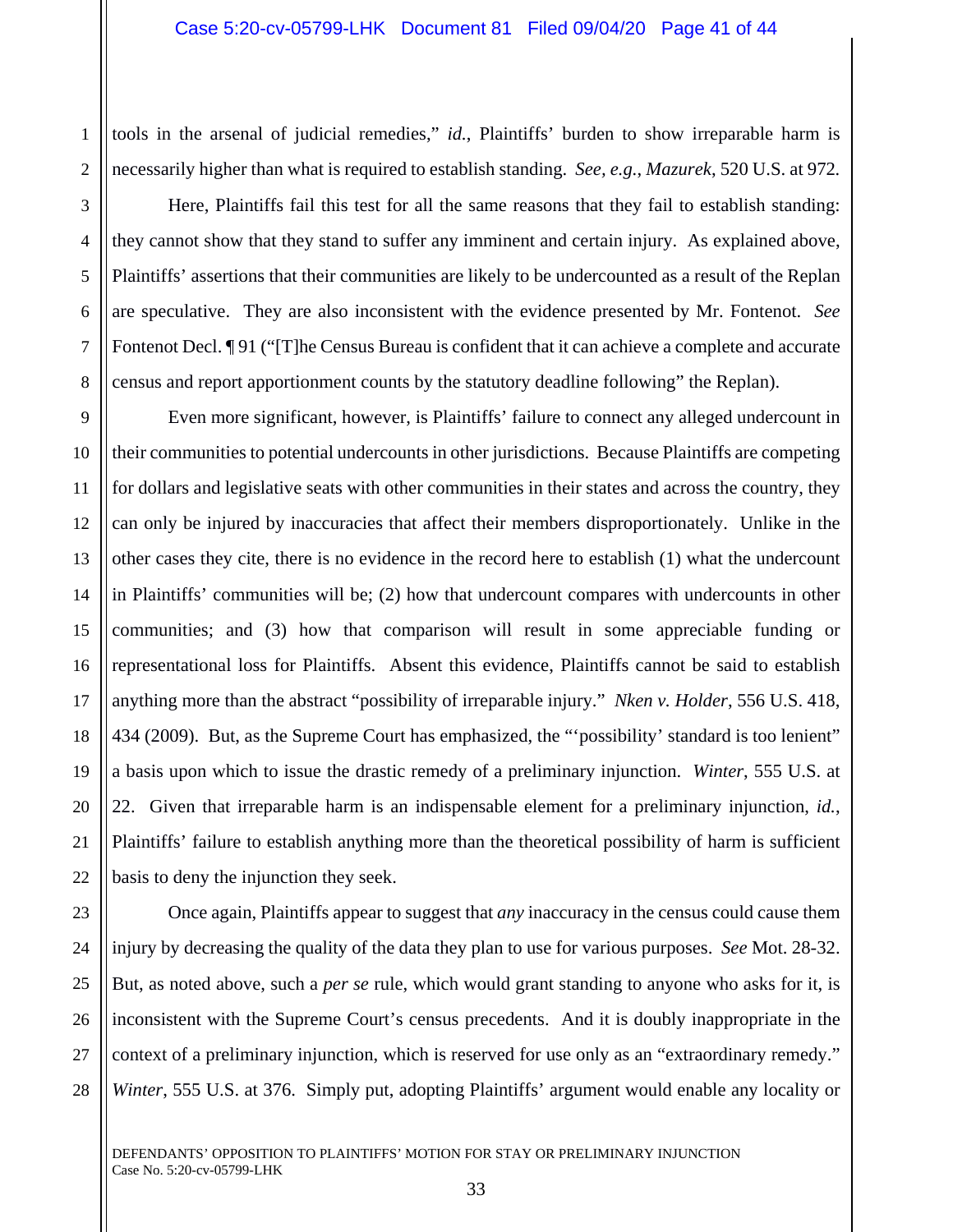tools in the arsenal of judicial remedies," *id.*, Plaintiffs' burden to show irreparable harm is necessarily higher than what is required to establish standing. *See, e.g.*, *Mazurek*, 520 U.S. at 972.

Here, Plaintiffs fail this test for all the same reasons that they fail to establish standing: they cannot show that they stand to suffer any imminent and certain injury. As explained above, Plaintiffs' assertions that their communities are likely to be undercounted as a result of the Replan are speculative. They are also inconsistent with the evidence presented by Mr. Fontenot. *See* Fontenot Decl. ¶ 91 ("[T]he Census Bureau is confident that it can achieve a complete and accurate census and report apportionment counts by the statutory deadline following" the Replan).

Even more significant, however, is Plaintiffs' failure to connect any alleged undercount in their communities to potential undercounts in other jurisdictions. Because Plaintiffs are competing for dollars and legislative seats with other communities in their states and across the country, they can only be injured by inaccuracies that affect their members disproportionately. Unlike in the other cases they cite, there is no evidence in the record here to establish (1) what the undercount in Plaintiffs' communities will be; (2) how that undercount compares with undercounts in other communities; and (3) how that comparison will result in some appreciable funding or representational loss for Plaintiffs. Absent this evidence, Plaintiffs cannot be said to establish anything more than the abstract "possibility of irreparable injury." *Nken v. Holder*, 556 U.S. 418, 434 (2009). But, as the Supreme Court has emphasized, the "'possibility' standard is too lenient" a basis upon which to issue the drastic remedy of a preliminary injunction. *Winter*, 555 U.S. at 22. Given that irreparable harm is an indispensable element for a preliminary injunction, *id.*, Plaintiffs' failure to establish anything more than the theoretical possibility of harm is sufficient basis to deny the injunction they seek.

Once again, Plaintiffs appear to suggest that *any* inaccuracy in the census could cause them injury by decreasing the quality of the data they plan to use for various purposes. *See* Mot. 28-32. But, as noted above, such a *per se* rule, which would grant standing to anyone who asks for it, is inconsistent with the Supreme Court's census precedents. And it is doubly inappropriate in the context of a preliminary injunction, which is reserved for use only as an "extraordinary remedy." *Winter*, 555 U.S. at 376. Simply put, adopting Plaintiffs' argument would enable any locality or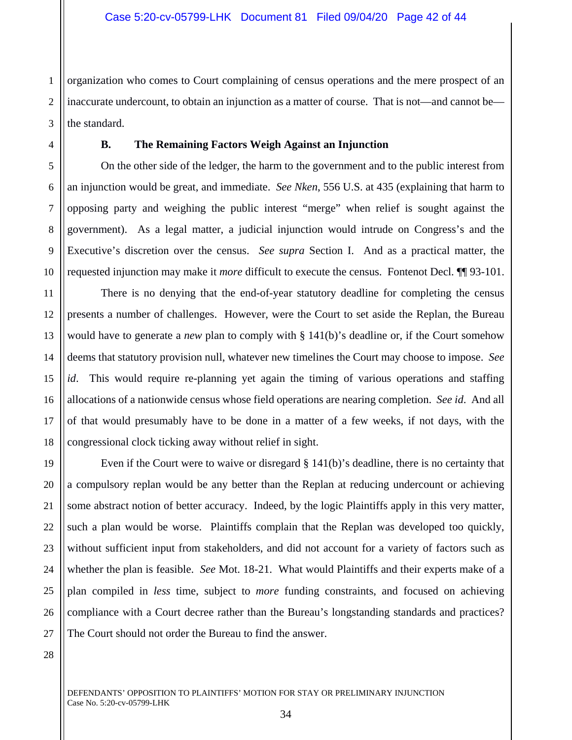organization who comes to Court complaining of census operations and the mere prospect of an inaccurate undercount, to obtain an injunction as a matter of course. That is not—and cannot be—the standard.

### B. The Remaining Factors Weigh Against an Injunction

On the other side of the ledger, the harm to the government and to the public interest from an injunction would be great, and immediate. *See Nken*, 556 U.S. at 435 (explaining that harm to opposing party and weighing the public interest "merge" when relief is sought against the government). As a legal matter, a judicial injunction would intrude on Congress's and the Executive's discretion over the census. *See supra* Section I. And as a practical matter, the requested injunction may make it *more* difficult to execute the census. Fontenot Decl. ¶¶ 93-101.

There is no denying that the end-of-year statutory deadline for completing the census presents a number of challenges. However, were the Court to set aside the Replan, the Bureau would have to generate a *new* plan to comply with § 141(b)'s deadline or, if the Court somehow deems that statutory provision null, whatever new timelines the Court may choose to impose. *See id*. This would require re-planning yet again the timing of various operations and staffing allocations of a nationwide census whose field operations are nearing completion. *See id*. And all of that would presumably have to be done in a matter of a few weeks, if not days, with the congressional clock ticking away without relief in sight.

Even if the Court were to waive or disregard § 141(b)'s deadline, there is no certainty that a compulsory replan would be any better than the Replan at reducing undercount or achieving some abstract notion of better accuracy. Indeed, by the logic Plaintiffs apply in this very matter, such a plan would be worse. Plaintiffs complain that the Replan was developed too quickly, without sufficient input from stakeholders, and did not account for a variety of factors such as whether the plan is feasible. *See* Mot. 18-21. What would Plaintiffs and their experts make of a plan compiled in *less* time, subject to *more* funding constraints, and focused on achieving compliance with a Court decree rather than the Bureau's longstanding standards and practices? The Court should not order the Bureau to find the answer.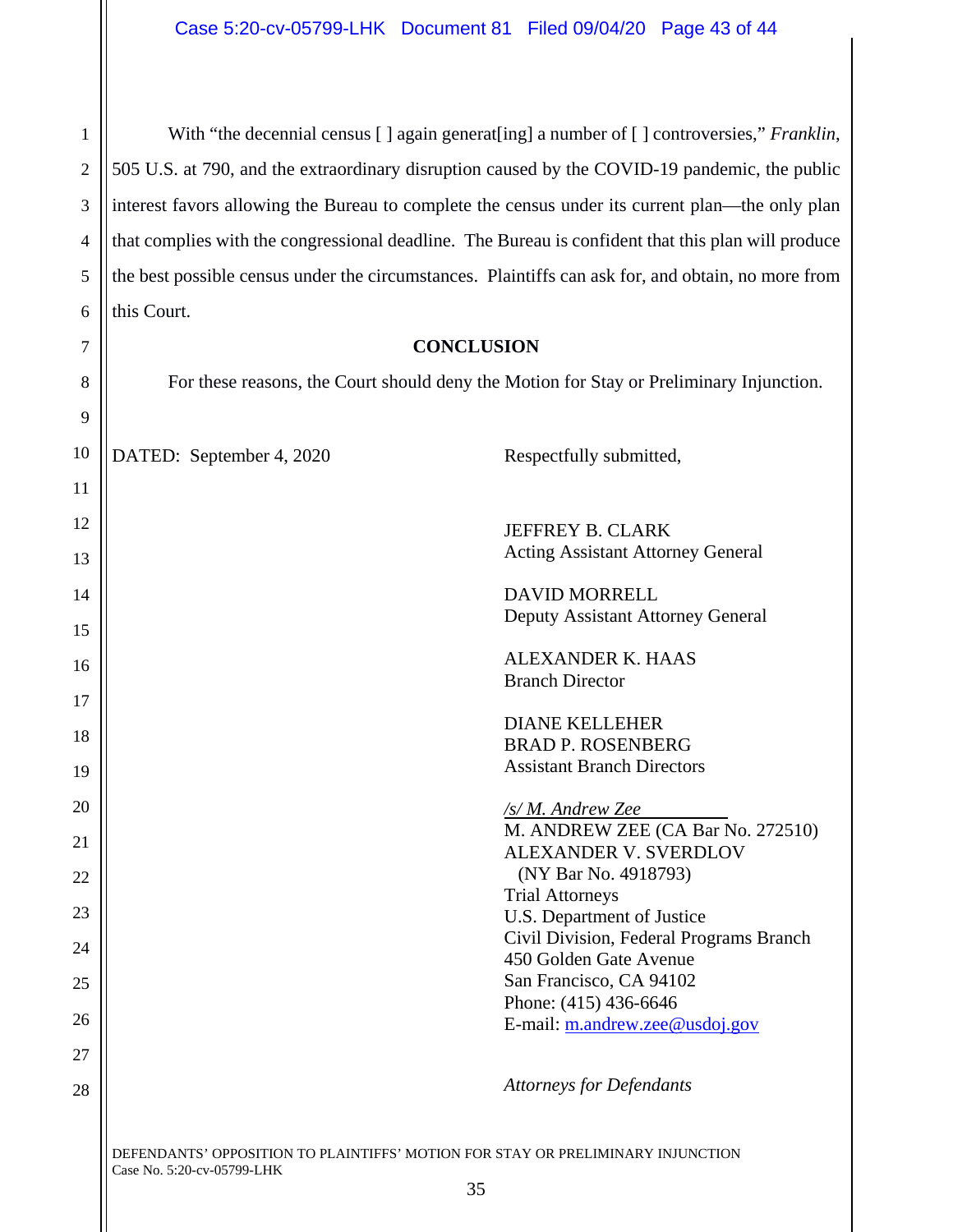With "the decennial census [ ] again generat[ing] a number of [ ] controversies," *Franklin*, 505 U.S. at 790, and the extraordinary disruption caused by the COVID-19 pandemic, the public interest favors allowing the Bureau to complete the census under its current plan—the only plan that complies with the congressional deadline. The Bureau is confident that this plan will produce the best possible census under the circumstances. Plaintiffs can ask for, and obtain, no more from this Court.

## CONCLUSION

For these reasons, the Court should deny the Motion for Stay or Preliminary Injunction.

DATED: September 4, 2020

Respectfully submitted,

JEFFREY B. CLARK
Acting Assistant Attorney General

DAVID MORRELL
Deputy Assistant Attorney General

ALEXANDER K. HAAS
Branch Director

DIANE KELLEHER
BRAD P. ROSENBERG
Assistant Branch Directors

*/s/ M. Andrew Zee*
M. ANDREW ZEE (CA Bar No. 272510)
ALEXANDER V. SVERDLOV
(NY Bar No. 4918793)
Trial Attorneys
U.S. Department of Justice
Civil Division, Federal Programs Branch
450 Golden Gate Avenue
San Francisco, CA 94102
Phone: (415) 436-6646
E-mail: m.andrew.zee@usdoj.gov

*Attorneys for Defendants*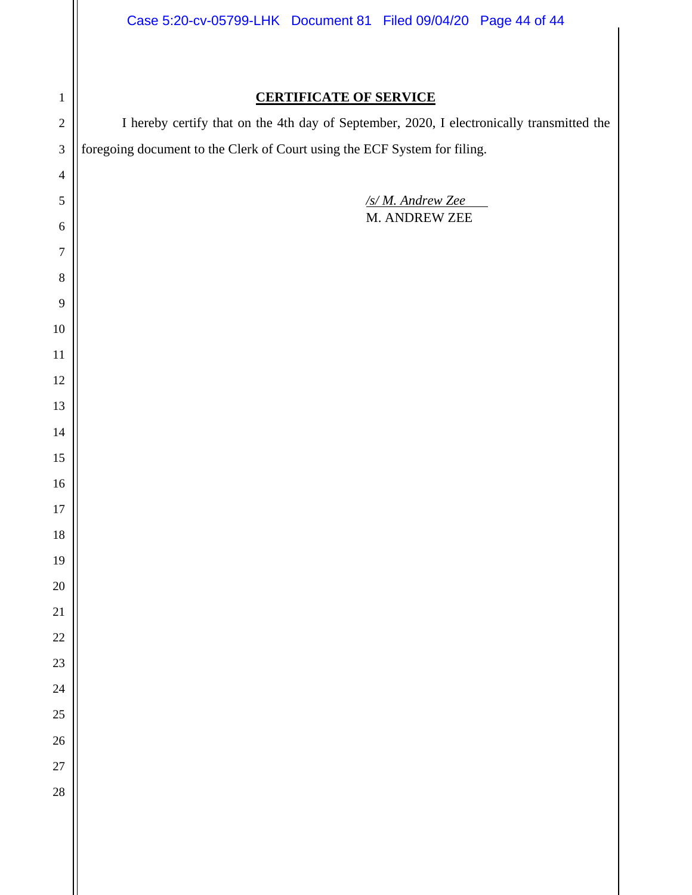**CERTIFICATE OF SERVICE**

I hereby certify that on the 4th day of September, 2020, I electronically transmitted the foregoing document to the Clerk of Court using the ECF System for filing.

*/s/ M. Andrew Zee*
M. ANDREW ZEE